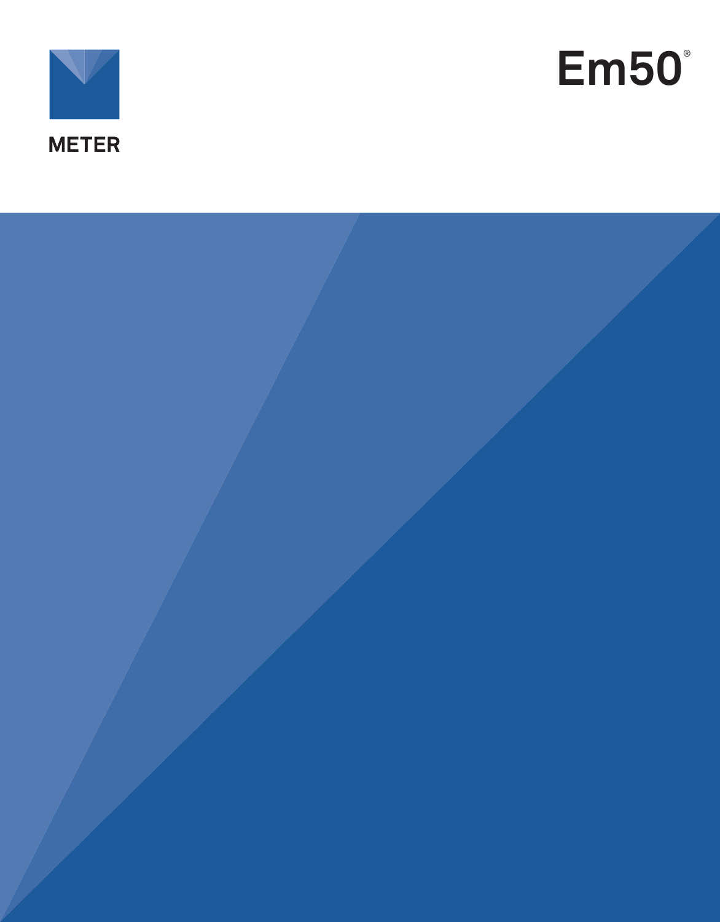METER

# Em50®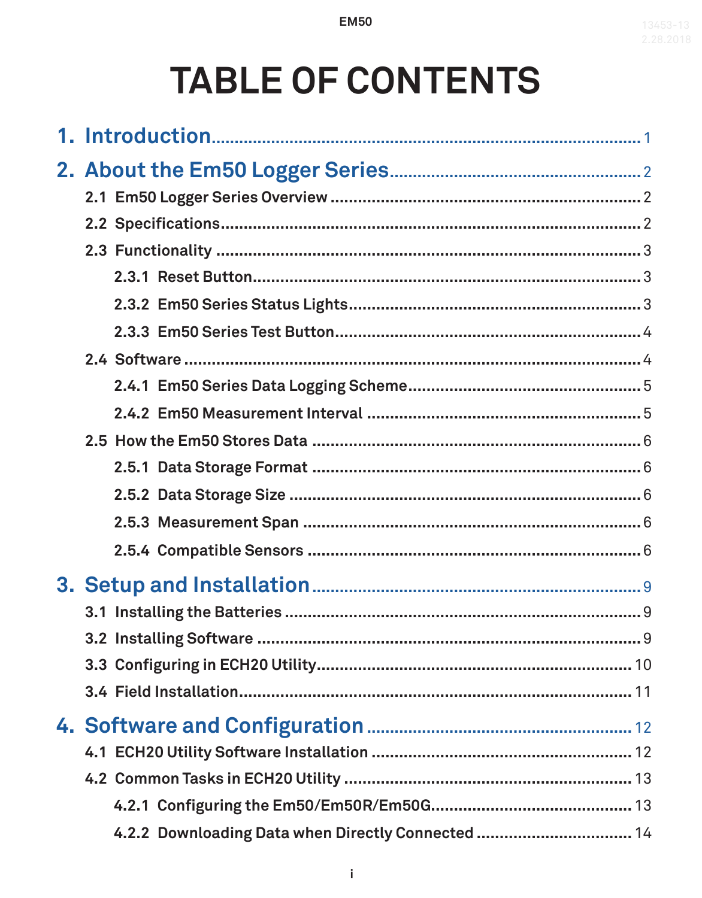# TABLE OF CONTENTS

**1. Introduction** ........................................ 1

**2. About the Em50 Logger Series** ........................................ 2

- 2.1 Em50 Logger Series Overview ........................................ 2
- 2.2 Specifications ........................................ 2
- 2.3 Functionality ........................................ 3
  - 2.3.1 Reset Button ........................................ 3
  - 2.3.2 Em50 Series Status Lights ........................................ 3
  - 2.3.3 Em50 Series Test Button ........................................ 4
- 2.4 Software ........................................ 4
  - 2.4.1 Em50 Series Data Logging Scheme ........................................ 5
  - 2.4.2 Em50 Measurement Interval ........................................ 5
- 2.5 How the Em50 Stores Data ........................................ 6
  - 2.5.1 Data Storage Format ........................................ 6
  - 2.5.2 Data Storage Size ........................................ 6
  - 2.5.3 Measurement Span ........................................ 6
  - 2.5.4 Compatible Sensors ........................................ 6

**3. Setup and Installation** ........................................ 9

- 3.1 Installing the Batteries ........................................ 9
- 3.2 Installing Software ........................................ 9
- 3.3 Configuring in ECH20 Utility ........................................ 10
- 3.4 Field Installation ........................................ 11

**4. Software and Configuration** ........................................ 12

- 4.1 ECH20 Utility Software Installation ........................................ 12
- 4.2 Common Tasks in ECH20 Utility ........................................ 13
  - 4.2.1 Configuring the Em50/Em50R/Em50G ........................................ 13
  - 4.2.2 Downloading Data when Directly Connected ........................................ 14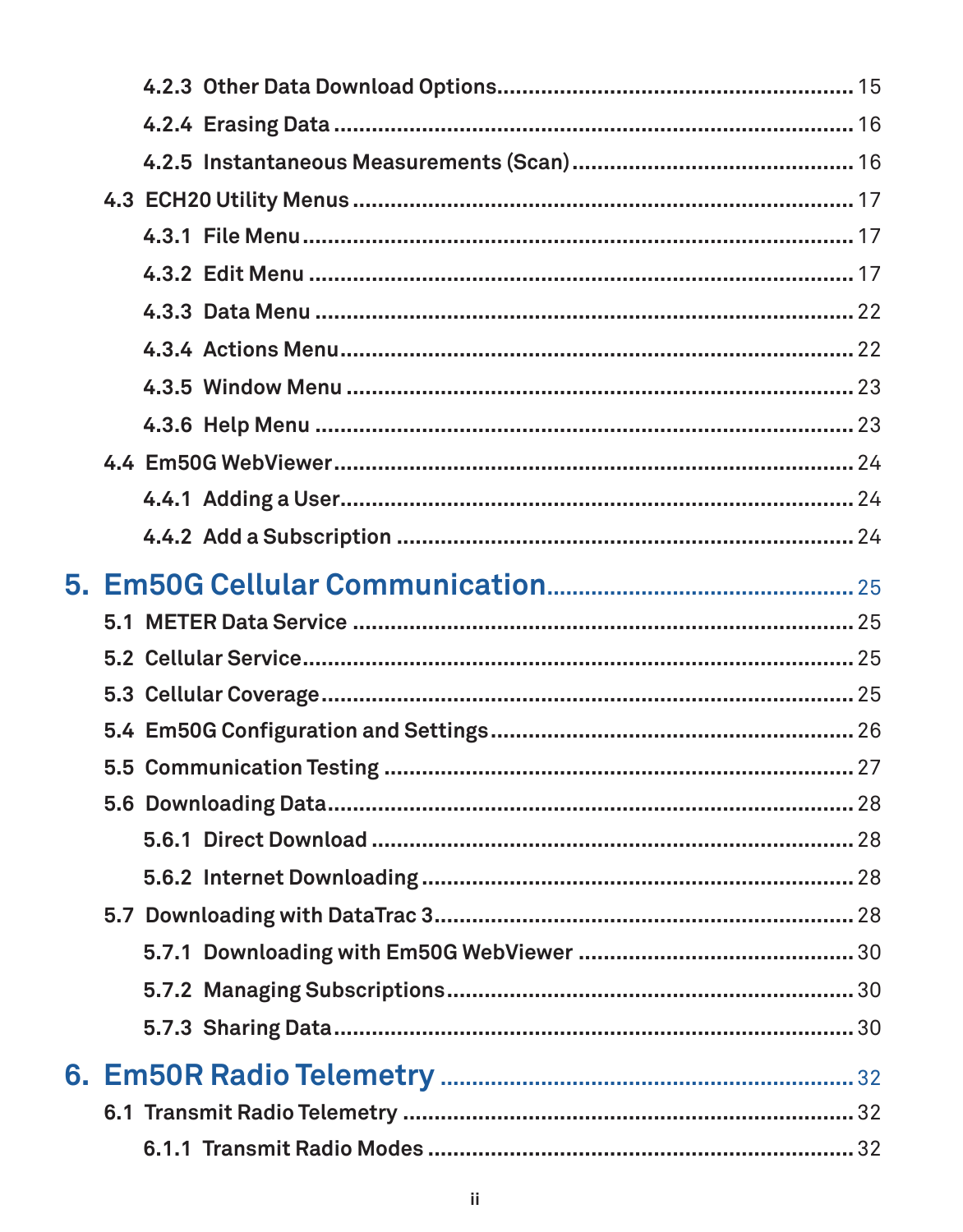4.2.3 Other Data Download Options ........................................ 15

4.2.4 Erasing Data ........................................ 16

4.2.5 Instantaneous Measurements (Scan) ........................................ 16

4.3 ECH20 Utility Menus ........................................ 17

4.3.1 File Menu ........................................ 17

4.3.2 Edit Menu ........................................ 17

4.3.3 Data Menu ........................................ 22

4.3.4 Actions Menu ........................................ 22

4.3.5 Window Menu ........................................ 23

4.3.6 Help Menu ........................................ 23

4.4 Em50G WebViewer ........................................ 24

4.4.1 Adding a User ........................................ 24

4.4.2 Add a Subscription ........................................ 24

5. Em50G Cellular Communication ........................................ 25

5.1 METER Data Service ........................................ 25

5.2 Cellular Service ........................................ 25

5.3 Cellular Coverage ........................................ 25

5.4 Em50G Configuration and Settings ........................................ 26

5.5 Communication Testing ........................................ 27

5.6 Downloading Data ........................................ 28

5.6.1 Direct Download ........................................ 28

5.6.2 Internet Downloading ........................................ 28

5.7 Downloading with DataTrac 3 ........................................ 28

5.7.1 Downloading with Em50G WebViewer ........................................ 30

5.7.2 Managing Subscriptions ........................................ 30

5.7.3 Sharing Data ........................................ 30

6. Em50R Radio Telemetry ........................................ 32

6.1 Transmit Radio Telemetry ........................................ 32

6.1.1 Transmit Radio Modes ........................................ 32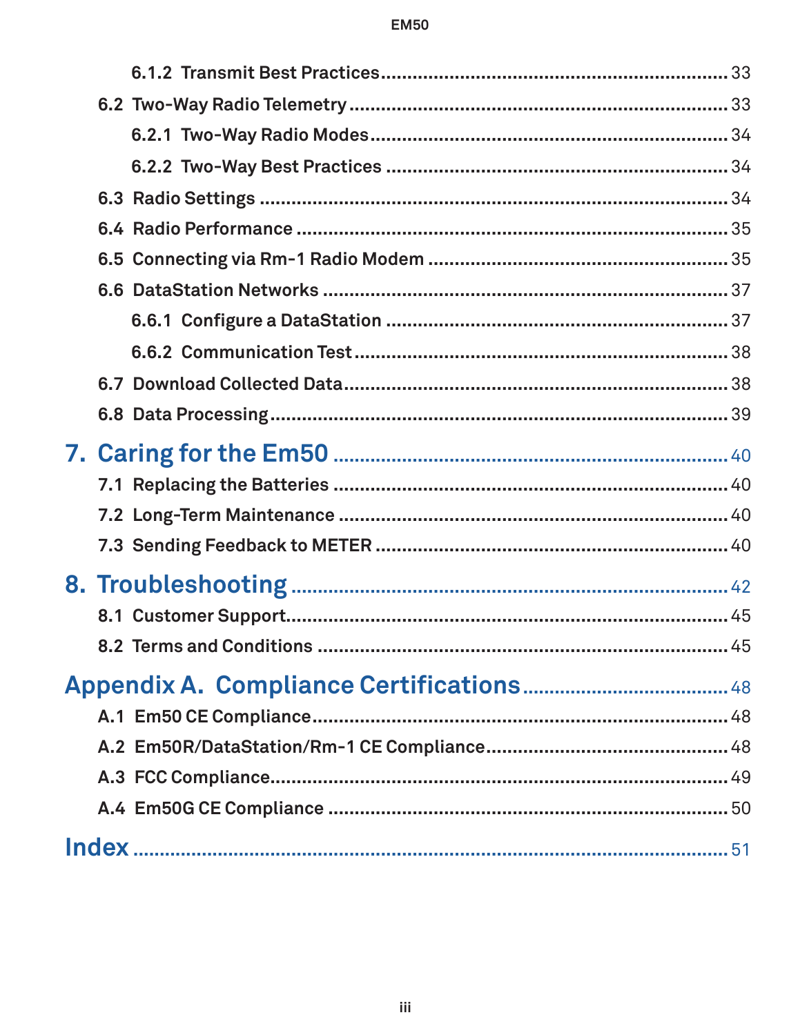6.1.2 Transmit Best Practices ........................................................ 33

6.2 Two-Way Radio Telemetry ........................................................ 33

6.2.1 Two-Way Radio Modes ........................................................ 34

6.2.2 Two-Way Best Practices ........................................................ 34

6.3 Radio Settings ........................................................ 34

6.4 Radio Performance ........................................................ 35

6.5 Connecting via Rm-1 Radio Modem ........................................................ 35

6.6 DataStation Networks ........................................................ 37

6.6.1 Configure a DataStation ........................................................ 37

6.6.2 Communication Test ........................................................ 38

6.7 Download Collected Data ........................................................ 38

6.8 Data Processing ........................................................ 39

7. Caring for the Em50 ........................................................ 40

7.1 Replacing the Batteries ........................................................ 40

7.2 Long-Term Maintenance ........................................................ 40

7.3 Sending Feedback to METER ........................................................ 40

8. Troubleshooting ........................................................ 42

8.1 Customer Support ........................................................ 45

8.2 Terms and Conditions ........................................................ 45

Appendix A. Compliance Certifications ........................................................ 48

A.1 Em50 CE Compliance ........................................................ 48

A.2 Em50R/DataStation/Rm-1 CE Compliance ........................................................ 48

A.3 FCC Compliance ........................................................ 49

A.4 Em50G CE Compliance ........................................................ 50

Index ........................................................ 51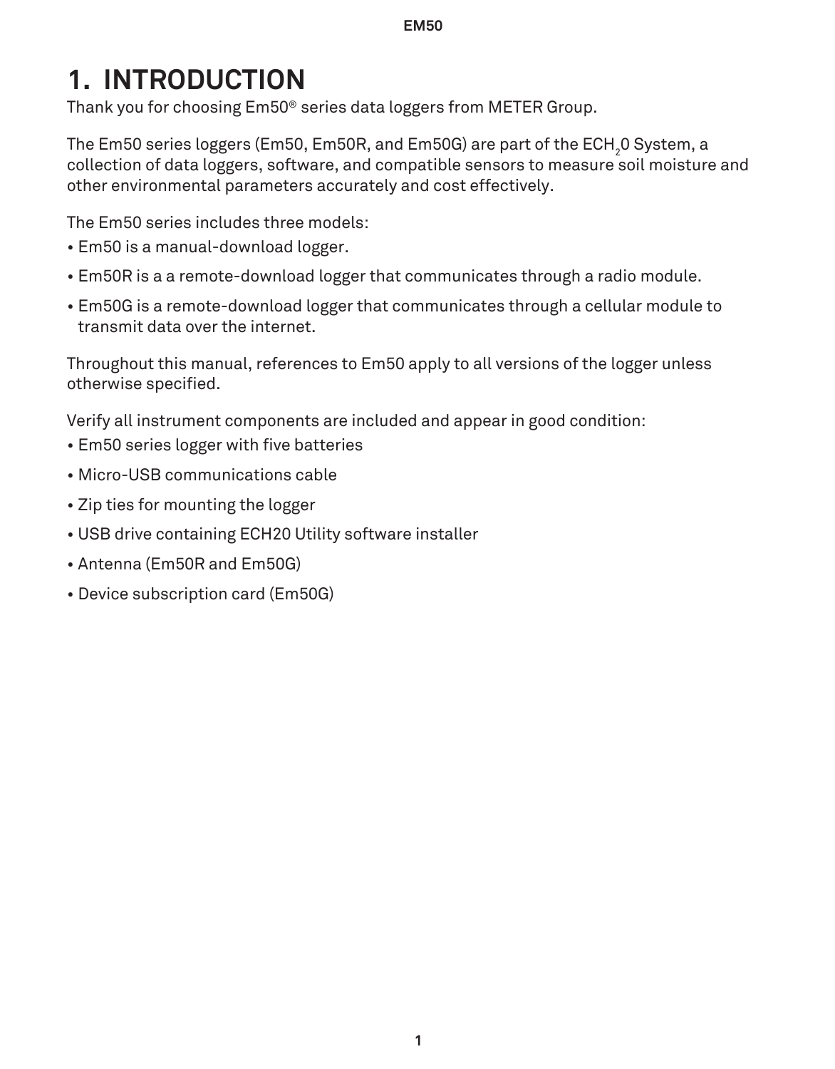# 1. INTRODUCTION

Thank you for choosing Em50® series data loggers from METER Group.

The Em50 series loggers (Em50, Em50R, and Em50G) are part of the $ECH_20$ System, a collection of data loggers, software, and compatible sensors to measure soil moisture and other environmental parameters accurately and cost effectively.

The Em50 series includes three models:

- Em50 is a manual-download logger.
- Em50R is a a remote-download logger that communicates through a radio module.
- Em50G is a remote-download logger that communicates through a cellular module to transmit data over the internet.

Throughout this manual, references to Em50 apply to all versions of the logger unless otherwise specified.

Verify all instrument components are included and appear in good condition:

- Em50 series logger with five batteries
- Micro-USB communications cable
- Zip ties for mounting the logger
- USB drive containing ECH20 Utility software installer
- Antenna (Em50R and Em50G)
- Device subscription card (Em50G)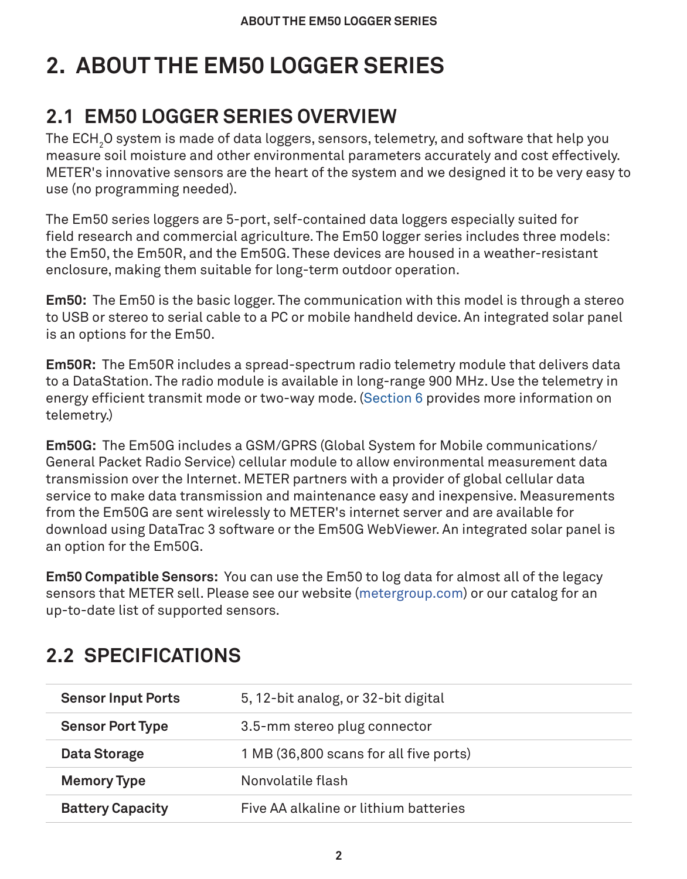# 2. ABOUT THE EM50 LOGGER SERIES

## 2.1 EM50 LOGGER SERIES OVERVIEW

The $ECH_2O$ system is made of data loggers, sensors, telemetry, and software that help you measure soil moisture and other environmental parameters accurately and cost effectively. METER's innovative sensors are the heart of the system and we designed it to be very easy to use (no programming needed).

The Em50 series loggers are 5-port, self-contained data loggers especially suited for field research and commercial agriculture. The Em50 logger series includes three models: the Em50, the Em50R, and the Em50G. These devices are housed in a weather-resistant enclosure, making them suitable for long-term outdoor operation.

**Em50:** The Em50 is the basic logger. The communication with this model is through a stereo to USB or stereo to serial cable to a PC or mobile handheld device. An integrated solar panel is an options for the Em50.

**Em50R:** The Em50R includes a spread-spectrum radio telemetry module that delivers data to a DataStation. The radio module is available in long-range 900 MHz. Use the telemetry in energy efficient transmit mode or two-way mode. (Section 6 provides more information on telemetry.)

**Em50G:** The Em50G includes a GSM/GPRS (Global System for Mobile communications/ General Packet Radio Service) cellular module to allow environmental measurement data transmission over the Internet. METER partners with a provider of global cellular data service to make data transmission and maintenance easy and inexpensive. Measurements from the Em50G are sent wirelessly to METER's internet server and are available for download using DataTrac 3 software or the Em50G WebViewer. An integrated solar panel is an option for the Em50G.

**Em50 Compatible Sensors:** You can use the Em50 to log data for almost all of the legacy sensors that METER sell. Please see our website (metergroup.com) or our catalog for an up-to-date list of supported sensors.

## 2.2 SPECIFICATIONS

| | |
|---|---|
| **Sensor Input Ports** | 5, 12-bit analog, or 32-bit digital |
| **Sensor Port Type** | 3.5-mm stereo plug connector |
| **Data Storage** | 1 MB (36,800 scans for all five ports) |
| **Memory Type** | Nonvolatile flash |
| **Battery Capacity** | Five AA alkaline or lithium batteries |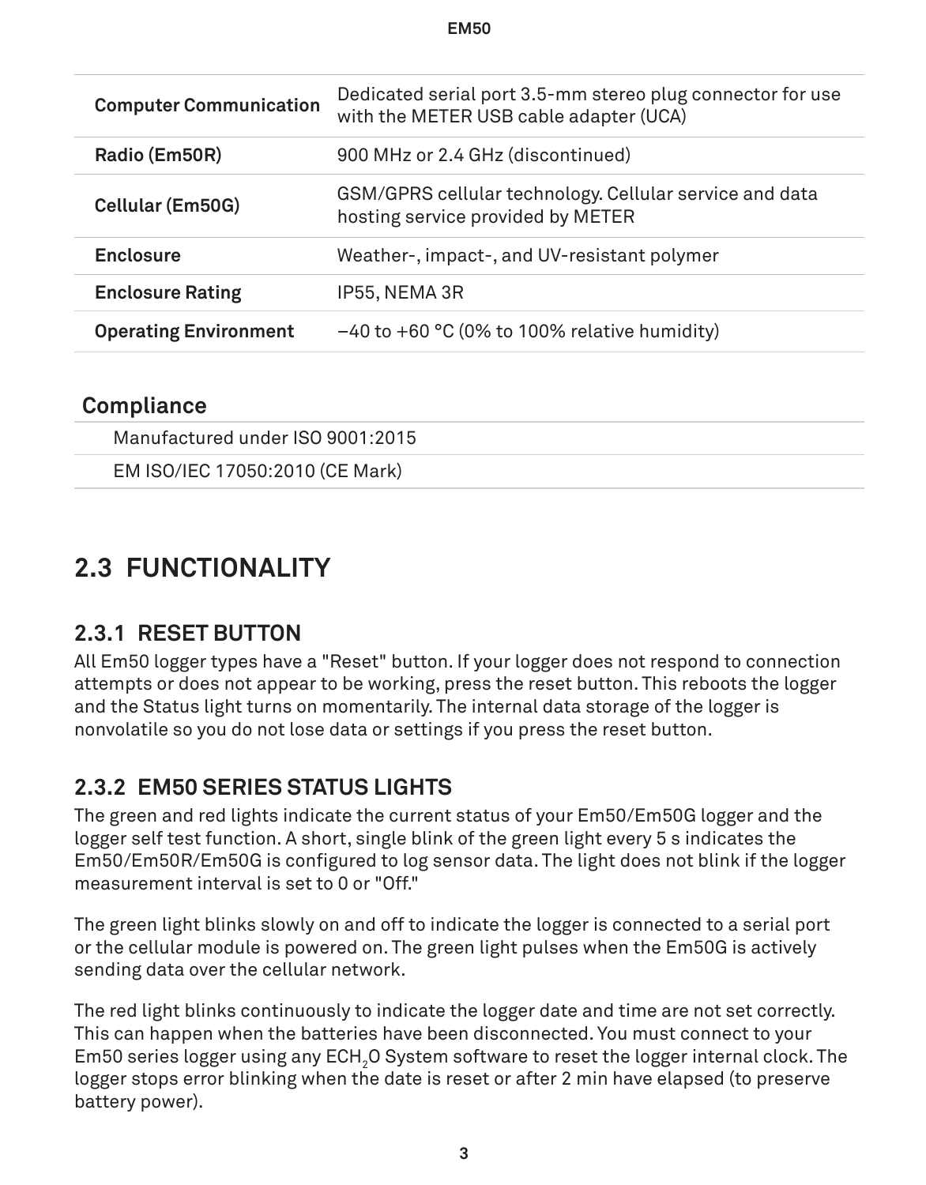| | |
|---|---|
| **Computer Communication** | Dedicated serial port 3.5-mm stereo plug connector for use with the METER USB cable adapter (UCA) |
| **Radio (Em50R)** | 900 MHz or 2.4 GHz (discontinued) |
| **Cellular (Em50G)** | GSM/GPRS cellular technology. Cellular service and data hosting service provided by METER |
| **Enclosure** | Weather-, impact-, and UV-resistant polymer |
| **Enclosure Rating** | IP55, NEMA 3R |
| **Operating Environment** | –40 to +60 °C (0% to 100% relative humidity) |

**Compliance**

| |
|---|
| Manufactured under ISO 9001:2015 |
| EM ISO/IEC 17050:2010 (CE Mark) |

## 2.3 FUNCTIONALITY

### 2.3.1 RESET BUTTON

All Em50 logger types have a "Reset" button. If your logger does not respond to connection attempts or does not appear to be working, press the reset button. This reboots the logger and the Status light turns on momentarily. The internal data storage of the logger is nonvolatile so you do not lose data or settings if you press the reset button.

### 2.3.2 EM50 SERIES STATUS LIGHTS

The green and red lights indicate the current status of your Em50/Em50G logger and the logger self test function. A short, single blink of the green light every 5 s indicates the Em50/Em50R/Em50G is configured to log sensor data. The light does not blink if the logger measurement interval is set to 0 or "Off."

The green light blinks slowly on and off to indicate the logger is connected to a serial port or the cellular module is powered on. The green light pulses when the Em50G is actively sending data over the cellular network.

The red light blinks continuously to indicate the logger date and time are not set correctly. This can happen when the batteries have been disconnected. You must connect to your Em50 series logger using any ECH$_2$O System software to reset the logger internal clock. The logger stops error blinking when the date is reset or after 2 min have elapsed (to preserve battery power).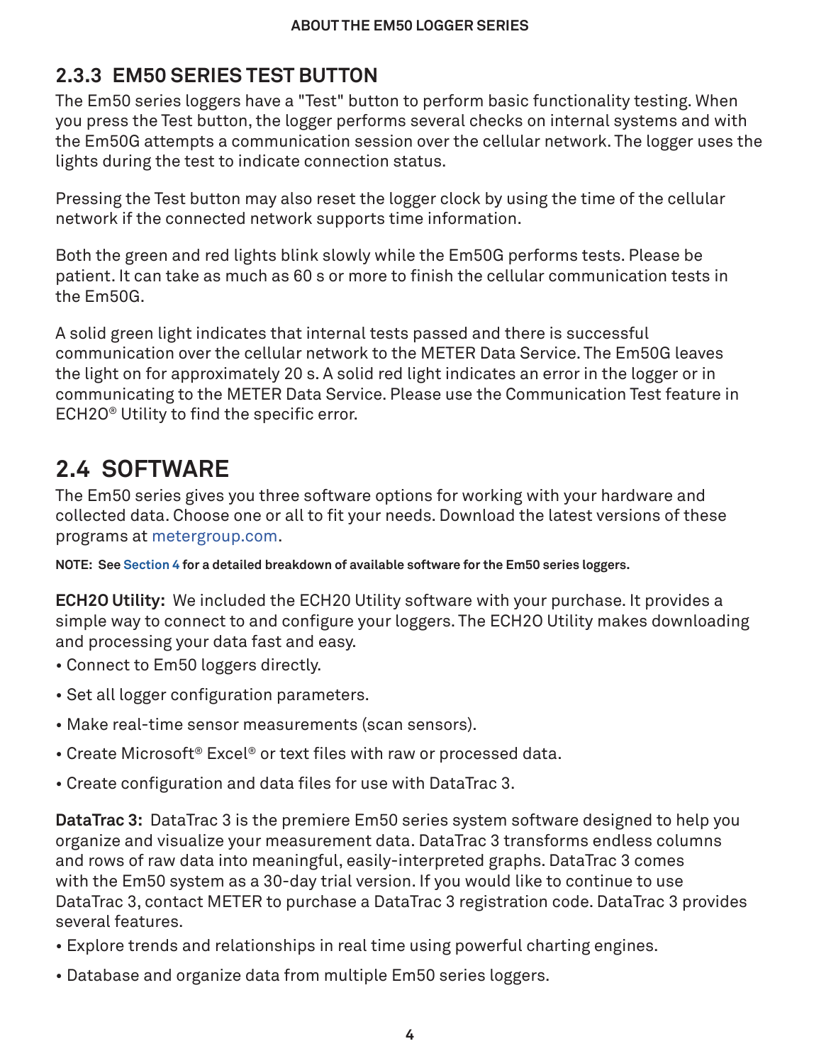### 2.3.3 EM50 SERIES TEST BUTTON

The Em50 series loggers have a "Test" button to perform basic functionality testing. When you press the Test button, the logger performs several checks on internal systems and with the Em50G attempts a communication session over the cellular network. The logger uses the lights during the test to indicate connection status.

Pressing the Test button may also reset the logger clock by using the time of the cellular network if the connected network supports time information.

Both the green and red lights blink slowly while the Em50G performs tests. Please be patient. It can take as much as 60 s or more to finish the cellular communication tests in the Em50G.

A solid green light indicates that internal tests passed and there is successful communication over the cellular network to the METER Data Service. The Em50G leaves the light on for approximately 20 s. A solid red light indicates an error in the logger or in communicating to the METER Data Service. Please use the Communication Test feature in ECH2O® Utility to find the specific error.

## 2.4 SOFTWARE

The Em50 series gives you three software options for working with your hardware and collected data. Choose one or all to fit your needs. Download the latest versions of these programs at metergroup.com.

**NOTE: See Section 4 for a detailed breakdown of available software for the Em50 series loggers.**

**ECH2O Utility:** We included the ECH20 Utility software with your purchase. It provides a simple way to connect to and configure your loggers. The ECH2O Utility makes downloading and processing your data fast and easy.

- Connect to Em50 loggers directly.
- Set all logger configuration parameters.
- Make real-time sensor measurements (scan sensors).
- Create Microsoft® Excel® or text files with raw or processed data.
- Create configuration and data files for use with DataTrac 3.

**DataTrac 3:** DataTrac 3 is the premiere Em50 series system software designed to help you organize and visualize your measurement data. DataTrac 3 transforms endless columns and rows of raw data into meaningful, easily-interpreted graphs. DataTrac 3 comes with the Em50 system as a 30-day trial version. If you would like to continue to use DataTrac 3, contact METER to purchase a DataTrac 3 registration code. DataTrac 3 provides several features.

- Explore trends and relationships in real time using powerful charting engines.
- Database and organize data from multiple Em50 series loggers.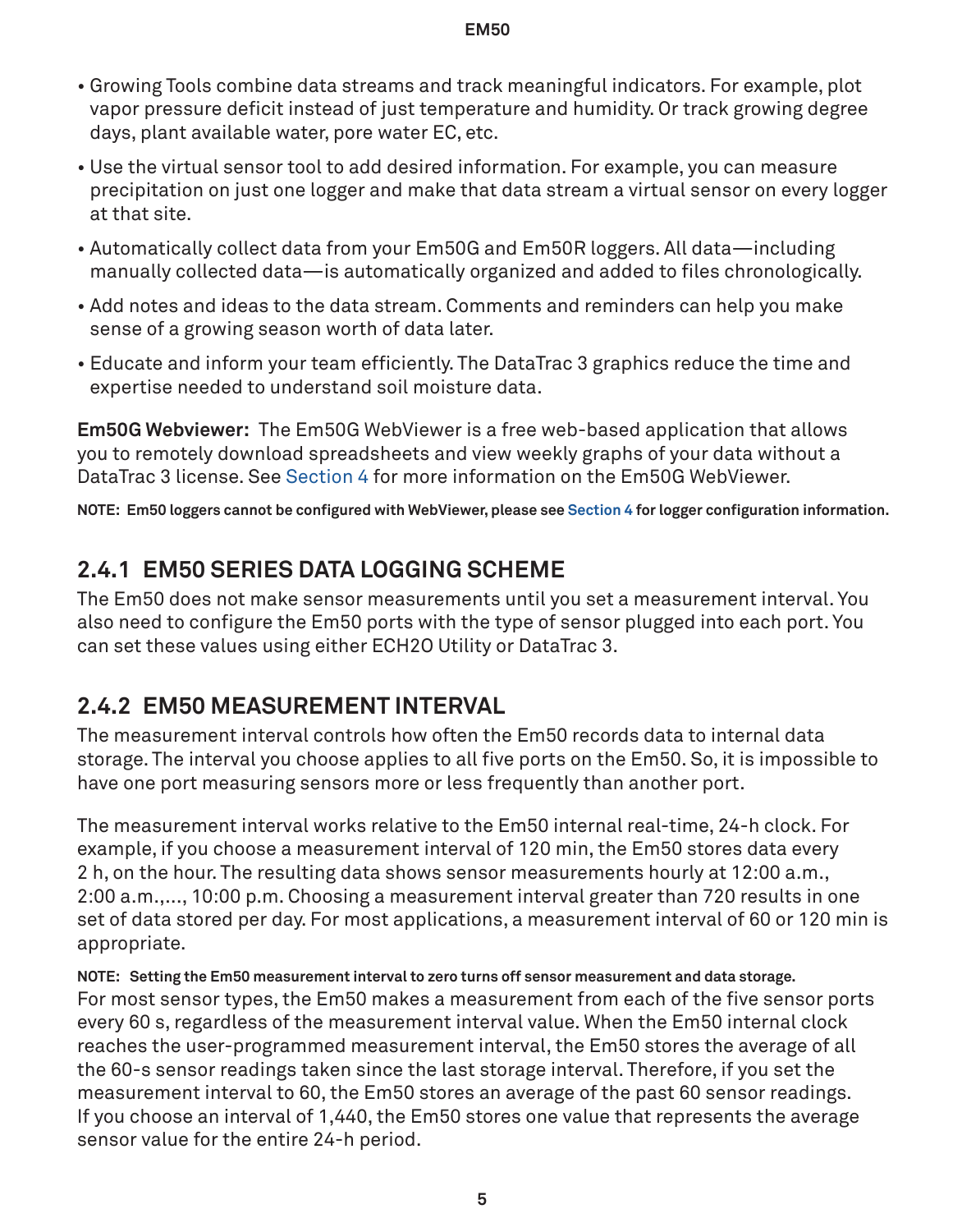- Growing Tools combine data streams and track meaningful indicators. For example, plot vapor pressure deficit instead of just temperature and humidity. Or track growing degree days, plant available water, pore water EC, etc.
- Use the virtual sensor tool to add desired information. For example, you can measure precipitation on just one logger and make that data stream a virtual sensor on every logger at that site.
- Automatically collect data from your Em50G and Em50R loggers. All data—including manually collected data—is automatically organized and added to files chronologically.
- Add notes and ideas to the data stream. Comments and reminders can help you make sense of a growing season worth of data later.
- Educate and inform your team efficiently. The DataTrac 3 graphics reduce the time and expertise needed to understand soil moisture data.

**Em50G Webviewer:** The Em50G WebViewer is a free web-based application that allows you to remotely download spreadsheets and view weekly graphs of your data without a DataTrac 3 license. See Section 4 for more information on the Em50G WebViewer.

**NOTE: Em50 loggers cannot be configured with WebViewer, please see Section 4 for logger configuration information.**

### 2.4.1 EM50 SERIES DATA LOGGING SCHEME

The Em50 does not make sensor measurements until you set a measurement interval. You also need to configure the Em50 ports with the type of sensor plugged into each port. You can set these values using either ECH2O Utility or DataTrac 3.

### 2.4.2 EM50 MEASUREMENT INTERVAL

The measurement interval controls how often the Em50 records data to internal data storage. The interval you choose applies to all five ports on the Em50. So, it is impossible to have one port measuring sensors more or less frequently than another port.

The measurement interval works relative to the Em50 internal real-time, 24-h clock. For example, if you choose a measurement interval of 120 min, the Em50 stores data every 2 h, on the hour. The resulting data shows sensor measurements hourly at 12:00 a.m., 2:00 a.m.,..., 10:00 p.m. Choosing a measurement interval greater than 720 results in one set of data stored per day. For most applications, a measurement interval of 60 or 120 min is appropriate.

**NOTE: Setting the Em50 measurement interval to zero turns off sensor measurement and data storage.**

For most sensor types, the Em50 makes a measurement from each of the five sensor ports every 60 s, regardless of the measurement interval value. When the Em50 internal clock reaches the user-programmed measurement interval, the Em50 stores the average of all the 60-s sensor readings taken since the last storage interval. Therefore, if you set the measurement interval to 60, the Em50 stores an average of the past 60 sensor readings. If you choose an interval of 1,440, the Em50 stores one value that represents the average sensor value for the entire 24-h period.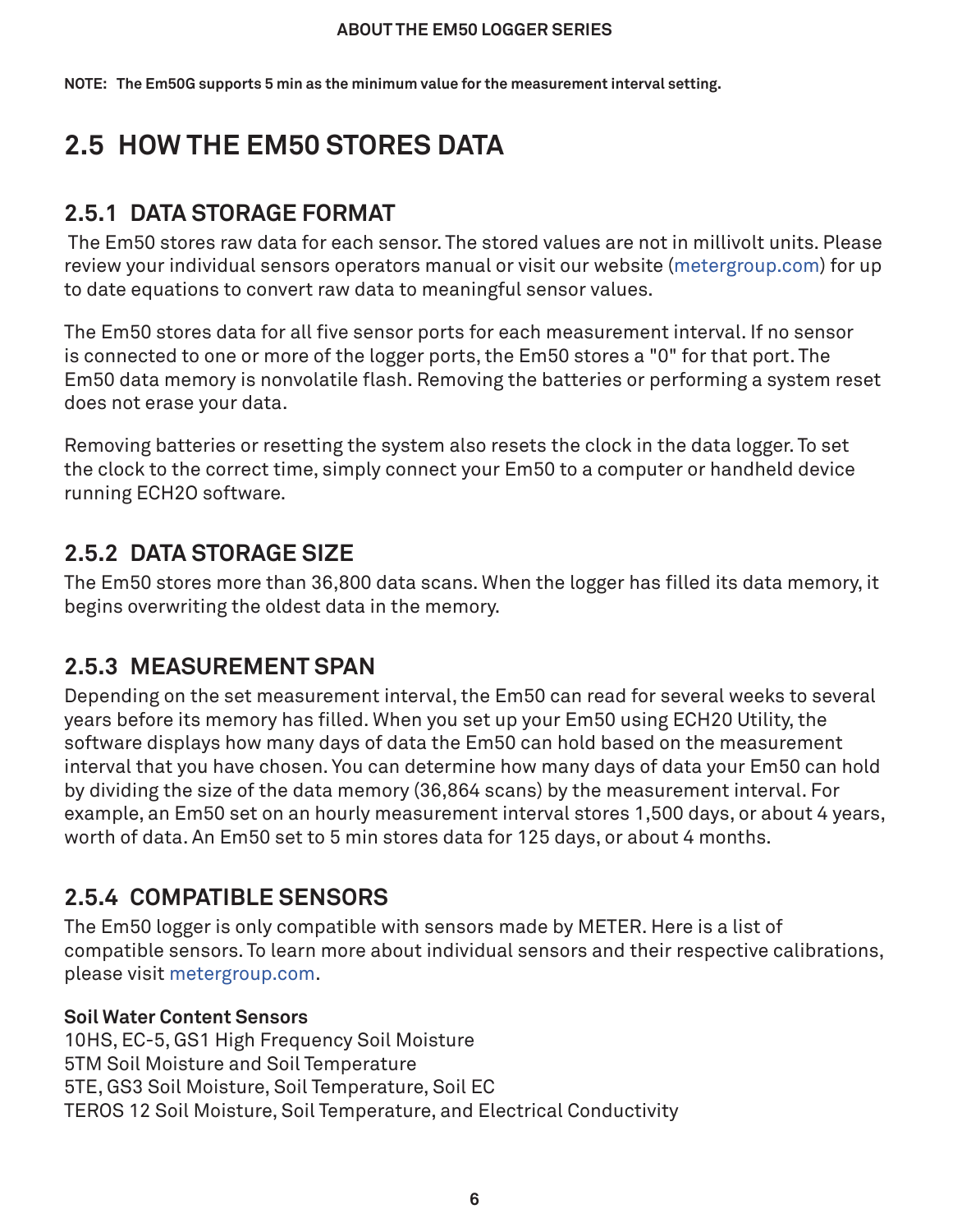**NOTE: The Em50G supports 5 min as the minimum value for the measurement interval setting.**

## 2.5 HOW THE EM50 STORES DATA

### 2.5.1 DATA STORAGE FORMAT

The Em50 stores raw data for each sensor. The stored values are not in millivolt units. Please review your individual sensors operators manual or visit our website (metergroup.com) for up to date equations to convert raw data to meaningful sensor values.

The Em50 stores data for all five sensor ports for each measurement interval. If no sensor is connected to one or more of the logger ports, the Em50 stores a "0" for that port. The Em50 data memory is nonvolatile flash. Removing the batteries or performing a system reset does not erase your data.

Removing batteries or resetting the system also resets the clock in the data logger. To set the clock to the correct time, simply connect your Em50 to a computer or handheld device running ECH2O software.

### 2.5.2 DATA STORAGE SIZE

The Em50 stores more than 36,800 data scans. When the logger has filled its data memory, it begins overwriting the oldest data in the memory.

### 2.5.3 MEASUREMENT SPAN

Depending on the set measurement interval, the Em50 can read for several weeks to several years before its memory has filled. When you set up your Em50 using ECH20 Utility, the software displays how many days of data the Em50 can hold based on the measurement interval that you have chosen. You can determine how many days of data your Em50 can hold by dividing the size of the data memory (36,864 scans) by the measurement interval. For example, an Em50 set on an hourly measurement interval stores 1,500 days, or about 4 years, worth of data. An Em50 set to 5 min stores data for 125 days, or about 4 months.

### 2.5.4 COMPATIBLE SENSORS

The Em50 logger is only compatible with sensors made by METER. Here is a list of compatible sensors. To learn more about individual sensors and their respective calibrations, please visit metergroup.com.

**Soil Water Content Sensors**
10HS, EC-5, GS1 High Frequency Soil Moisture
5TM Soil Moisture and Soil Temperature
5TE, GS3 Soil Moisture, Soil Temperature, Soil EC
TEROS 12 Soil Moisture, Soil Temperature, and Electrical Conductivity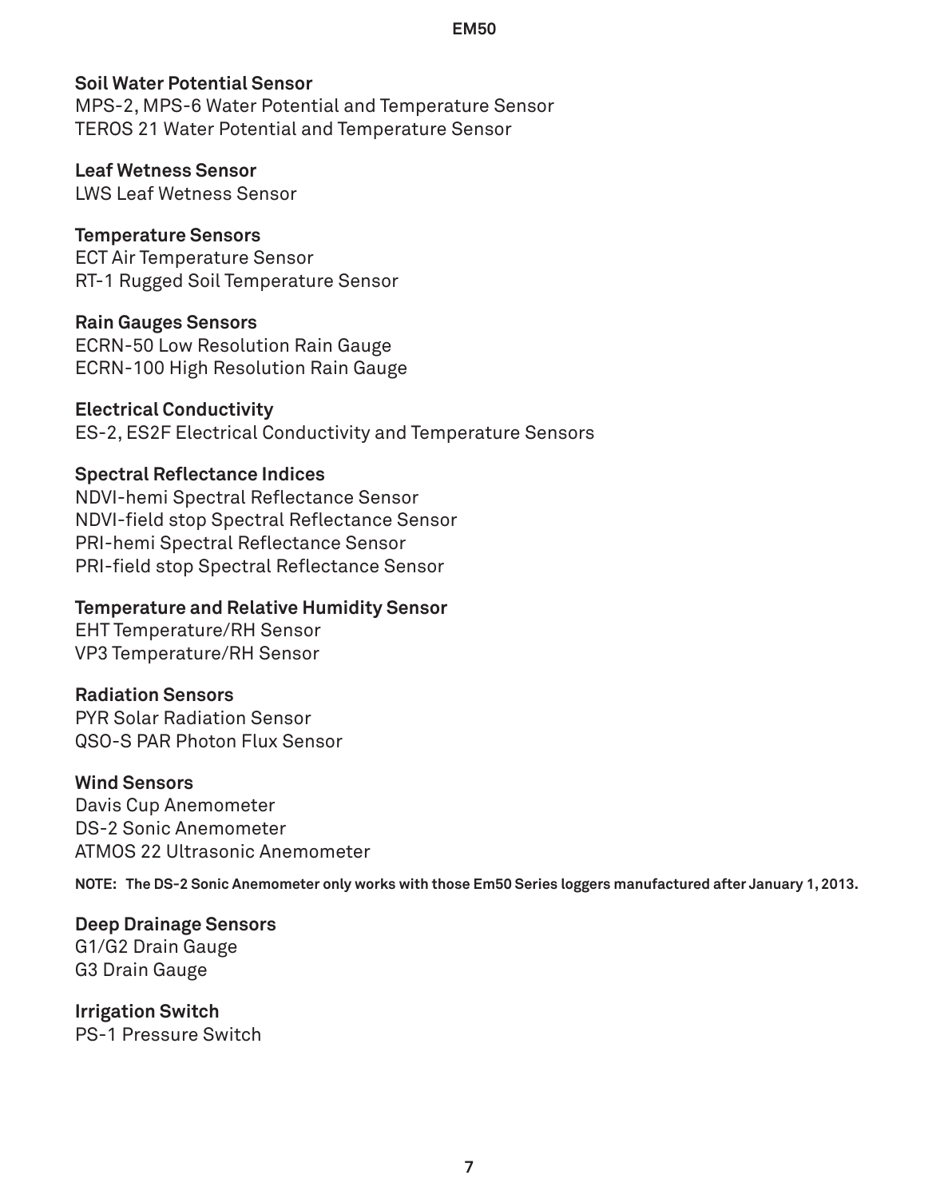**Soil Water Potential Sensor**
MPS-2, MPS-6 Water Potential and Temperature Sensor
TEROS 21 Water Potential and Temperature Sensor

**Leaf Wetness Sensor**
LWS Leaf Wetness Sensor

**Temperature Sensors**
ECT Air Temperature Sensor
RT-1 Rugged Soil Temperature Sensor

**Rain Gauges Sensors**
ECRN-50 Low Resolution Rain Gauge
ECRN-100 High Resolution Rain Gauge

**Electrical Conductivity**
ES-2, ES2F Electrical Conductivity and Temperature Sensors

**Spectral Reflectance Indices**
NDVI-hemi Spectral Reflectance Sensor
NDVI-field stop Spectral Reflectance Sensor
PRI-hemi Spectral Reflectance Sensor
PRI-field stop Spectral Reflectance Sensor

**Temperature and Relative Humidity Sensor**
EHT Temperature/RH Sensor
VP3 Temperature/RH Sensor

**Radiation Sensors**
PYR Solar Radiation Sensor
QSO-S PAR Photon Flux Sensor

**Wind Sensors**
Davis Cup Anemometer
DS-2 Sonic Anemometer
ATMOS 22 Ultrasonic Anemometer

**NOTE: The DS-2 Sonic Anemometer only works with those Em50 Series loggers manufactured after January 1, 2013.**

**Deep Drainage Sensors**
G1/G2 Drain Gauge
G3 Drain Gauge

**Irrigation Switch**
PS-1 Pressure Switch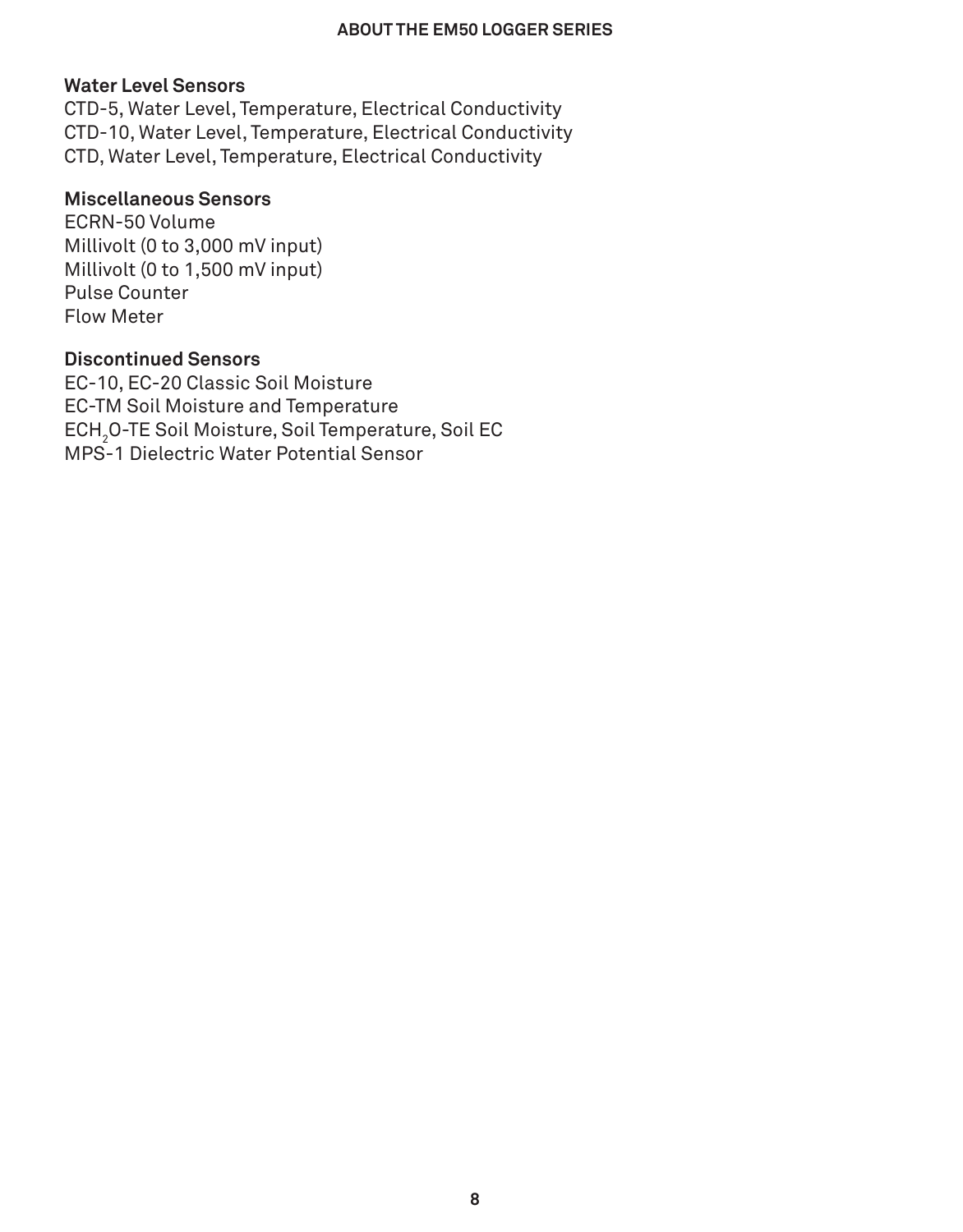### Water Level Sensors

CTD-5, Water Level, Temperature, Electrical Conductivity
CTD-10, Water Level, Temperature, Electrical Conductivity
CTD, Water Level, Temperature, Electrical Conductivity

### Miscellaneous Sensors

ECRN-50 Volume
Millivolt (0 to 3,000 mV input)
Millivolt (0 to 1,500 mV input)
Pulse Counter
Flow Meter

### Discontinued Sensors

EC-10, EC-20 Classic Soil Moisture
EC-TM Soil Moisture and Temperature
$ECH_2O$-TE Soil Moisture, Soil Temperature, Soil EC
MPS-1 Dielectric Water Potential Sensor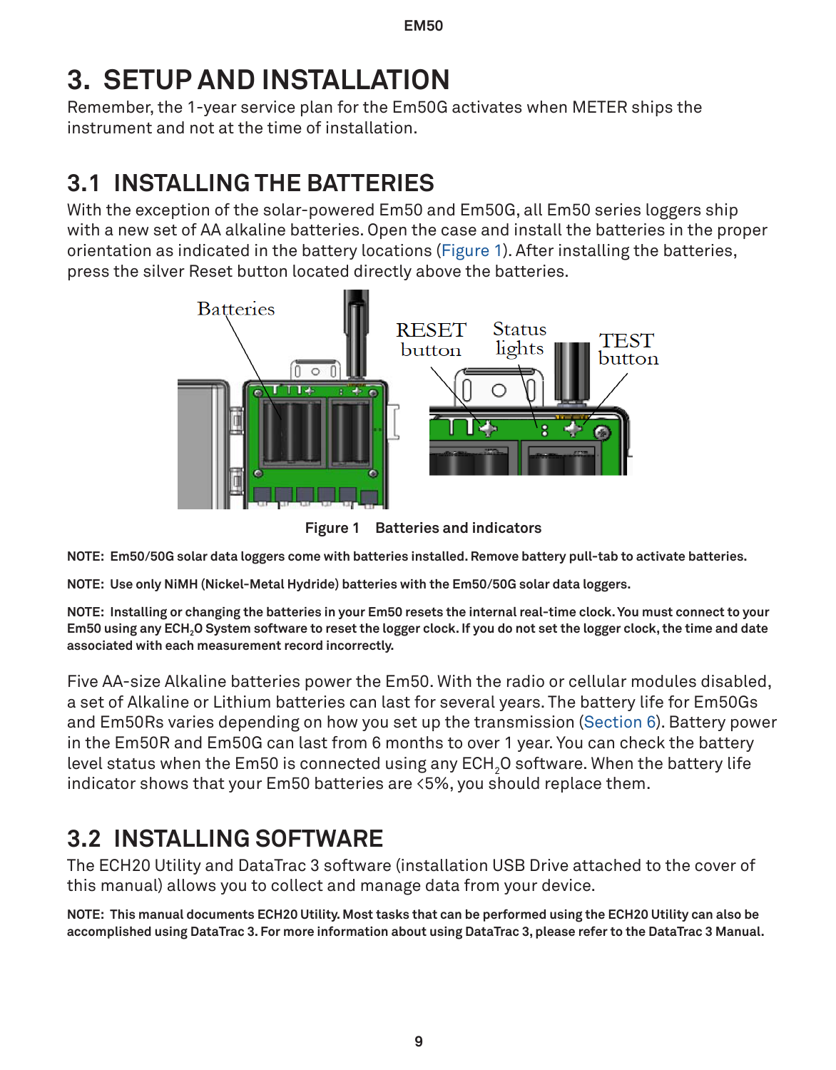# 3. SETUP AND INSTALLATION

Remember, the 1-year service plan for the Em50G activates when METER ships the instrument and not at the time of installation.

## 3.1 INSTALLING THE BATTERIES

With the exception of the solar-powered Em50 and Em50G, all Em50 series loggers ship with a new set of AA alkaline batteries. Open the case and install the batteries in the proper orientation as indicated in the battery locations (Figure 1). After installing the batteries, press the silver Reset button located directly above the batteries.

**Figure 1 Batteries and indicators**

**NOTE: Em50/50G solar data loggers come with batteries installed. Remove battery pull-tab to activate batteries.**

**NOTE: Use only NiMH (Nickel-Metal Hydride) batteries with the Em50/50G solar data loggers.**

**NOTE: Installing or changing the batteries in your Em50 resets the internal real-time clock. You must connect to your Em50 using any $ECH_2O$ System software to reset the logger clock. If you do not set the logger clock, the time and date associated with each measurement record incorrectly.**

Five AA-size Alkaline batteries power the Em50. With the radio or cellular modules disabled, a set of Alkaline or Lithium batteries can last for several years. The battery life for Em50Gs and Em50Rs varies depending on how you set up the transmission (Section 6). Battery power in the Em50R and Em50G can last from 6 months to over 1 year. You can check the battery level status when the Em50 is connected using any $ECH_2O$ software. When the battery life indicator shows that your Em50 batteries are <5%, you should replace them.

## 3.2 INSTALLING SOFTWARE

The ECH20 Utility and DataTrac 3 software (installation USB Drive attached to the cover of this manual) allows you to collect and manage data from your device.

**NOTE: This manual documents ECH20 Utility. Most tasks that can be performed using the ECH20 Utility can also be accomplished using DataTrac 3. For more information about using DataTrac 3, please refer to the DataTrac 3 Manual.**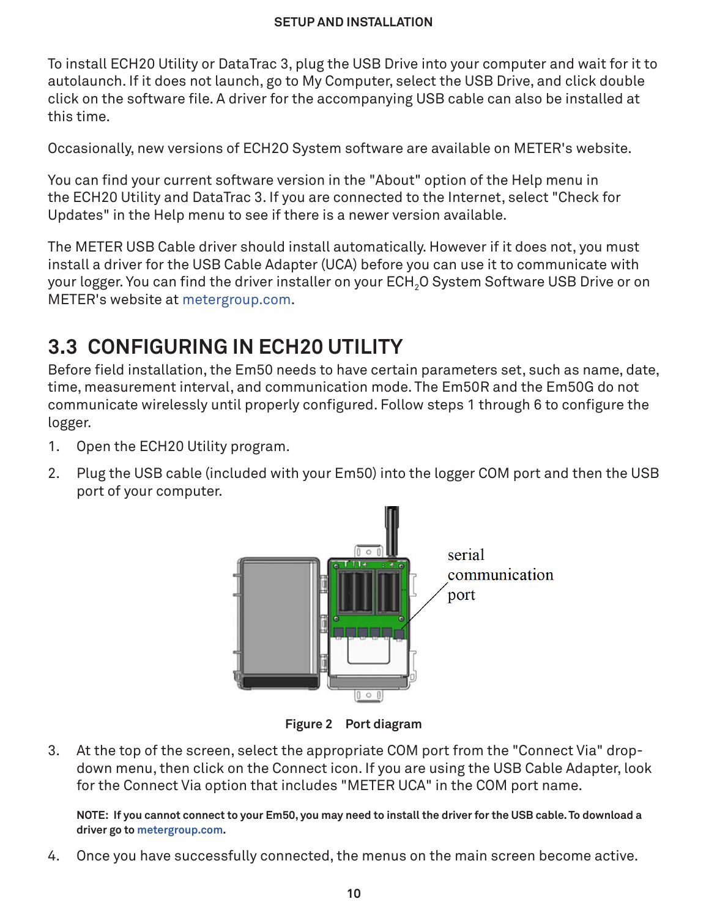To install ECH20 Utility or DataTrac 3, plug the USB Drive into your computer and wait for it to autolaunch. If it does not launch, go to My Computer, select the USB Drive, and click double click on the software file. A driver for the accompanying USB cable can also be installed at this time.

Occasionally, new versions of ECH2O System software are available on METER's website.

You can find your current software version in the "About" option of the Help menu in the ECH20 Utility and DataTrac 3. If you are connected to the Internet, select "Check for Updates" in the Help menu to see if there is a newer version available.

The METER USB Cable driver should install automatically. However if it does not, you must install a driver for the USB Cable Adapter (UCA) before you can use it to communicate with your logger. You can find the driver installer on your $ECH_2O$ System Software USB Drive or on METER's website at metergroup.com.

## 3.3 CONFIGURING IN ECH20 UTILITY

Before field installation, the Em50 needs to have certain parameters set, such as name, date, time, measurement interval, and communication mode. The Em50R and the Em50G do not communicate wirelessly until properly configured. Follow steps 1 through 6 to configure the logger.

1. Open the ECH20 Utility program.
2. Plug the USB cable (included with your Em50) into the logger COM port and then the USB port of your computer.

serial communication port

**Figure 2 Port diagram**

3. At the top of the screen, select the appropriate COM port from the "Connect Via" drop-down menu, then click on the Connect icon. If you are using the USB Cable Adapter, look for the Connect Via option that includes "METER UCA" in the COM port name.

**NOTE: If you cannot connect to your Em50, you may need to install the driver for the USB cable. To download a driver go to metergroup.com.**

4. Once you have successfully connected, the menus on the main screen become active.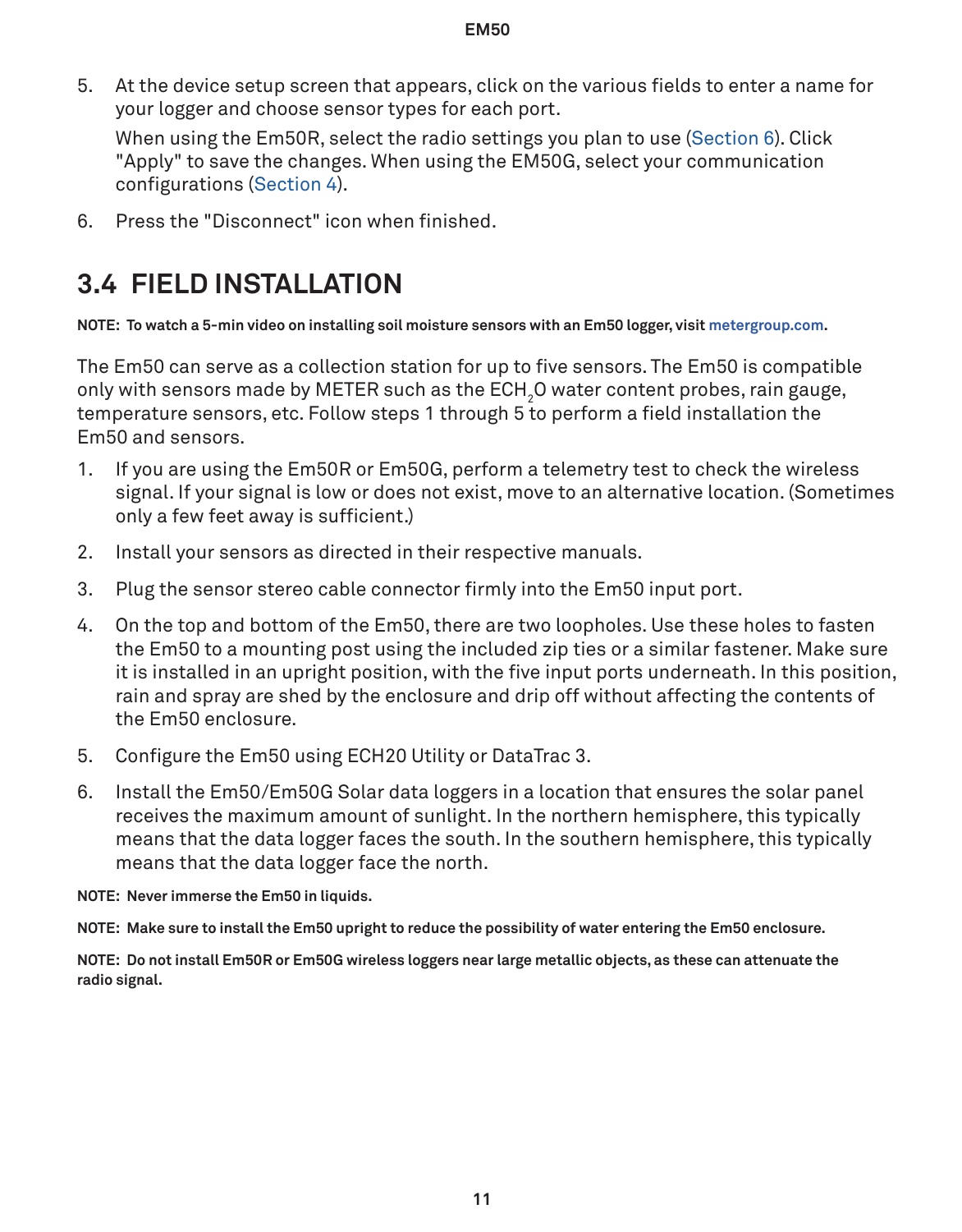5. At the device setup screen that appears, click on the various fields to enter a name for your logger and choose sensor types for each port.

   When using the Em50R, select the radio settings you plan to use (Section 6). Click "Apply" to save the changes. When using the EM50G, select your communication configurations (Section 4).

6. Press the "Disconnect" icon when finished.

## 3.4 FIELD INSTALLATION

**NOTE: To watch a 5-min video on installing soil moisture sensors with an Em50 logger, visit metergroup.com.**

The Em50 can serve as a collection station for up to five sensors. The Em50 is compatible only with sensors made by METER such as the $ECH_2O$ water content probes, rain gauge, temperature sensors, etc. Follow steps 1 through 5 to perform a field installation the Em50 and sensors.

1. If you are using the Em50R or Em50G, perform a telemetry test to check the wireless signal. If your signal is low or does not exist, move to an alternative location. (Sometimes only a few feet away is sufficient.)
2. Install your sensors as directed in their respective manuals.
3. Plug the sensor stereo cable connector firmly into the Em50 input port.
4. On the top and bottom of the Em50, there are two loopholes. Use these holes to fasten the Em50 to a mounting post using the included zip ties or a similar fastener. Make sure it is installed in an upright position, with the five input ports underneath. In this position, rain and spray are shed by the enclosure and drip off without affecting the contents of the Em50 enclosure.
5. Configure the Em50 using ECH20 Utility or DataTrac 3.
6. Install the Em50/Em50G Solar data loggers in a location that ensures the solar panel receives the maximum amount of sunlight. In the northern hemisphere, this typically means that the data logger faces the south. In the southern hemisphere, this typically means that the data logger face the north.

**NOTE: Never immerse the Em50 in liquids.**

**NOTE: Make sure to install the Em50 upright to reduce the possibility of water entering the Em50 enclosure.**

**NOTE: Do not install Em50R or Em50G wireless loggers near large metallic objects, as these can attenuate the radio signal.**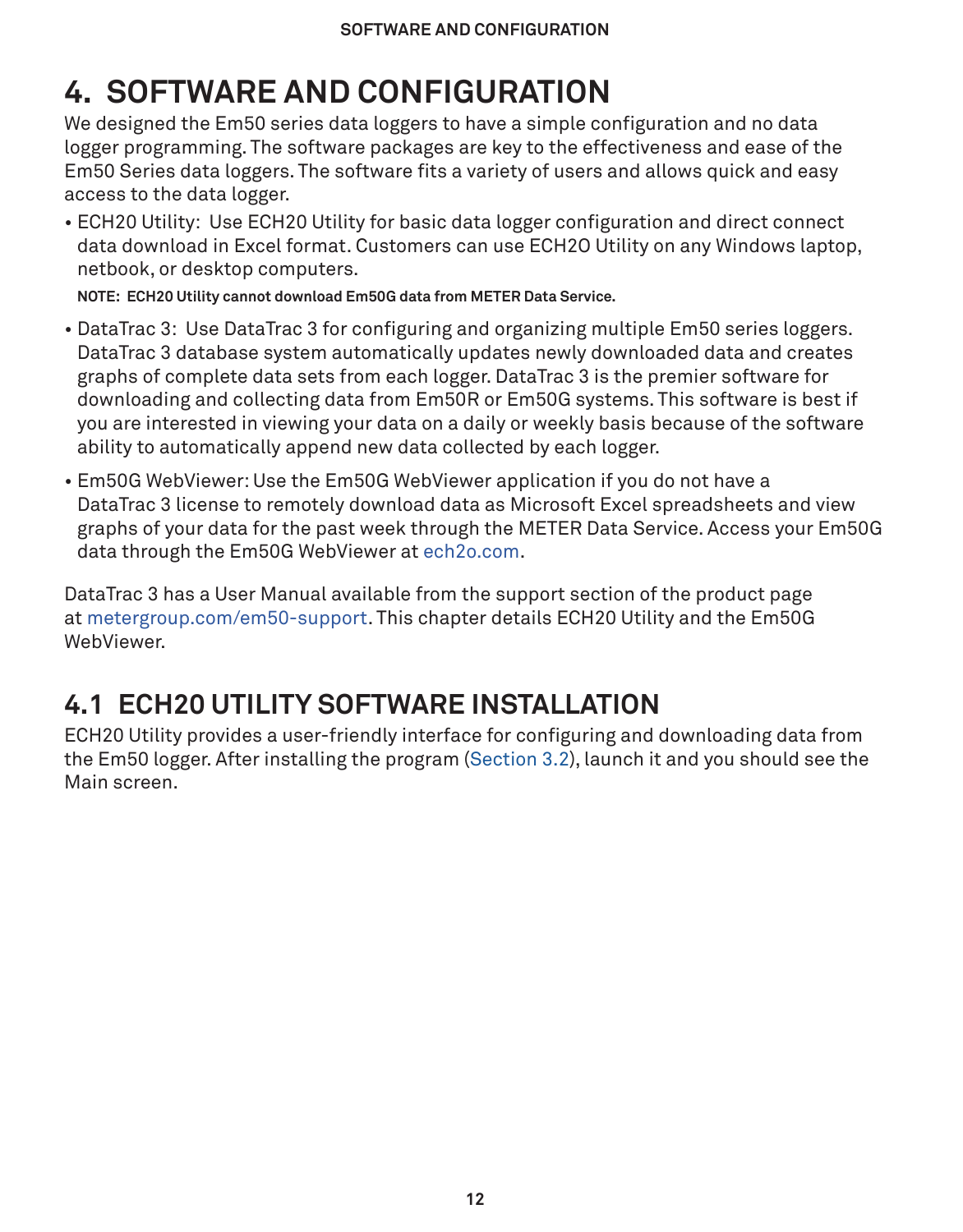# 4. SOFTWARE AND CONFIGURATION

We designed the Em50 series data loggers to have a simple configuration and no data logger programming. The software packages are key to the effectiveness and ease of the Em50 Series data loggers. The software fits a variety of users and allows quick and easy access to the data logger.

- ECH20 Utility: Use ECH20 Utility for basic data logger configuration and direct connect data download in Excel format. Customers can use ECH2O Utility on any Windows laptop, netbook, or desktop computers.

  **NOTE: ECH20 Utility cannot download Em50G data from METER Data Service.**

- DataTrac 3: Use DataTrac 3 for configuring and organizing multiple Em50 series loggers. DataTrac 3 database system automatically updates newly downloaded data and creates graphs of complete data sets from each logger. DataTrac 3 is the premier software for downloading and collecting data from Em50R or Em50G systems. This software is best if you are interested in viewing your data on a daily or weekly basis because of the software ability to automatically append new data collected by each logger.
- Em50G WebViewer: Use the Em50G WebViewer application if you do not have a DataTrac 3 license to remotely download data as Microsoft Excel spreadsheets and view graphs of your data for the past week through the METER Data Service. Access your Em50G data through the Em50G WebViewer at ech2o.com.

DataTrac 3 has a User Manual available from the support section of the product page at metergroup.com/em50-support. This chapter details ECH20 Utility and the Em50G WebViewer.

## 4.1 ECH20 UTILITY SOFTWARE INSTALLATION

ECH20 Utility provides a user-friendly interface for configuring and downloading data from the Em50 logger. After installing the program (Section 3.2), launch it and you should see the Main screen.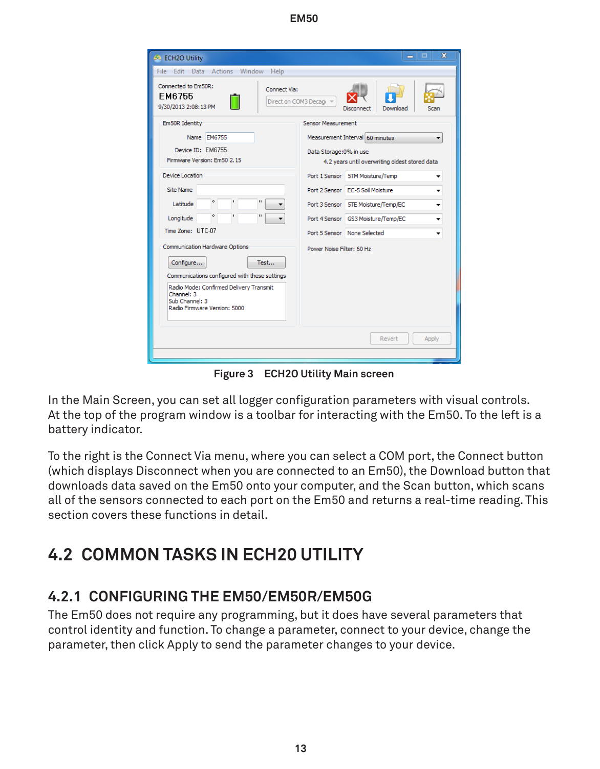Figure 3 ECH2O Utility Main screen

In the Main Screen, you can set all logger configuration parameters with visual controls. At the top of the program window is a toolbar for interacting with the Em50. To the left is a battery indicator.

To the right is the Connect Via menu, where you can select a COM port, the Connect button (which displays Disconnect when you are connected to an Em50), the Download button that downloads data saved on the Em50 onto your computer, and the Scan button, which scans all of the sensors connected to each port on the Em50 and returns a real-time reading. This section covers these functions in detail.

## 4.2 COMMON TASKS IN ECH20 UTILITY

### 4.2.1 CONFIGURING THE EM50/EM50R/EM50G

The Em50 does not require any programming, but it does have several parameters that control identity and function. To change a parameter, connect to your device, change the parameter, then click Apply to send the parameter changes to your device.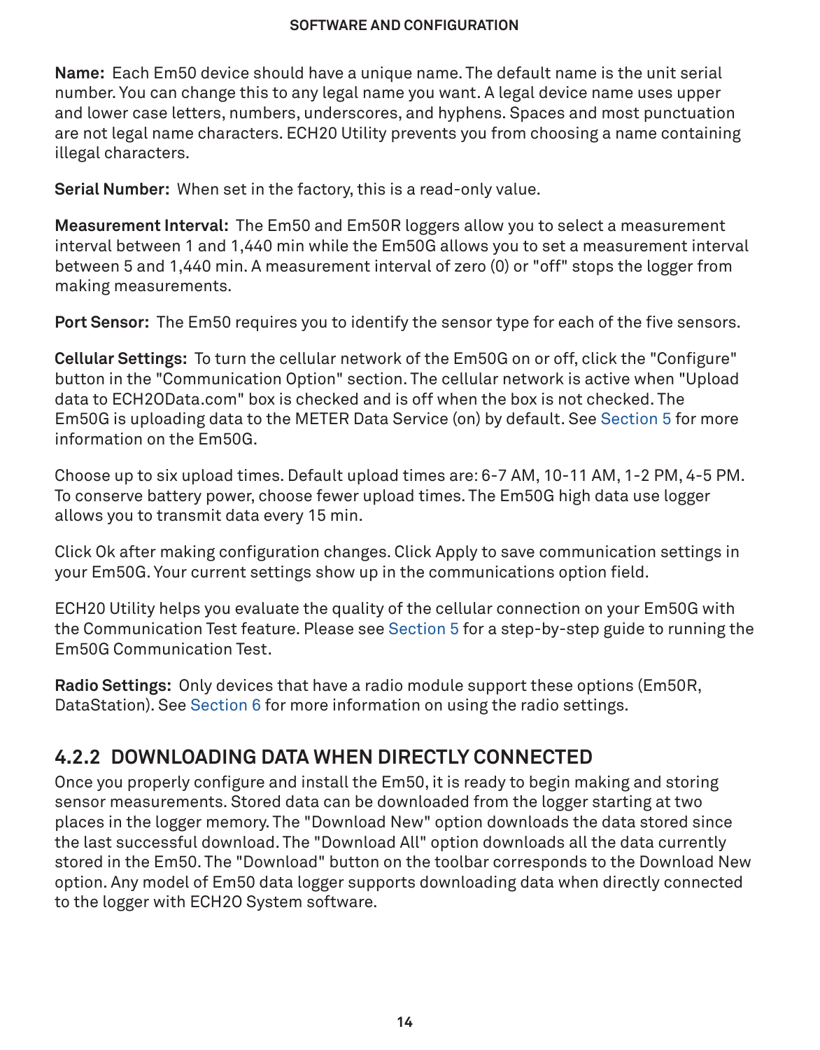**Name:** Each Em50 device should have a unique name. The default name is the unit serial number. You can change this to any legal name you want. A legal device name uses upper and lower case letters, numbers, underscores, and hyphens. Spaces and most punctuation are not legal name characters. ECH20 Utility prevents you from choosing a name containing illegal characters.

**Serial Number:** When set in the factory, this is a read-only value.

**Measurement Interval:** The Em50 and Em50R loggers allow you to select a measurement interval between 1 and 1,440 min while the Em50G allows you to set a measurement interval between 5 and 1,440 min. A measurement interval of zero (0) or "off" stops the logger from making measurements.

**Port Sensor:** The Em50 requires you to identify the sensor type for each of the five sensors.

**Cellular Settings:** To turn the cellular network of the Em50G on or off, click the "Configure" button in the "Communication Option" section. The cellular network is active when "Upload data to ECH2OData.com" box is checked and is off when the box is not checked. The Em50G is uploading data to the METER Data Service (on) by default. See Section 5 for more information on the Em50G.

Choose up to six upload times. Default upload times are: 6-7 AM, 10-11 AM, 1-2 PM, 4-5 PM. To conserve battery power, choose fewer upload times. The Em50G high data use logger allows you to transmit data every 15 min.

Click Ok after making configuration changes. Click Apply to save communication settings in your Em50G. Your current settings show up in the communications option field.

ECH20 Utility helps you evaluate the quality of the cellular connection on your Em50G with the Communication Test feature. Please see Section 5 for a step-by-step guide to running the Em50G Communication Test.

**Radio Settings:** Only devices that have a radio module support these options (Em50R, DataStation). See Section 6 for more information on using the radio settings.

### 4.2.2 DOWNLOADING DATA WHEN DIRECTLY CONNECTED

Once you properly configure and install the Em50, it is ready to begin making and storing sensor measurements. Stored data can be downloaded from the logger starting at two places in the logger memory. The "Download New" option downloads the data stored since the last successful download. The "Download All" option downloads all the data currently stored in the Em50. The "Download" button on the toolbar corresponds to the Download New option. Any model of Em50 data logger supports downloading data when directly connected to the logger with ECH2O System software.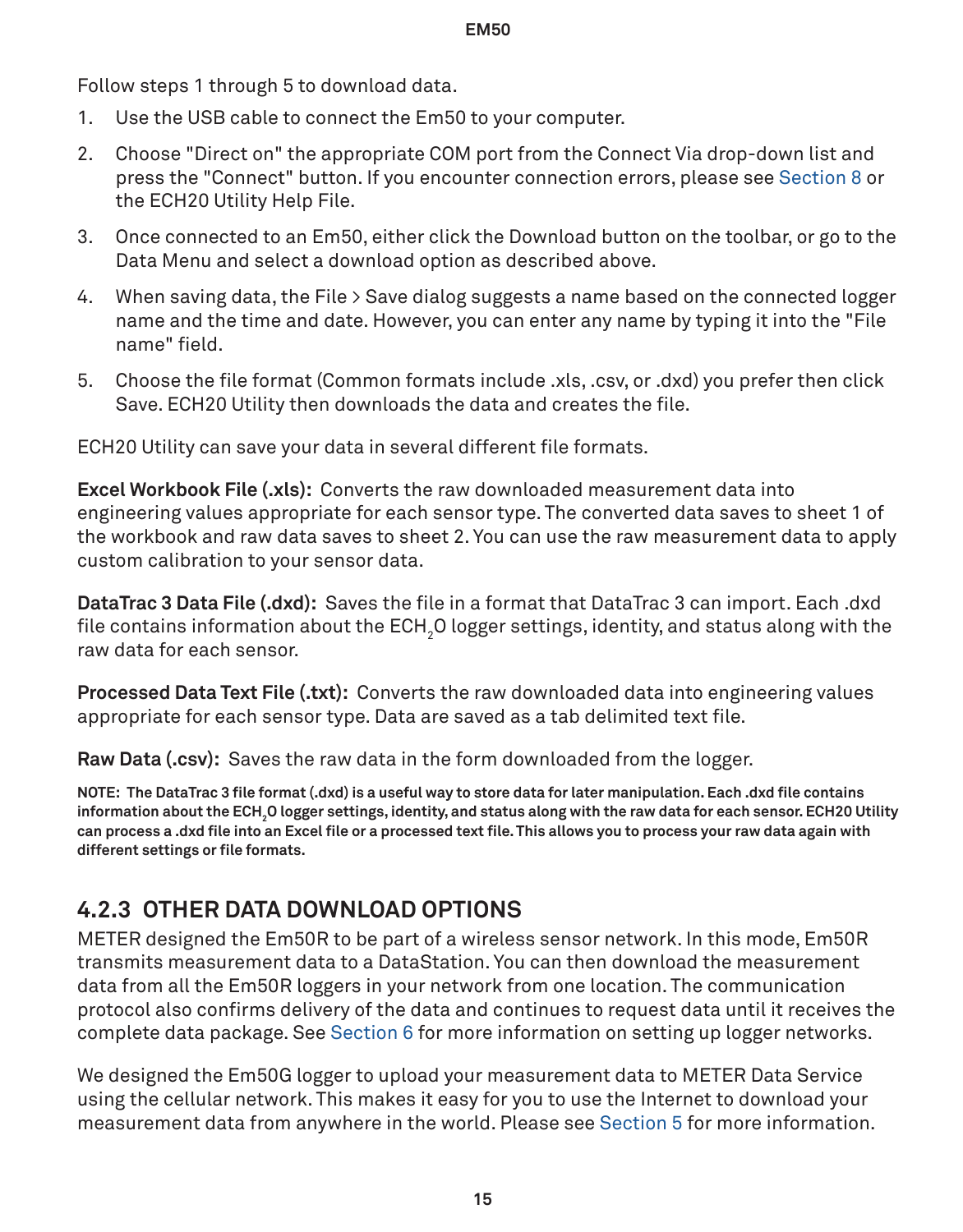Follow steps 1 through 5 to download data.

1. Use the USB cable to connect the Em50 to your computer.
2. Choose "Direct on" the appropriate COM port from the Connect Via drop-down list and press the "Connect" button. If you encounter connection errors, please see Section 8 or the ECH20 Utility Help File.
3. Once connected to an Em50, either click the Download button on the toolbar, or go to the Data Menu and select a download option as described above.
4. When saving data, the File > Save dialog suggests a name based on the connected logger name and the time and date. However, you can enter any name by typing it into the "File name" field.
5. Choose the file format (Common formats include .xls, .csv, or .dxd) you prefer then click Save. ECH20 Utility then downloads the data and creates the file.

ECH20 Utility can save your data in several different file formats.

**Excel Workbook File (.xls):** Converts the raw downloaded measurement data into engineering values appropriate for each sensor type. The converted data saves to sheet 1 of the workbook and raw data saves to sheet 2. You can use the raw measurement data to apply custom calibration to your sensor data.

**DataTrac 3 Data File (.dxd):** Saves the file in a format that DataTrac 3 can import. Each .dxd file contains information about the $ECH_2O$ logger settings, identity, and status along with the raw data for each sensor.

**Processed Data Text File (.txt):** Converts the raw downloaded data into engineering values appropriate for each sensor type. Data are saved as a tab delimited text file.

**Raw Data (.csv):** Saves the raw data in the form downloaded from the logger.

**NOTE: The DataTrac 3 file format (.dxd) is a useful way to store data for later manipulation. Each .dxd file contains information about the $ECH_2O$ logger settings, identity, and status along with the raw data for each sensor. ECH20 Utility can process a .dxd file into an Excel file or a processed text file. This allows you to process your raw data again with different settings or file formats.**

### 4.2.3 OTHER DATA DOWNLOAD OPTIONS

METER designed the Em50R to be part of a wireless sensor network. In this mode, Em50R transmits measurement data to a DataStation. You can then download the measurement data from all the Em50R loggers in your network from one location. The communication protocol also confirms delivery of the data and continues to request data until it receives the complete data package. See Section 6 for more information on setting up logger networks.

We designed the Em50G logger to upload your measurement data to METER Data Service using the cellular network. This makes it easy for you to use the Internet to download your measurement data from anywhere in the world. Please see Section 5 for more information.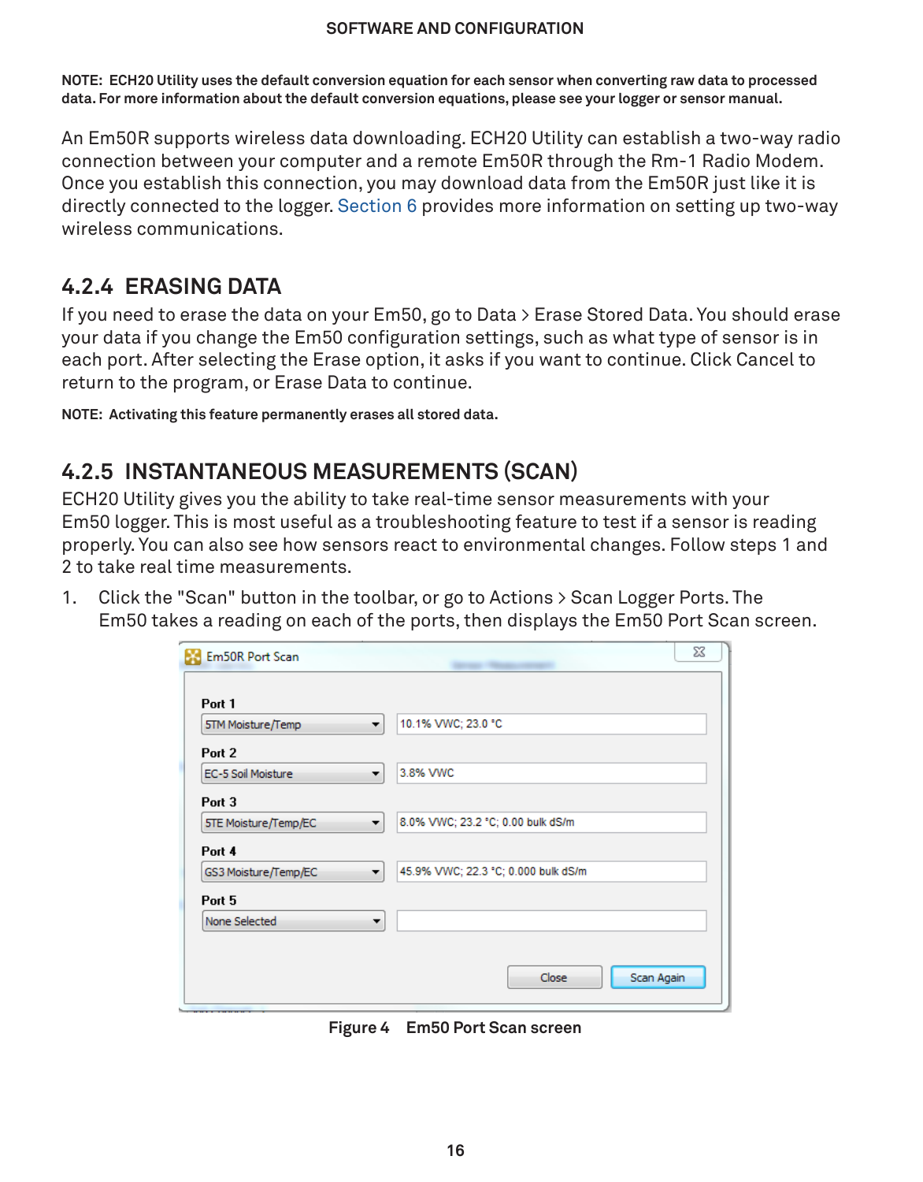**NOTE: ECH20 Utility uses the default conversion equation for each sensor when converting raw data to processed data. For more information about the default conversion equations, please see your logger or sensor manual.**

An Em50R supports wireless data downloading. ECH20 Utility can establish a two-way radio connection between your computer and a remote Em50R through the Rm-1 Radio Modem. Once you establish this connection, you may download data from the Em50R just like it is directly connected to the logger. Section 6 provides more information on setting up two-way wireless communications.

### 4.2.4 ERASING DATA

If you need to erase the data on your Em50, go to Data > Erase Stored Data. You should erase your data if you change the Em50 configuration settings, such as what type of sensor is in each port. After selecting the Erase option, it asks if you want to continue. Click Cancel to return to the program, or Erase Data to continue.

**NOTE: Activating this feature permanently erases all stored data.**

### 4.2.5 INSTANTANEOUS MEASUREMENTS (SCAN)

ECH20 Utility gives you the ability to take real-time sensor measurements with your Em50 logger. This is most useful as a troubleshooting feature to test if a sensor is reading properly. You can also see how sensors react to environmental changes. Follow steps 1 and 2 to take real time measurements.

1. Click the "Scan" button in the toolbar, or go to Actions > Scan Logger Ports. The Em50 takes a reading on each of the ports, then displays the Em50 Port Scan screen.

Em50R Port Scan

| Port | Sensor | Reading |
|---|---|---|
| Port 1 | 5TM Moisture/Temp | 10.1% VWC; 23.0 °C |
| Port 2 | EC-5 Soil Moisture | 3.8% VWC |
| Port 3 | 5TE Moisture/Temp/EC | 8.0% VWC; 23.2 °C; 0.00 bulk dS/m |
| Port 4 | GS3 Moisture/Temp/EC | 45.9% VWC; 22.3 °C; 0.000 bulk dS/m |
| Port 5 | None Selected | |

Close | Scan Again

**Figure 4 Em50 Port Scan screen**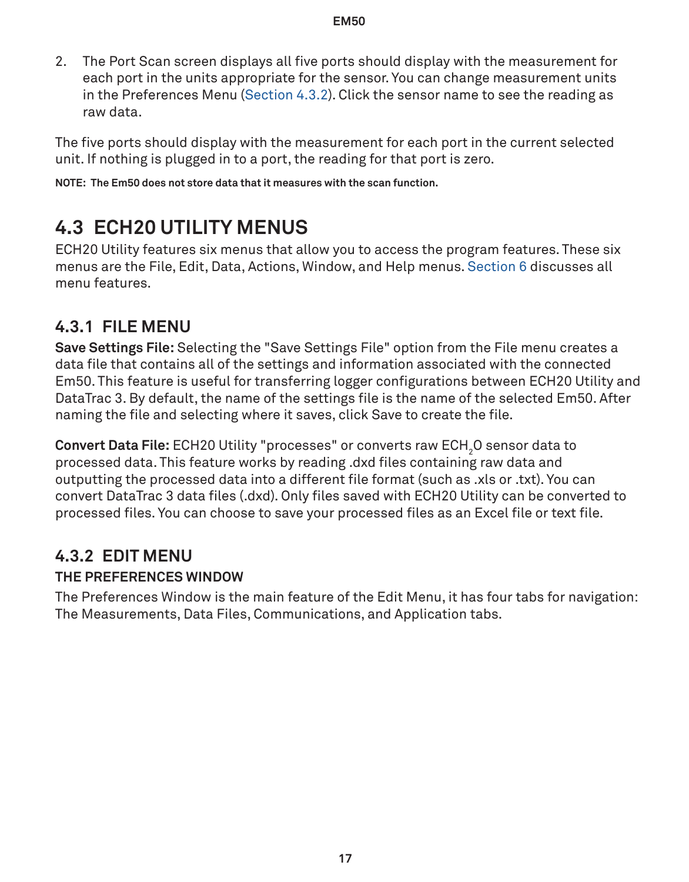2. The Port Scan screen displays all five ports should display with the measurement for each port in the units appropriate for the sensor. You can change measurement units in the Preferences Menu (Section 4.3.2). Click the sensor name to see the reading as raw data.

The five ports should display with the measurement for each port in the current selected unit. If nothing is plugged in to a port, the reading for that port is zero.

**NOTE: The Em50 does not store data that it measures with the scan function.**

## 4.3 ECH20 UTILITY MENUS

ECH20 Utility features six menus that allow you to access the program features. These six menus are the File, Edit, Data, Actions, Window, and Help menus. Section 6 discusses all menu features.

### 4.3.1 FILE MENU

**Save Settings File:** Selecting the "Save Settings File" option from the File menu creates a data file that contains all of the settings and information associated with the connected Em50. This feature is useful for transferring logger configurations between ECH20 Utility and DataTrac 3. By default, the name of the settings file is the name of the selected Em50. After naming the file and selecting where it saves, click Save to create the file.

**Convert Data File:** ECH20 Utility "processes" or converts raw $ECH_2O$ sensor data to processed data. This feature works by reading .dxd files containing raw data and outputting the processed data into a different file format (such as .xls or .txt). You can convert DataTrac 3 data files (.dxd). Only files saved with ECH20 Utility can be converted to processed files. You can choose to save your processed files as an Excel file or text file.

### 4.3.2 EDIT MENU

#### THE PREFERENCES WINDOW

The Preferences Window is the main feature of the Edit Menu, it has four tabs for navigation: The Measurements, Data Files, Communications, and Application tabs.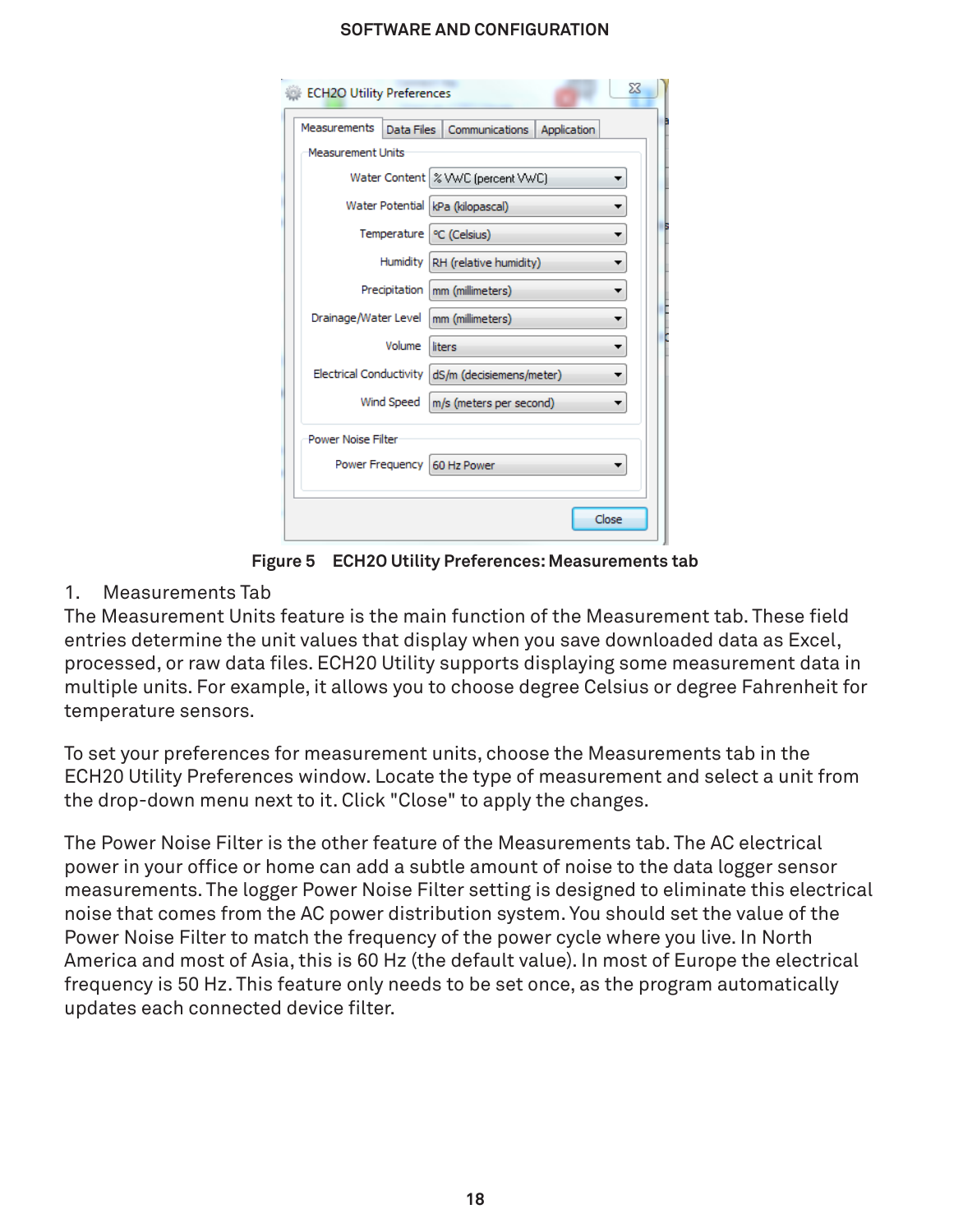Figure 5 ECH2O Utility Preferences: Measurements tab

1. Measurements Tab

The Measurement Units feature is the main function of the Measurement tab. These field entries determine the unit values that display when you save downloaded data as Excel, processed, or raw data files. ECH20 Utility supports displaying some measurement data in multiple units. For example, it allows you to choose degree Celsius or degree Fahrenheit for temperature sensors.

To set your preferences for measurement units, choose the Measurements tab in the ECH20 Utility Preferences window. Locate the type of measurement and select a unit from the drop-down menu next to it. Click "Close" to apply the changes.

The Power Noise Filter is the other feature of the Measurements tab. The AC electrical power in your office or home can add a subtle amount of noise to the data logger sensor measurements. The logger Power Noise Filter setting is designed to eliminate this electrical noise that comes from the AC power distribution system. You should set the value of the Power Noise Filter to match the frequency of the power cycle where you live. In North America and most of Asia, this is 60 Hz (the default value). In most of Europe the electrical frequency is 50 Hz. This feature only needs to be set once, as the program automatically updates each connected device filter.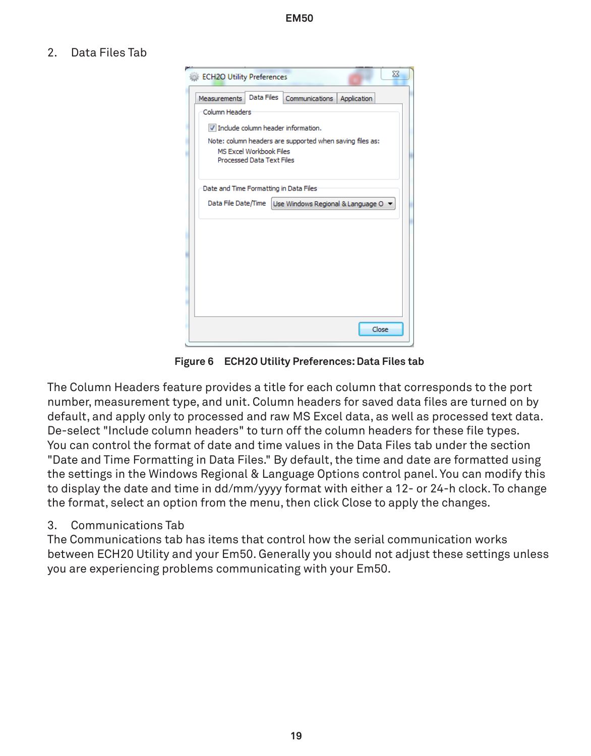2. Data Files Tab

Figure 6 ECH2O Utility Preferences: Data Files tab

The Column Headers feature provides a title for each column that corresponds to the port number, measurement type, and unit. Column headers for saved data files are turned on by default, and apply only to processed and raw MS Excel data, as well as processed text data. De-select "Include column headers" to turn off the column headers for these file types. You can control the format of date and time values in the Data Files tab under the section "Date and Time Formatting in Data Files." By default, the time and date are formatted using the settings in the Windows Regional & Language Options control panel. You can modify this to display the date and time in dd/mm/yyyy format with either a 12- or 24-h clock. To change the format, select an option from the menu, then click Close to apply the changes.

3. Communications Tab

The Communications tab has items that control how the serial communication works between ECH20 Utility and your Em50. Generally you should not adjust these settings unless you are experiencing problems communicating with your Em50.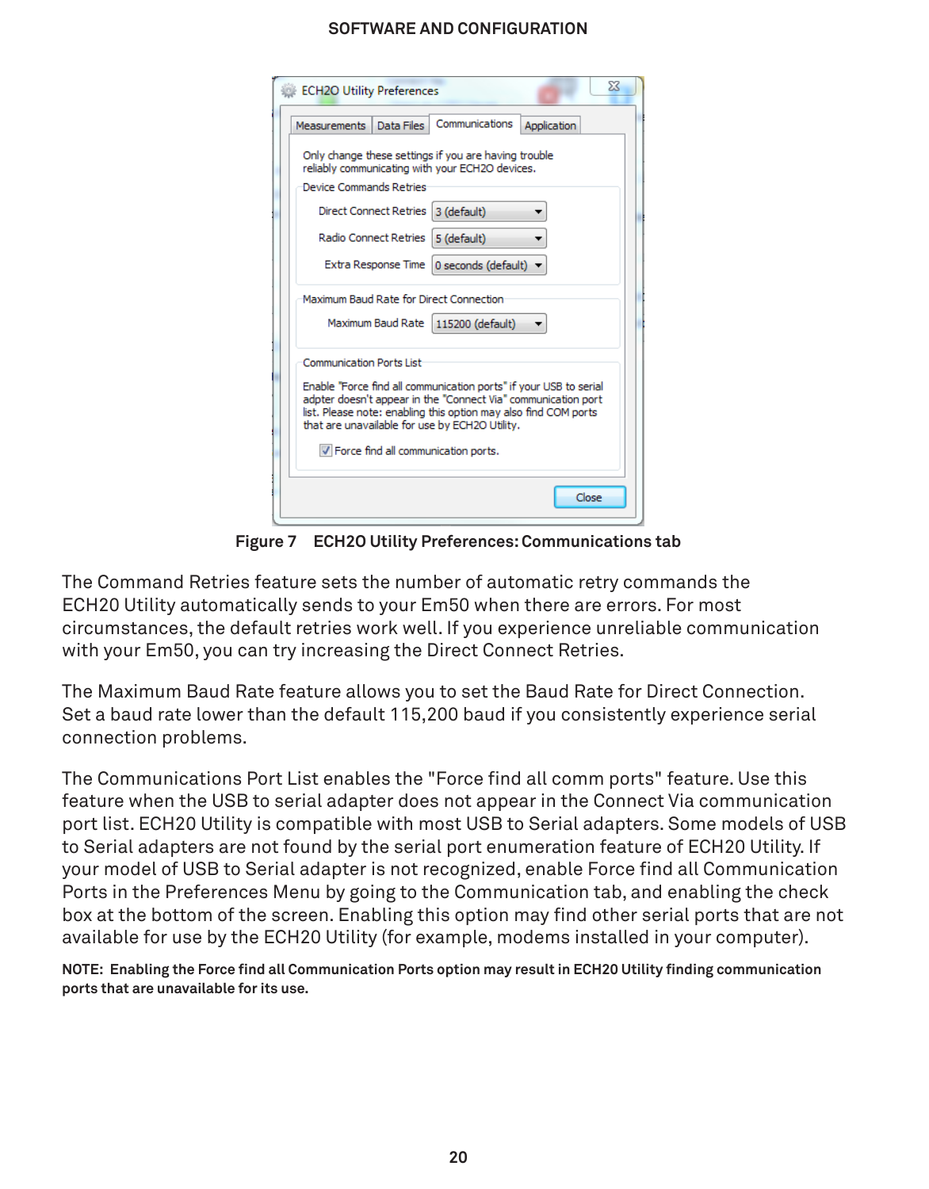Figure 7 ECH2O Utility Preferences: Communications tab

The Command Retries feature sets the number of automatic retry commands the ECH20 Utility automatically sends to your Em50 when there are errors. For most circumstances, the default retries work well. If you experience unreliable communication with your Em50, you can try increasing the Direct Connect Retries.

The Maximum Baud Rate feature allows you to set the Baud Rate for Direct Connection. Set a baud rate lower than the default 115,200 baud if you consistently experience serial connection problems.

The Communications Port List enables the "Force find all comm ports" feature. Use this feature when the USB to serial adapter does not appear in the Connect Via communication port list. ECH20 Utility is compatible with most USB to Serial adapters. Some models of USB to Serial adapters are not found by the serial port enumeration feature of ECH20 Utility. If your model of USB to Serial adapter is not recognized, enable Force find all Communication Ports in the Preferences Menu by going to the Communication tab, and enabling the check box at the bottom of the screen. Enabling this option may find other serial ports that are not available for use by the ECH20 Utility (for example, modems installed in your computer).

**NOTE: Enabling the Force find all Communication Ports option may result in ECH20 Utility finding communication ports that are unavailable for its use.**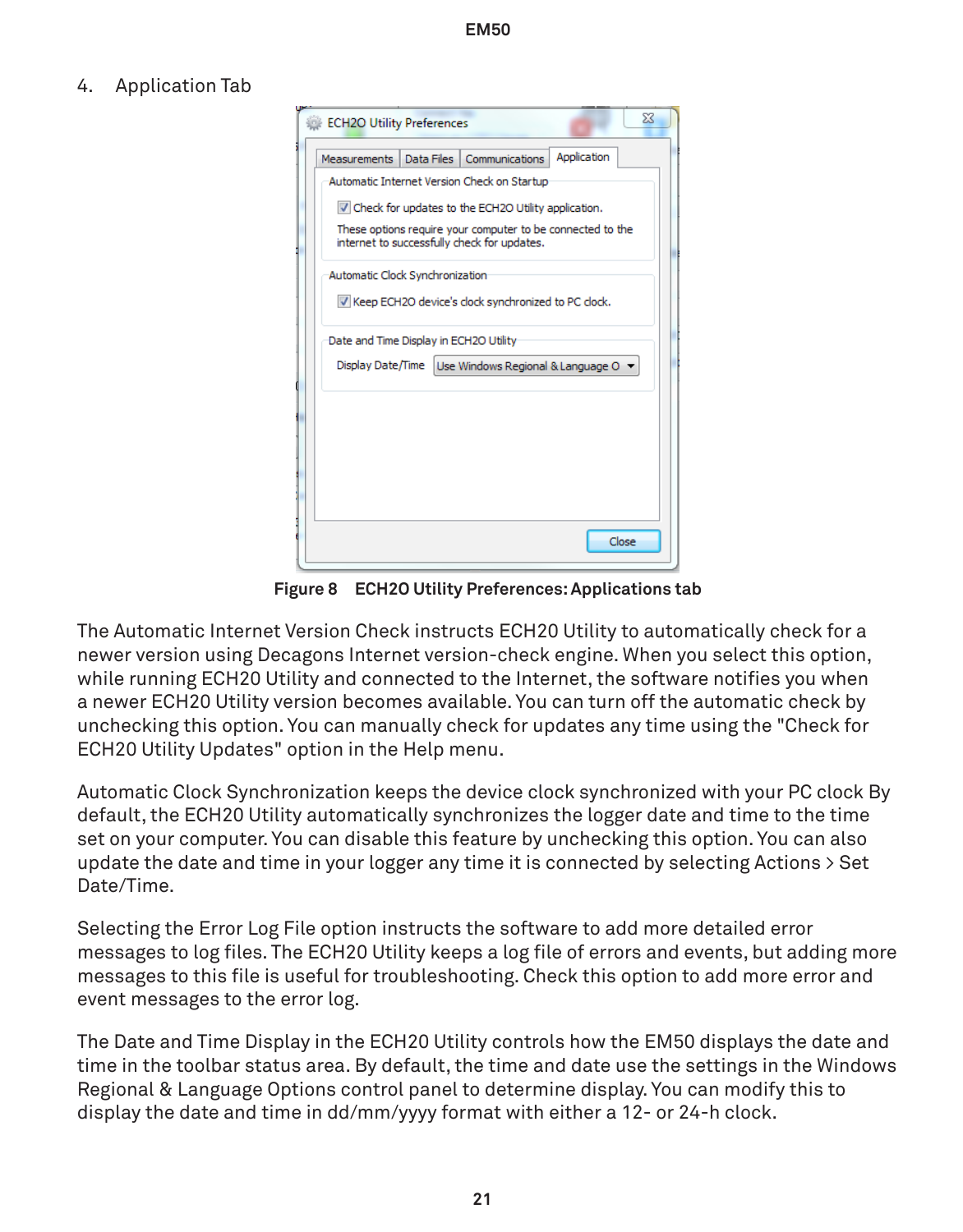4. Application Tab

Figure 8 ECH2O Utility Preferences: Applications tab

The Automatic Internet Version Check instructs ECH20 Utility to automatically check for a newer version using Decagons Internet version-check engine. When you select this option, while running ECH20 Utility and connected to the Internet, the software notifies you when a newer ECH20 Utility version becomes available. You can turn off the automatic check by unchecking this option. You can manually check for updates any time using the "Check for ECH20 Utility Updates" option in the Help menu.

Automatic Clock Synchronization keeps the device clock synchronized with your PC clock By default, the ECH20 Utility automatically synchronizes the logger date and time to the time set on your computer. You can disable this feature by unchecking this option. You can also update the date and time in your logger any time it is connected by selecting Actions > Set Date/Time.

Selecting the Error Log File option instructs the software to add more detailed error messages to log files. The ECH20 Utility keeps a log file of errors and events, but adding more messages to this file is useful for troubleshooting. Check this option to add more error and event messages to the error log.

The Date and Time Display in the ECH20 Utility controls how the EM50 displays the date and time in the toolbar status area. By default, the time and date use the settings in the Windows Regional & Language Options control panel to determine display. You can modify this to display the date and time in dd/mm/yyyy format with either a 12- or 24-h clock.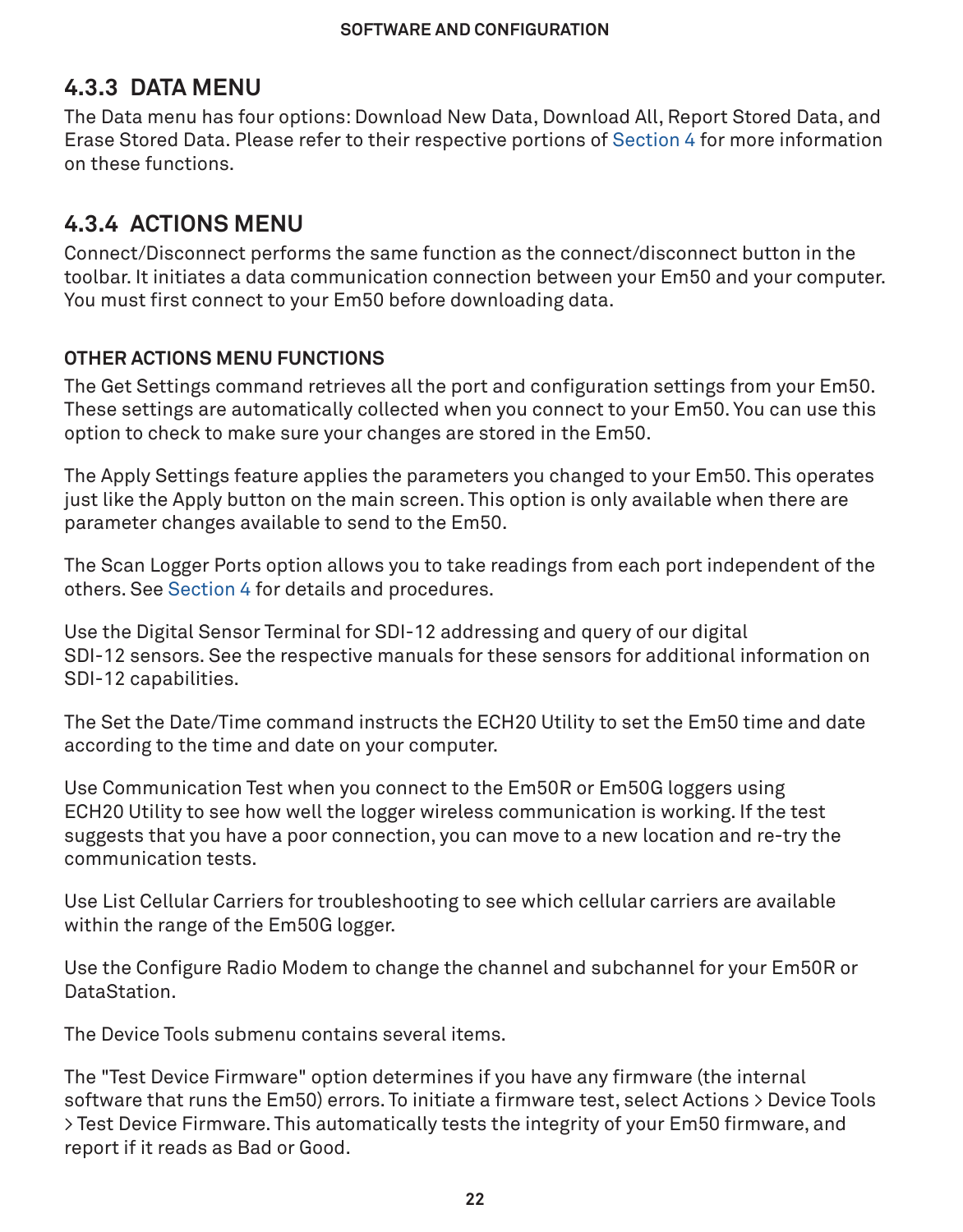### 4.3.3 DATA MENU

The Data menu has four options: Download New Data, Download All, Report Stored Data, and Erase Stored Data. Please refer to their respective portions of Section 4 for more information on these functions.

### 4.3.4 ACTIONS MENU

Connect/Disconnect performs the same function as the connect/disconnect button in the toolbar. It initiates a data communication connection between your Em50 and your computer. You must first connect to your Em50 before downloading data.

#### OTHER ACTIONS MENU FUNCTIONS

The Get Settings command retrieves all the port and configuration settings from your Em50. These settings are automatically collected when you connect to your Em50. You can use this option to check to make sure your changes are stored in the Em50.

The Apply Settings feature applies the parameters you changed to your Em50. This operates just like the Apply button on the main screen. This option is only available when there are parameter changes available to send to the Em50.

The Scan Logger Ports option allows you to take readings from each port independent of the others. See Section 4 for details and procedures.

Use the Digital Sensor Terminal for SDI-12 addressing and query of our digital SDI-12 sensors. See the respective manuals for these sensors for additional information on SDI-12 capabilities.

The Set the Date/Time command instructs the ECH20 Utility to set the Em50 time and date according to the time and date on your computer.

Use Communication Test when you connect to the Em50R or Em50G loggers using ECH20 Utility to see how well the logger wireless communication is working. If the test suggests that you have a poor connection, you can move to a new location and re-try the communication tests.

Use List Cellular Carriers for troubleshooting to see which cellular carriers are available within the range of the Em50G logger.

Use the Configure Radio Modem to change the channel and subchannel for your Em50R or DataStation.

The Device Tools submenu contains several items.

The "Test Device Firmware" option determines if you have any firmware (the internal software that runs the Em50) errors. To initiate a firmware test, select Actions > Device Tools > Test Device Firmware. This automatically tests the integrity of your Em50 firmware, and report if it reads as Bad or Good.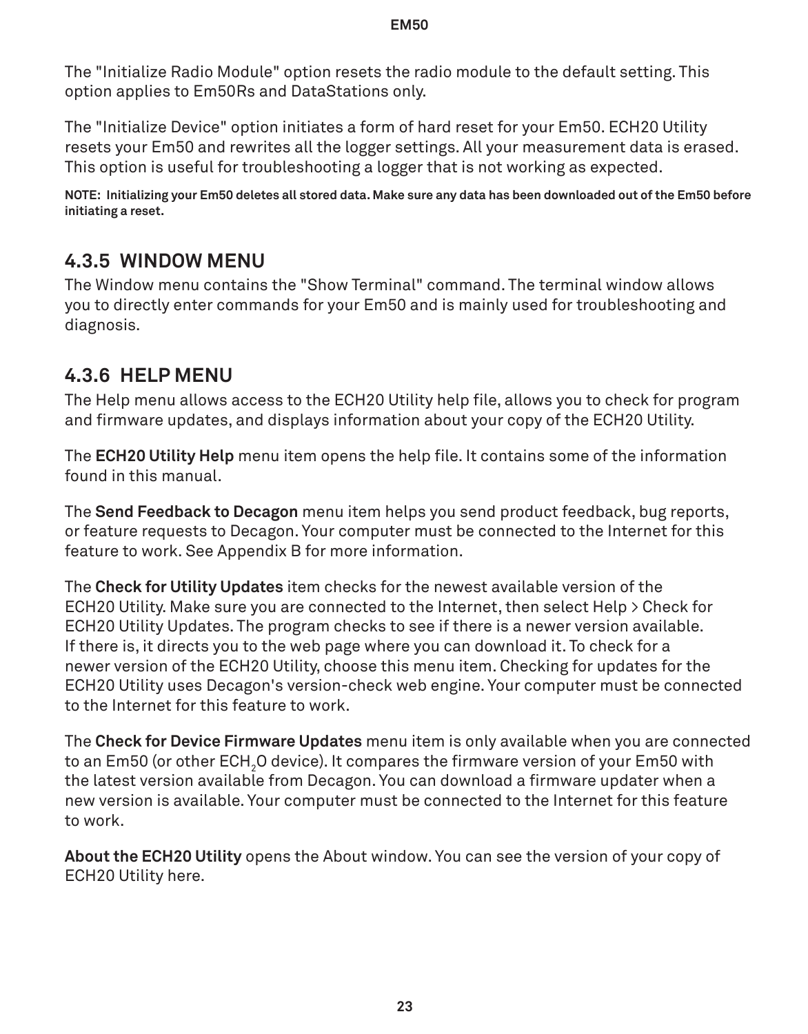The "Initialize Radio Module" option resets the radio module to the default setting. This option applies to Em50Rs and DataStations only.

The "Initialize Device" option initiates a form of hard reset for your Em50. ECH20 Utility resets your Em50 and rewrites all the logger settings. All your measurement data is erased. This option is useful for troubleshooting a logger that is not working as expected.

**NOTE: Initializing your Em50 deletes all stored data. Make sure any data has been downloaded out of the Em50 before initiating a reset.**

### 4.3.5 WINDOW MENU

The Window menu contains the "Show Terminal" command. The terminal window allows you to directly enter commands for your Em50 and is mainly used for troubleshooting and diagnosis.

### 4.3.6 HELP MENU

The Help menu allows access to the ECH20 Utility help file, allows you to check for program and firmware updates, and displays information about your copy of the ECH20 Utility.

The **ECH20 Utility Help** menu item opens the help file. It contains some of the information found in this manual.

The **Send Feedback to Decagon** menu item helps you send product feedback, bug reports, or feature requests to Decagon. Your computer must be connected to the Internet for this feature to work. See Appendix B for more information.

The **Check for Utility Updates** item checks for the newest available version of the ECH20 Utility. Make sure you are connected to the Internet, then select Help > Check for ECH20 Utility Updates. The program checks to see if there is a newer version available. If there is, it directs you to the web page where you can download it. To check for a newer version of the ECH20 Utility, choose this menu item. Checking for updates for the ECH20 Utility uses Decagon's version-check web engine. Your computer must be connected to the Internet for this feature to work.

The **Check for Device Firmware Updates** menu item is only available when you are connected to an Em50 (or other $ECH_2O$ device). It compares the firmware version of your Em50 with the latest version available from Decagon. You can download a firmware updater when a new version is available. Your computer must be connected to the Internet for this feature to work.

**About the ECH20 Utility** opens the About window. You can see the version of your copy of ECH20 Utility here.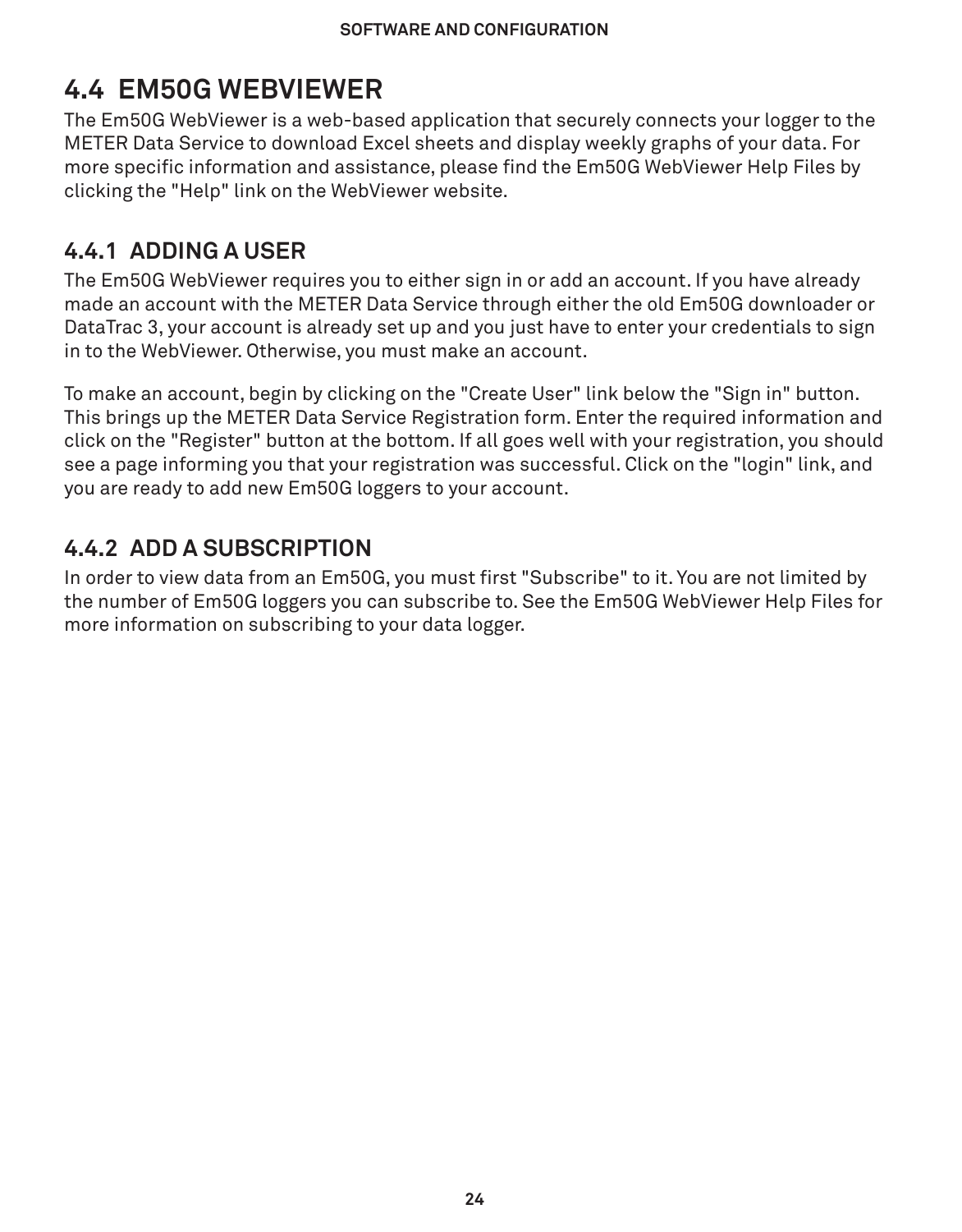## 4.4 EM50G WEBVIEWER

The Em50G WebViewer is a web-based application that securely connects your logger to the METER Data Service to download Excel sheets and display weekly graphs of your data. For more specific information and assistance, please find the Em50G WebViewer Help Files by clicking the "Help" link on the WebViewer website.

### 4.4.1 ADDING A USER

The Em50G WebViewer requires you to either sign in or add an account. If you have already made an account with the METER Data Service through either the old Em50G downloader or DataTrac 3, your account is already set up and you just have to enter your credentials to sign in to the WebViewer. Otherwise, you must make an account.

To make an account, begin by clicking on the "Create User" link below the "Sign in" button. This brings up the METER Data Service Registration form. Enter the required information and click on the "Register" button at the bottom. If all goes well with your registration, you should see a page informing you that your registration was successful. Click on the "login" link, and you are ready to add new Em50G loggers to your account.

### 4.4.2 ADD A SUBSCRIPTION

In order to view data from an Em50G, you must first "Subscribe" to it. You are not limited by the number of Em50G loggers you can subscribe to. See the Em50G WebViewer Help Files for more information on subscribing to your data logger.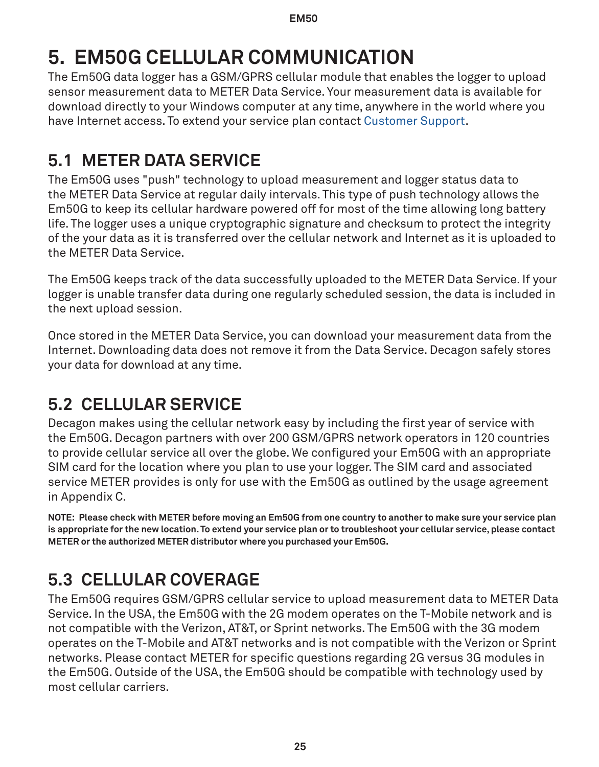# 5. EM50G CELLULAR COMMUNICATION

The Em50G data logger has a GSM/GPRS cellular module that enables the logger to upload sensor measurement data to METER Data Service. Your measurement data is available for download directly to your Windows computer at any time, anywhere in the world where you have Internet access. To extend your service plan contact Customer Support.

## 5.1 METER DATA SERVICE

The Em50G uses "push" technology to upload measurement and logger status data to the METER Data Service at regular daily intervals. This type of push technology allows the Em50G to keep its cellular hardware powered off for most of the time allowing long battery life. The logger uses a unique cryptographic signature and checksum to protect the integrity of the your data as it is transferred over the cellular network and Internet as it is uploaded to the METER Data Service.

The Em50G keeps track of the data successfully uploaded to the METER Data Service. If your logger is unable transfer data during one regularly scheduled session, the data is included in the next upload session.

Once stored in the METER Data Service, you can download your measurement data from the Internet. Downloading data does not remove it from the Data Service. Decagon safely stores your data for download at any time.

## 5.2 CELLULAR SERVICE

Decagon makes using the cellular network easy by including the first year of service with the Em50G. Decagon partners with over 200 GSM/GPRS network operators in 120 countries to provide cellular service all over the globe. We configured your Em50G with an appropriate SIM card for the location where you plan to use your logger. The SIM card and associated service METER provides is only for use with the Em50G as outlined by the usage agreement in Appendix C.

**NOTE: Please check with METER before moving an Em50G from one country to another to make sure your service plan is appropriate for the new location. To extend your service plan or to troubleshoot your cellular service, please contact METER or the authorized METER distributor where you purchased your Em50G.**

## 5.3 CELLULAR COVERAGE

The Em50G requires GSM/GPRS cellular service to upload measurement data to METER Data Service. In the USA, the Em50G with the 2G modem operates on the T-Mobile network and is not compatible with the Verizon, AT&T, or Sprint networks. The Em50G with the 3G modem operates on the T-Mobile and AT&T networks and is not compatible with the Verizon or Sprint networks. Please contact METER for specific questions regarding 2G versus 3G modules in the Em50G. Outside of the USA, the Em50G should be compatible with technology used by most cellular carriers.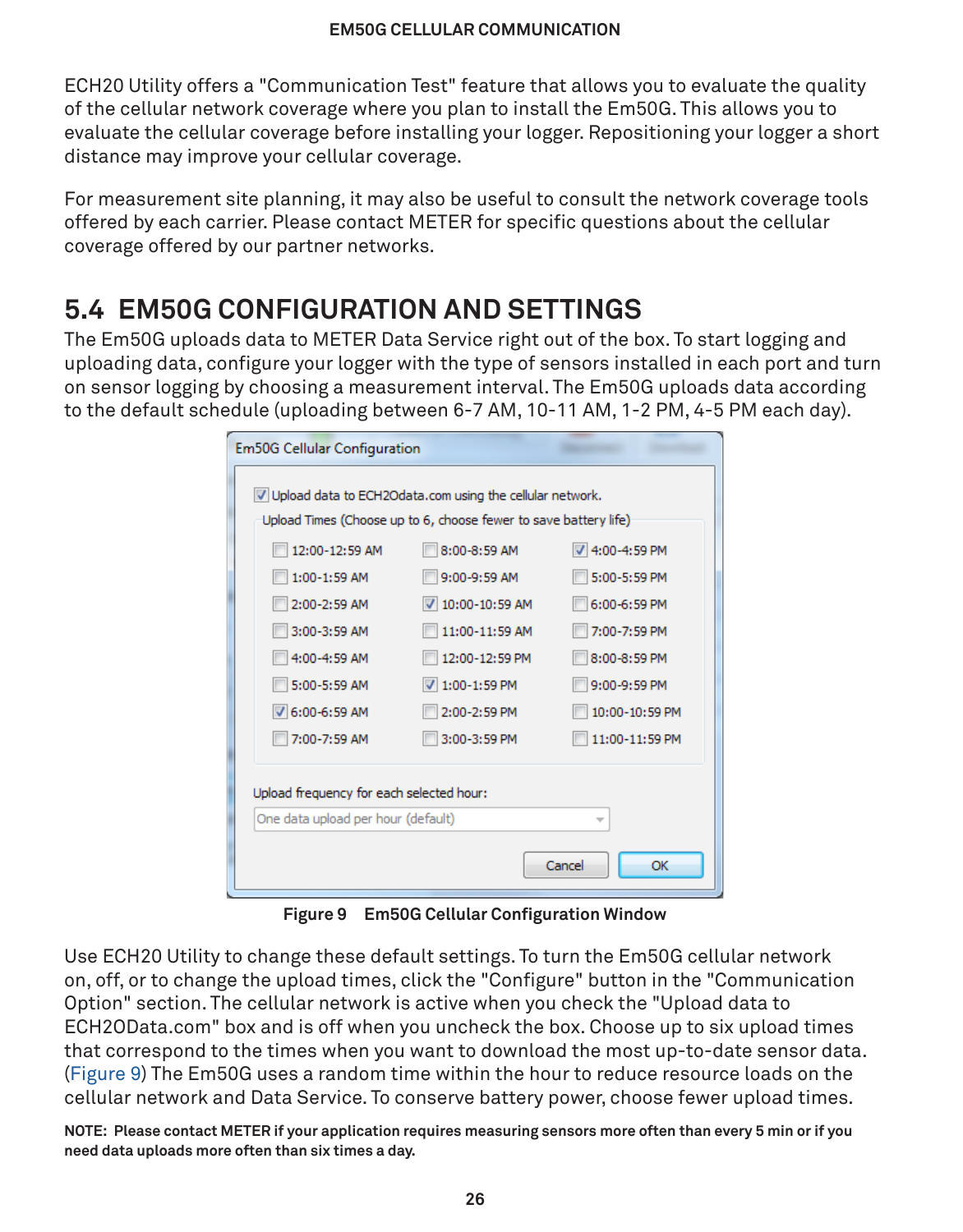ECH20 Utility offers a "Communication Test" feature that allows you to evaluate the quality of the cellular network coverage where you plan to install the Em50G. This allows you to evaluate the cellular coverage before installing your logger. Repositioning your logger a short distance may improve your cellular coverage.

For measurement site planning, it may also be useful to consult the network coverage tools offered by each carrier. Please contact METER for specific questions about the cellular coverage offered by our partner networks.

## 5.4 EM50G CONFIGURATION AND SETTINGS

The Em50G uploads data to METER Data Service right out of the box. To start logging and uploading data, configure your logger with the type of sensors installed in each port and turn on sensor logging by choosing a measurement interval. The Em50G uploads data according to the default schedule (uploading between 6-7 AM, 10-11 AM, 1-2 PM, 4-5 PM each day).

**Figure 9 Em50G Cellular Configuration Window**

Use ECH20 Utility to change these default settings. To turn the Em50G cellular network on, off, or to change the upload times, click the "Configure" button in the "Communication Option" section. The cellular network is active when you check the "Upload data to ECH2OData.com" box and is off when you uncheck the box. Choose up to six upload times that correspond to the times when you want to download the most up-to-date sensor data. (Figure 9) The Em50G uses a random time within the hour to reduce resource loads on the cellular network and Data Service. To conserve battery power, choose fewer upload times.

**NOTE: Please contact METER if your application requires measuring sensors more often than every 5 min or if you need data uploads more often than six times a day.**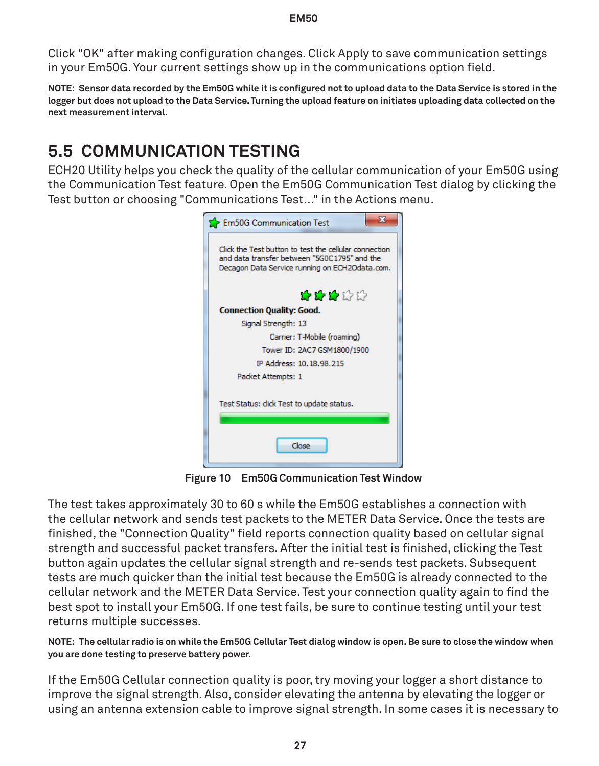Click "OK" after making configuration changes. Click Apply to save communication settings in your Em50G. Your current settings show up in the communications option field.

**NOTE: Sensor data recorded by the Em50G while it is configured not to upload data to the Data Service is stored in the logger but does not upload to the Data Service. Turning the upload feature on initiates uploading data collected on the next measurement interval.**

## 5.5 COMMUNICATION TESTING

ECH20 Utility helps you check the quality of the cellular communication of your Em50G using the Communication Test feature. Open the Em50G Communication Test dialog by clicking the Test button or choosing "Communications Test..." in the Actions menu.

**Figure 10 Em50G Communication Test Window**

The test takes approximately 30 to 60 s while the Em50G establishes a connection with the cellular network and sends test packets to the METER Data Service. Once the tests are finished, the "Connection Quality" field reports connection quality based on cellular signal strength and successful packet transfers. After the initial test is finished, clicking the Test button again updates the cellular signal strength and re-sends test packets. Subsequent tests are much quicker than the initial test because the Em50G is already connected to the cellular network and the METER Data Service. Test your connection quality again to find the best spot to install your Em50G. If one test fails, be sure to continue testing until your test returns multiple successes.

**NOTE: The cellular radio is on while the Em50G Cellular Test dialog window is open. Be sure to close the window when you are done testing to preserve battery power.**

If the Em50G Cellular connection quality is poor, try moving your logger a short distance to improve the signal strength. Also, consider elevating the antenna by elevating the logger or using an antenna extension cable to improve signal strength. In some cases it is necessary to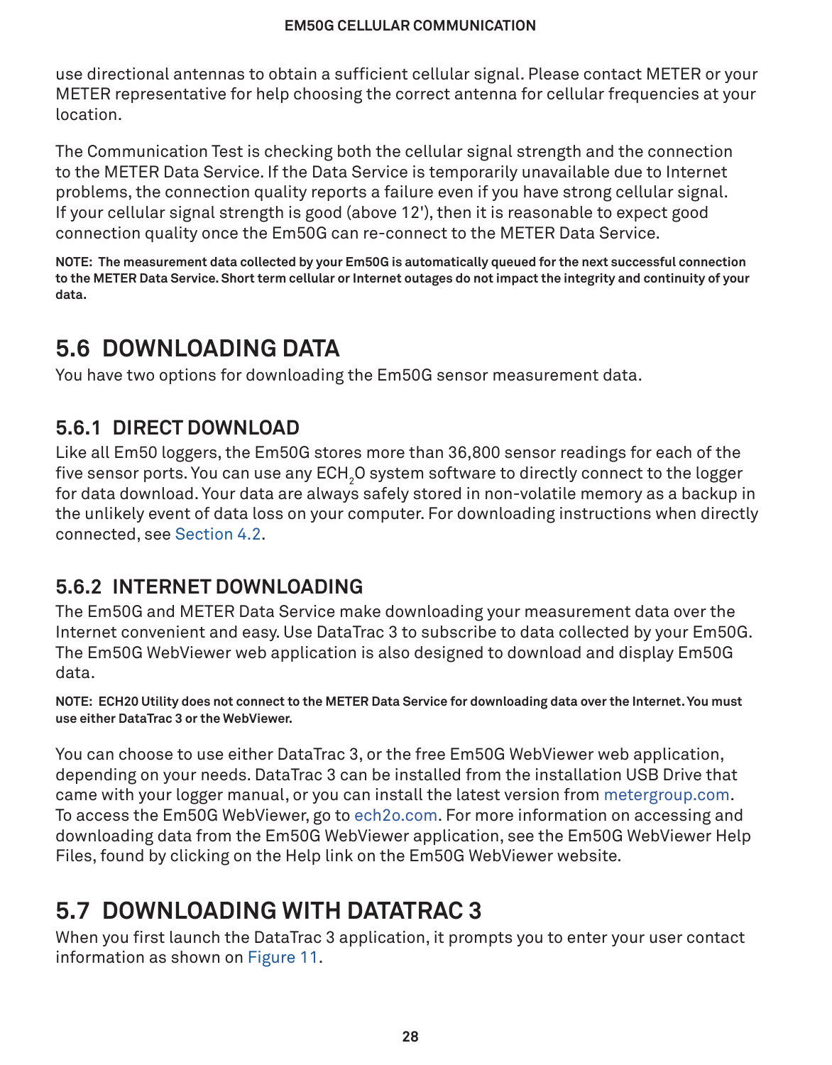use directional antennas to obtain a sufficient cellular signal. Please contact METER or your METER representative for help choosing the correct antenna for cellular frequencies at your location.

The Communication Test is checking both the cellular signal strength and the connection to the METER Data Service. If the Data Service is temporarily unavailable due to Internet problems, the connection quality reports a failure even if you have strong cellular signal. If your cellular signal strength is good (above 12'), then it is reasonable to expect good connection quality once the Em50G can re-connect to the METER Data Service.

**NOTE: The measurement data collected by your Em50G is automatically queued for the next successful connection to the METER Data Service. Short term cellular or Internet outages do not impact the integrity and continuity of your data.**

## 5.6 DOWNLOADING DATA

You have two options for downloading the Em50G sensor measurement data.

### 5.6.1 DIRECT DOWNLOAD

Like all Em50 loggers, the Em50G stores more than 36,800 sensor readings for each of the five sensor ports. You can use any $ECH_2O$ system software to directly connect to the logger for data download. Your data are always safely stored in non-volatile memory as a backup in the unlikely event of data loss on your computer. For downloading instructions when directly connected, see Section 4.2.

### 5.6.2 INTERNET DOWNLOADING

The Em50G and METER Data Service make downloading your measurement data over the Internet convenient and easy. Use DataTrac 3 to subscribe to data collected by your Em50G. The Em50G WebViewer web application is also designed to download and display Em50G data.

**NOTE: ECH20 Utility does not connect to the METER Data Service for downloading data over the Internet. You must use either DataTrac 3 or the WebViewer.**

You can choose to use either DataTrac 3, or the free Em50G WebViewer web application, depending on your needs. DataTrac 3 can be installed from the installation USB Drive that came with your logger manual, or you can install the latest version from metergroup.com. To access the Em50G WebViewer, go to ech2o.com. For more information on accessing and downloading data from the Em50G WebViewer application, see the Em50G WebViewer Help Files, found by clicking on the Help link on the Em50G WebViewer website.

## 5.7 DOWNLOADING WITH DATATRAC 3

When you first launch the DataTrac 3 application, it prompts you to enter your user contact information as shown on Figure 11.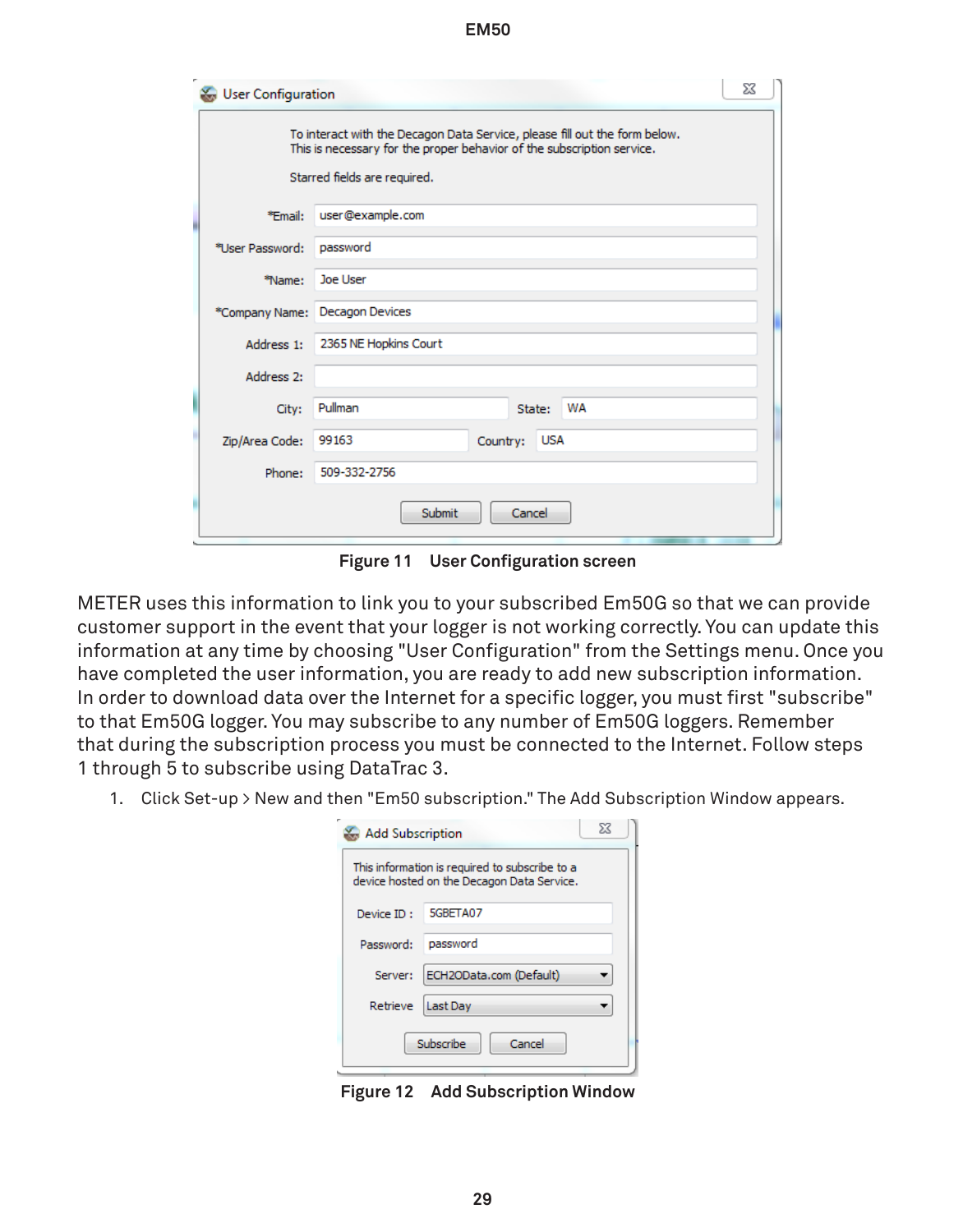Figure 11 User Configuration screen

METER uses this information to link you to your subscribed Em50G so that we can provide customer support in the event that your logger is not working correctly. You can update this information at any time by choosing "User Configuration" from the Settings menu. Once you have completed the user information, you are ready to add new subscription information. In order to download data over the Internet for a specific logger, you must first "subscribe" to that Em50G logger. You may subscribe to any number of Em50G loggers. Remember that during the subscription process you must be connected to the Internet. Follow steps 1 through 5 to subscribe using DataTrac 3.

1. Click Set-up > New and then "Em50 subscription." The Add Subscription Window appears.

Figure 12 Add Subscription Window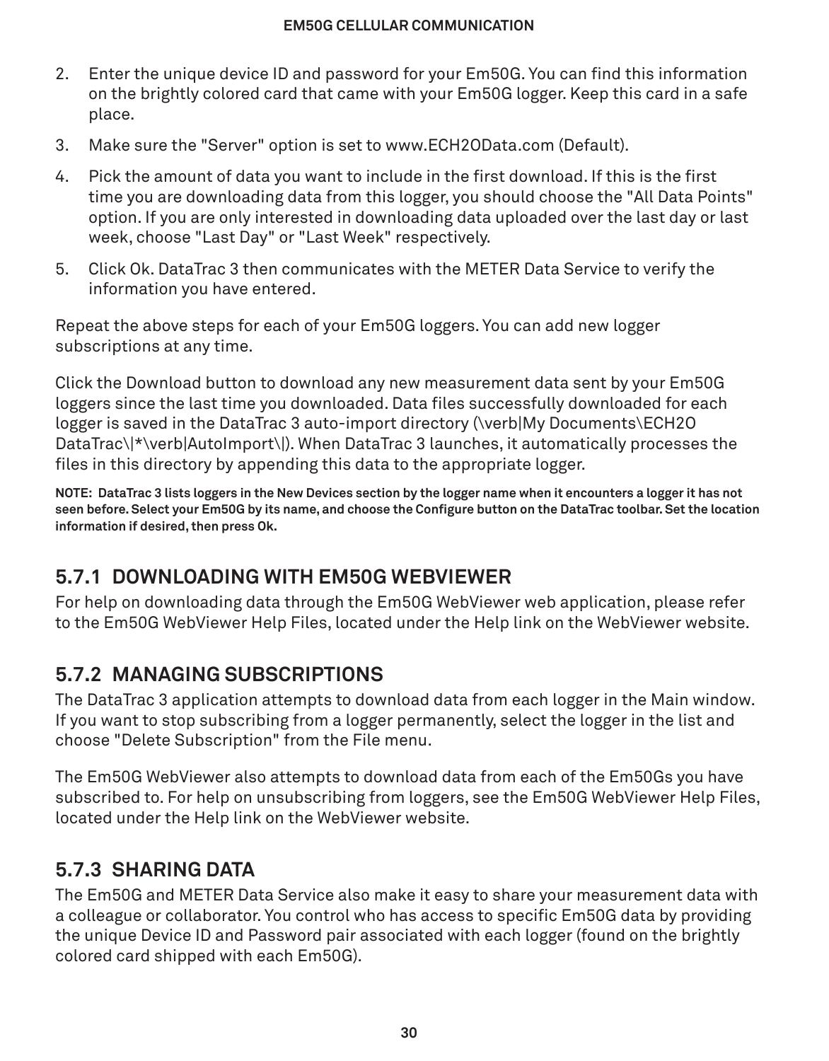2. Enter the unique device ID and password for your Em50G. You can find this information on the brightly colored card that came with your Em50G logger. Keep this card in a safe place.
3. Make sure the "Server" option is set to www.ECH2OData.com (Default).
4. Pick the amount of data you want to include in the first download. If this is the first time you are downloading data from this logger, you should choose the "All Data Points" option. If you are only interested in downloading data uploaded over the last day or last week, choose "Last Day" or "Last Week" respectively.
5. Click Ok. DataTrac 3 then communicates with the METER Data Service to verify the information you have entered.

Repeat the above steps for each of your Em50G loggers. You can add new logger subscriptions at any time.

Click the Download button to download any new measurement data sent by your Em50G loggers since the last time you downloaded. Data files successfully downloaded for each logger is saved in the DataTrac 3 auto-import directory (\verb|My Documents\ECH2O DataTrac\|*\verb|AutoImport\|). When DataTrac 3 launches, it automatically processes the files in this directory by appending this data to the appropriate logger.

**NOTE: DataTrac 3 lists loggers in the New Devices section by the logger name when it encounters a logger it has not seen before. Select your Em50G by its name, and choose the Configure button on the DataTrac toolbar. Set the location information if desired, then press Ok.**

### 5.7.1 DOWNLOADING WITH EM50G WEBVIEWER

For help on downloading data through the Em50G WebViewer web application, please refer to the Em50G WebViewer Help Files, located under the Help link on the WebViewer website.

### 5.7.2 MANAGING SUBSCRIPTIONS

The DataTrac 3 application attempts to download data from each logger in the Main window. If you want to stop subscribing from a logger permanently, select the logger in the list and choose "Delete Subscription" from the File menu.

The Em50G WebViewer also attempts to download data from each of the Em50Gs you have subscribed to. For help on unsubscribing from loggers, see the Em50G WebViewer Help Files, located under the Help link on the WebViewer website.

### 5.7.3 SHARING DATA

The Em50G and METER Data Service also make it easy to share your measurement data with a colleague or collaborator. You control who has access to specific Em50G data by providing the unique Device ID and Password pair associated with each logger (found on the brightly colored card shipped with each Em50G).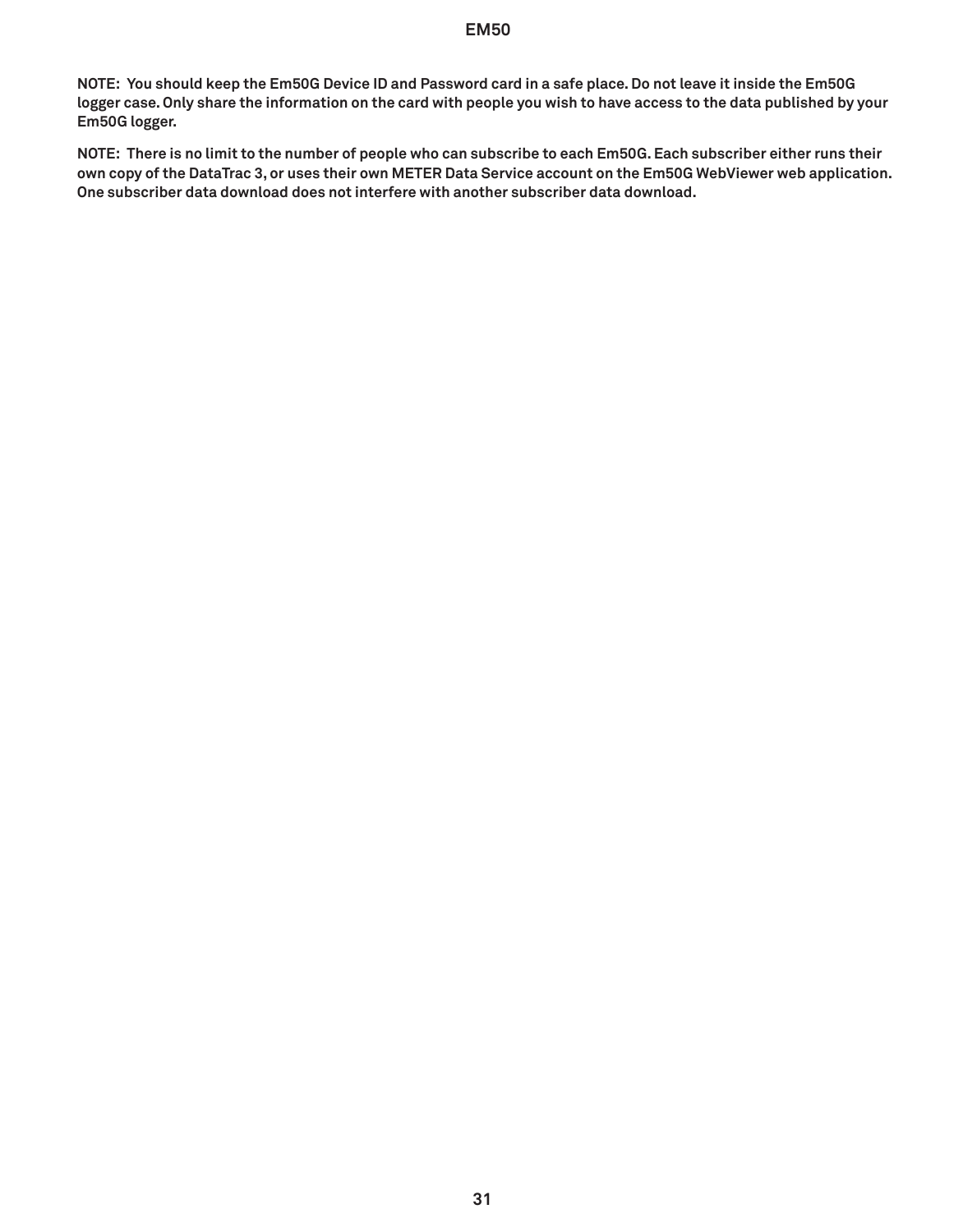**NOTE: You should keep the Em50G Device ID and Password card in a safe place. Do not leave it inside the Em50G logger case. Only share the information on the card with people you wish to have access to the data published by your Em50G logger.**

**NOTE: There is no limit to the number of people who can subscribe to each Em50G. Each subscriber either runs their own copy of the DataTrac 3, or uses their own METER Data Service account on the Em50G WebViewer web application. One subscriber data download does not interfere with another subscriber data download.**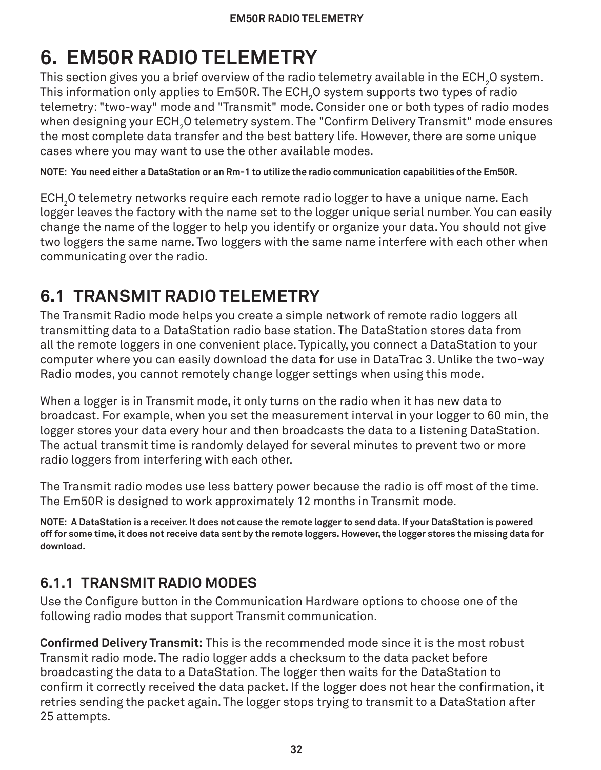# 6. EM50R RADIO TELEMETRY

This section gives you a brief overview of the radio telemetry available in the $ECH_2O$ system. This information only applies to Em50R. The $ECH_2O$ system supports two types of radio telemetry: "two-way" mode and "Transmit" mode. Consider one or both types of radio modes when designing your $ECH_2O$ telemetry system. The "Confirm Delivery Transmit" mode ensures the most complete data transfer and the best battery life. However, there are some unique cases where you may want to use the other available modes.

**NOTE: You need either a DataStation or an Rm-1 to utilize the radio communication capabilities of the Em50R.**

$ECH_2O$ telemetry networks require each remote radio logger to have a unique name. Each logger leaves the factory with the name set to the logger unique serial number. You can easily change the name of the logger to help you identify or organize your data. You should not give two loggers the same name. Two loggers with the same name interfere with each other when communicating over the radio.

## 6.1 TRANSMIT RADIO TELEMETRY

The Transmit Radio mode helps you create a simple network of remote radio loggers all transmitting data to a DataStation radio base station. The DataStation stores data from all the remote loggers in one convenient place. Typically, you connect a DataStation to your computer where you can easily download the data for use in DataTrac 3. Unlike the two-way Radio modes, you cannot remotely change logger settings when using this mode.

When a logger is in Transmit mode, it only turns on the radio when it has new data to broadcast. For example, when you set the measurement interval in your logger to 60 min, the logger stores your data every hour and then broadcasts the data to a listening DataStation. The actual transmit time is randomly delayed for several minutes to prevent two or more radio loggers from interfering with each other.

The Transmit radio modes use less battery power because the radio is off most of the time. The Em50R is designed to work approximately 12 months in Transmit mode.

**NOTE: A DataStation is a receiver. It does not cause the remote logger to send data. If your DataStation is powered off for some time, it does not receive data sent by the remote loggers. However, the logger stores the missing data for download.**

### 6.1.1 TRANSMIT RADIO MODES

Use the Configure button in the Communication Hardware options to choose one of the following radio modes that support Transmit communication.

**Confirmed Delivery Transmit:** This is the recommended mode since it is the most robust Transmit radio mode. The radio logger adds a checksum to the data packet before broadcasting the data to a DataStation. The logger then waits for the DataStation to confirm it correctly received the data packet. If the logger does not hear the confirmation, it retries sending the packet again. The logger stops trying to transmit to a DataStation after 25 attempts.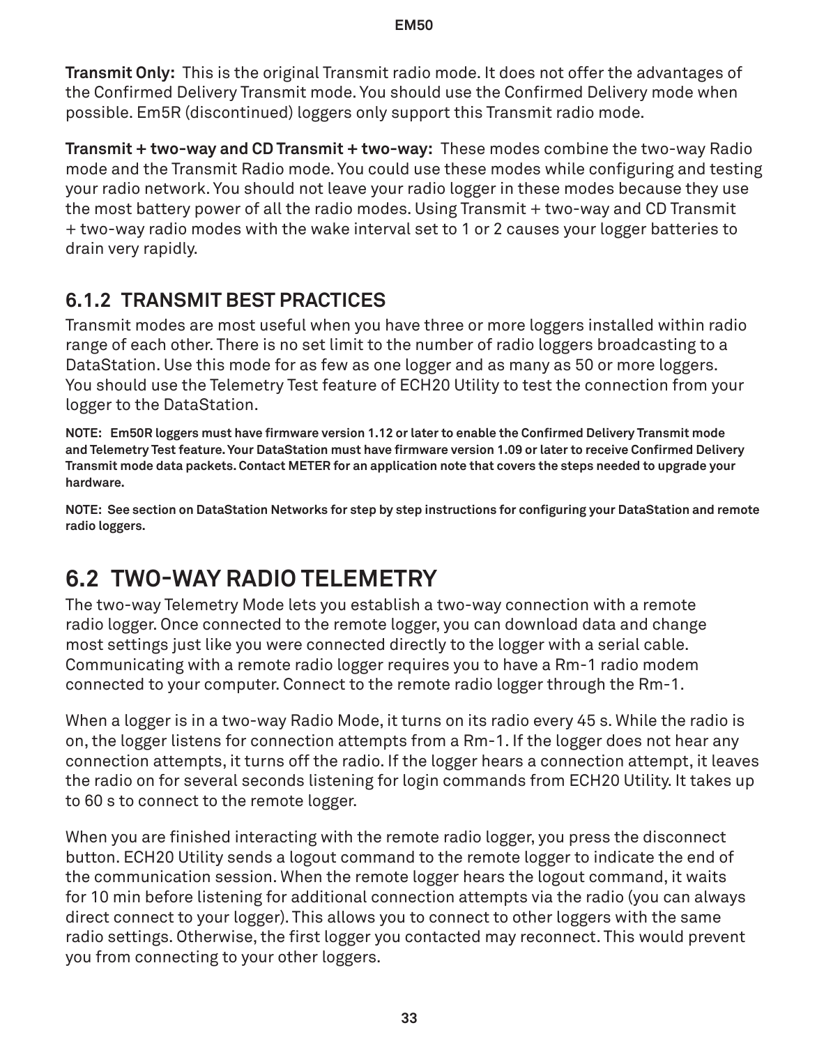**Transmit Only:** This is the original Transmit radio mode. It does not offer the advantages of the Confirmed Delivery Transmit mode. You should use the Confirmed Delivery mode when possible. Em5R (discontinued) loggers only support this Transmit radio mode.

**Transmit + two-way and CD Transmit + two-way:** These modes combine the two-way Radio mode and the Transmit Radio mode. You could use these modes while configuring and testing your radio network. You should not leave your radio logger in these modes because they use the most battery power of all the radio modes. Using Transmit + two-way and CD Transmit + two-way radio modes with the wake interval set to 1 or 2 causes your logger batteries to drain very rapidly.

### 6.1.2 TRANSMIT BEST PRACTICES

Transmit modes are most useful when you have three or more loggers installed within radio range of each other. There is no set limit to the number of radio loggers broadcasting to a DataStation. Use this mode for as few as one logger and as many as 50 or more loggers. You should use the Telemetry Test feature of ECH2O Utility to test the connection from your logger to the DataStation.

**NOTE: Em50R loggers must have firmware version 1.12 or later to enable the Confirmed Delivery Transmit mode and Telemetry Test feature. Your DataStation must have firmware version 1.09 or later to receive Confirmed Delivery Transmit mode data packets. Contact METER for an application note that covers the steps needed to upgrade your hardware.**

**NOTE: See section on DataStation Networks for step by step instructions for configuring your DataStation and remote radio loggers.**

## 6.2 TWO-WAY RADIO TELEMETRY

The two-way Telemetry Mode lets you establish a two-way connection with a remote radio logger. Once connected to the remote logger, you can download data and change most settings just like you were connected directly to the logger with a serial cable. Communicating with a remote radio logger requires you to have a Rm-1 radio modem connected to your computer. Connect to the remote radio logger through the Rm-1.

When a logger is in a two-way Radio Mode, it turns on its radio every 45 s. While the radio is on, the logger listens for connection attempts from a Rm-1. If the logger does not hear any connection attempts, it turns off the radio. If the logger hears a connection attempt, it leaves the radio on for several seconds listening for login commands from ECH2O Utility. It takes up to 60 s to connect to the remote logger.

When you are finished interacting with the remote radio logger, you press the disconnect button. ECH2O Utility sends a logout command to the remote logger to indicate the end of the communication session. When the remote logger hears the logout command, it waits for 10 min before listening for additional connection attempts via the radio (you can always direct connect to your logger). This allows you to connect to other loggers with the same radio settings. Otherwise, the first logger you contacted may reconnect. This would prevent you from connecting to your other loggers.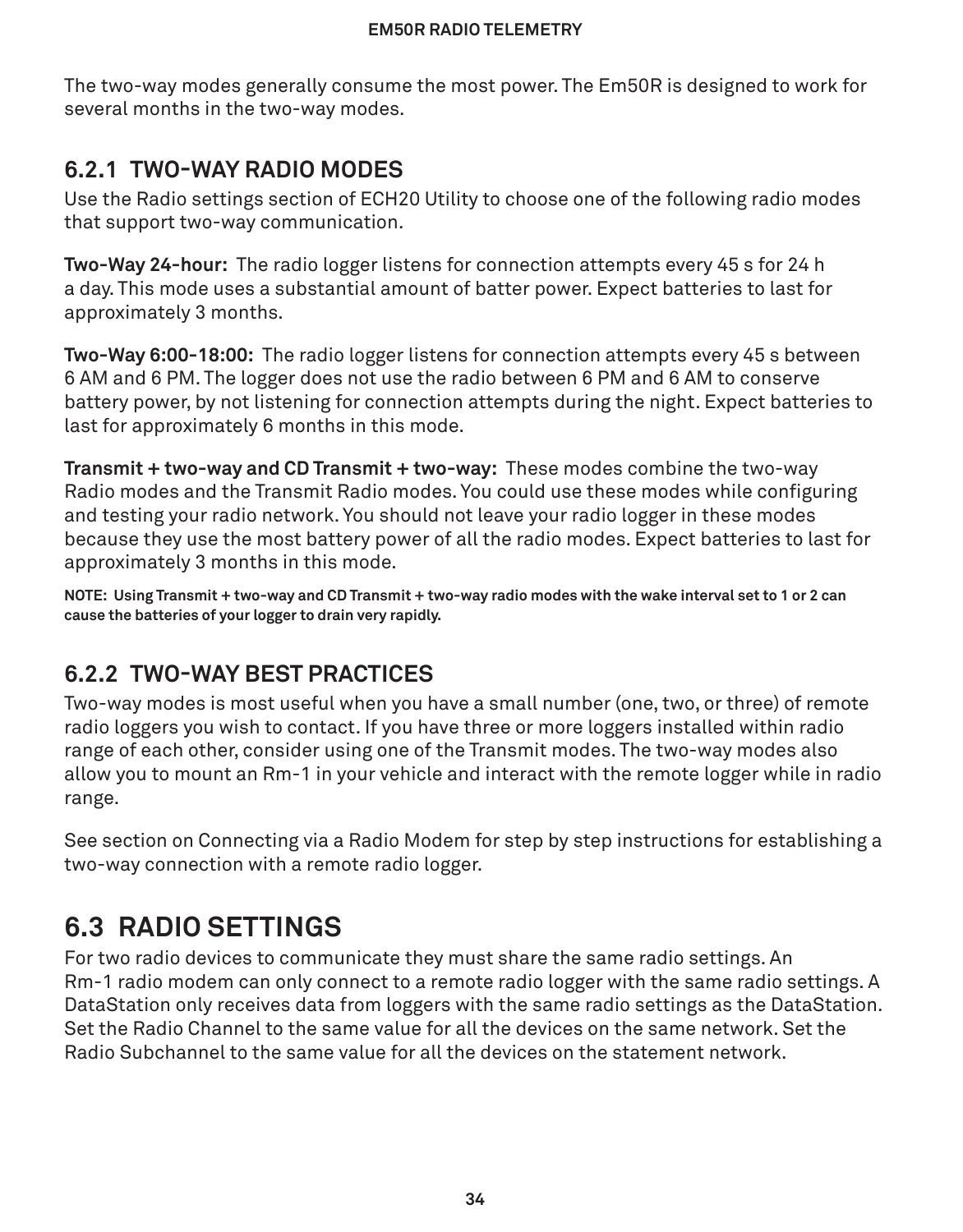The two-way modes generally consume the most power. The Em50R is designed to work for several months in the two-way modes.

### 6.2.1 TWO-WAY RADIO MODES

Use the Radio settings section of ECH20 Utility to choose one of the following radio modes that support two-way communication.

**Two-Way 24-hour:** The radio logger listens for connection attempts every 45 s for 24 h a day. This mode uses a substantial amount of batter power. Expect batteries to last for approximately 3 months.

**Two-Way 6:00-18:00:** The radio logger listens for connection attempts every 45 s between 6 AM and 6 PM. The logger does not use the radio between 6 PM and 6 AM to conserve battery power, by not listening for connection attempts during the night. Expect batteries to last for approximately 6 months in this mode.

**Transmit + two-way and CD Transmit + two-way:** These modes combine the two-way Radio modes and the Transmit Radio modes. You could use these modes while configuring and testing your radio network. You should not leave your radio logger in these modes because they use the most battery power of all the radio modes. Expect batteries to last for approximately 3 months in this mode.

**NOTE: Using Transmit + two-way and CD Transmit + two-way radio modes with the wake interval set to 1 or 2 can cause the batteries of your logger to drain very rapidly.**

### 6.2.2 TWO-WAY BEST PRACTICES

Two-way modes is most useful when you have a small number (one, two, or three) of remote radio loggers you wish to contact. If you have three or more loggers installed within radio range of each other, consider using one of the Transmit modes. The two-way modes also allow you to mount an Rm-1 in your vehicle and interact with the remote logger while in radio range.

See section on Connecting via a Radio Modem for step by step instructions for establishing a two-way connection with a remote radio logger.

## 6.3 RADIO SETTINGS

For two radio devices to communicate they must share the same radio settings. An Rm-1 radio modem can only connect to a remote radio logger with the same radio settings. A DataStation only receives data from loggers with the same radio settings as the DataStation. Set the Radio Channel to the same value for all the devices on the same network. Set the Radio Subchannel to the same value for all the devices on the statement network.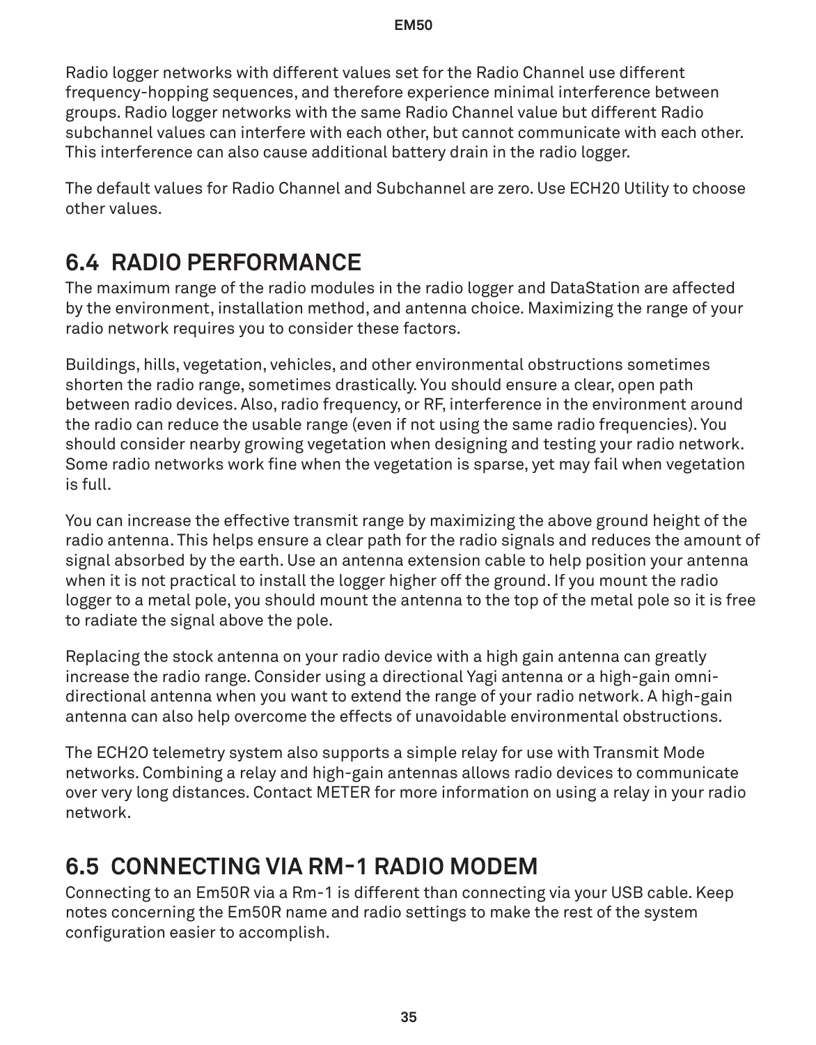Radio logger networks with different values set for the Radio Channel use different frequency-hopping sequences, and therefore experience minimal interference between groups. Radio logger networks with the same Radio Channel value but different Radio subchannel values can interfere with each other, but cannot communicate with each other. This interference can also cause additional battery drain in the radio logger.

The default values for Radio Channel and Subchannel are zero. Use ECH20 Utility to choose other values.

## 6.4 RADIO PERFORMANCE

The maximum range of the radio modules in the radio logger and DataStation are affected by the environment, installation method, and antenna choice. Maximizing the range of your radio network requires you to consider these factors.

Buildings, hills, vegetation, vehicles, and other environmental obstructions sometimes shorten the radio range, sometimes drastically. You should ensure a clear, open path between radio devices. Also, radio frequency, or RF, interference in the environment around the radio can reduce the usable range (even if not using the same radio frequencies). You should consider nearby growing vegetation when designing and testing your radio network. Some radio networks work fine when the vegetation is sparse, yet may fail when vegetation is full.

You can increase the effective transmit range by maximizing the above ground height of the radio antenna. This helps ensure a clear path for the radio signals and reduces the amount of signal absorbed by the earth. Use an antenna extension cable to help position your antenna when it is not practical to install the logger higher off the ground. If you mount the radio logger to a metal pole, you should mount the antenna to the top of the metal pole so it is free to radiate the signal above the pole.

Replacing the stock antenna on your radio device with a high gain antenna can greatly increase the radio range. Consider using a directional Yagi antenna or a high-gain omni-directional antenna when you want to extend the range of your radio network. A high-gain antenna can also help overcome the effects of unavoidable environmental obstructions.

The ECH2O telemetry system also supports a simple relay for use with Transmit Mode networks. Combining a relay and high-gain antennas allows radio devices to communicate over very long distances. Contact METER for more information on using a relay in your radio network.

## 6.5 CONNECTING VIA RM-1 RADIO MODEM

Connecting to an Em50R via a Rm-1 is different than connecting via your USB cable. Keep notes concerning the Em50R name and radio settings to make the rest of the system configuration easier to accomplish.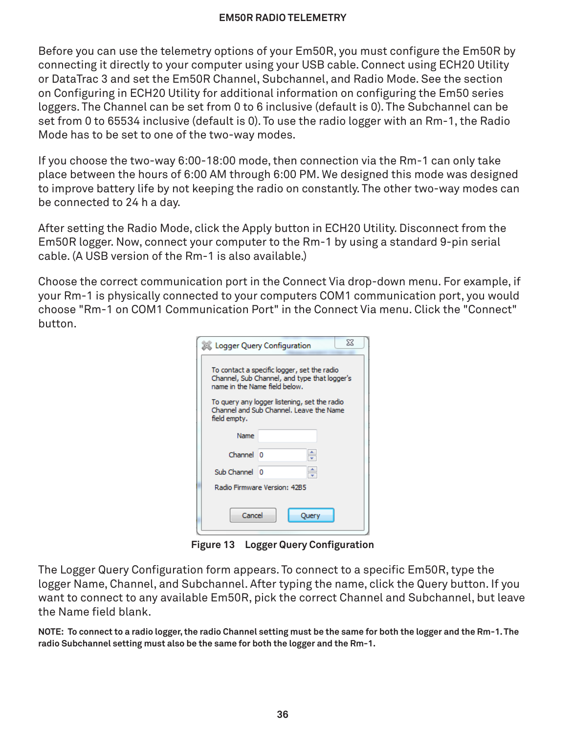Before you can use the telemetry options of your Em50R, you must configure the Em50R by connecting it directly to your computer using your USB cable. Connect using ECH20 Utility or DataTrac 3 and set the Em50R Channel, Subchannel, and Radio Mode. See the section on Configuring in ECH20 Utility for additional information on configuring the Em50 series loggers. The Channel can be set from 0 to 6 inclusive (default is 0). The Subchannel can be set from 0 to 65534 inclusive (default is 0). To use the radio logger with an Rm-1, the Radio Mode has to be set to one of the two-way modes.

If you choose the two-way 6:00-18:00 mode, then connection via the Rm-1 can only take place between the hours of 6:00 AM through 6:00 PM. We designed this mode was designed to improve battery life by not keeping the radio on constantly. The other two-way modes can be connected to 24 h a day.

After setting the Radio Mode, click the Apply button in ECH20 Utility. Disconnect from the Em50R logger. Now, connect your computer to the Rm-1 by using a standard 9-pin serial cable. (A USB version of the Rm-1 is also available.)

Choose the correct communication port in the Connect Via drop-down menu. For example, if your Rm-1 is physically connected to your computers COM1 communication port, you would choose "Rm-1 on COM1 Communication Port" in the Connect Via menu. Click the "Connect" button.

**Figure 13 Logger Query Configuration**

The Logger Query Configuration form appears. To connect to a specific Em50R, type the logger Name, Channel, and Subchannel. After typing the name, click the Query button. If you want to connect to any available Em50R, pick the correct Channel and Subchannel, but leave the Name field blank.

**NOTE: To connect to a radio logger, the radio Channel setting must be the same for both the logger and the Rm-1. The radio Subchannel setting must also be the same for both the logger and the Rm-1.**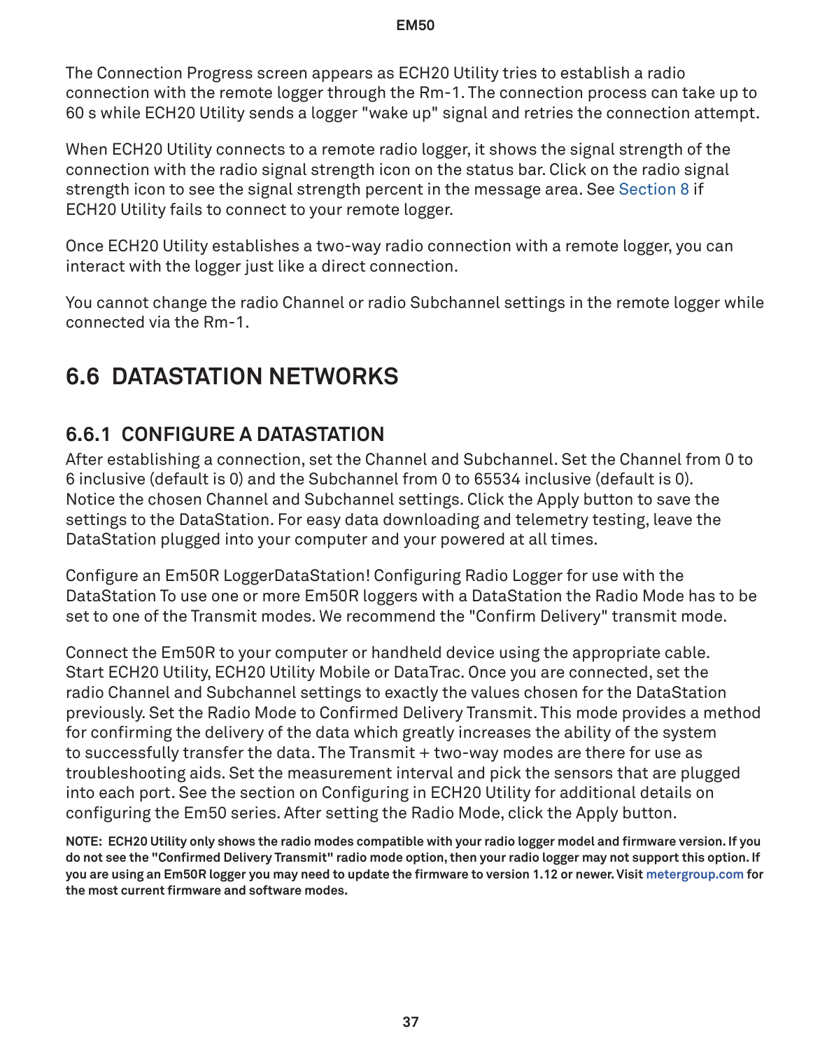The Connection Progress screen appears as ECH20 Utility tries to establish a radio connection with the remote logger through the Rm-1. The connection process can take up to 60 s while ECH20 Utility sends a logger "wake up" signal and retries the connection attempt.

When ECH20 Utility connects to a remote radio logger, it shows the signal strength of the connection with the radio signal strength icon on the status bar. Click on the radio signal strength icon to see the signal strength percent in the message area. See Section 8 if ECH20 Utility fails to connect to your remote logger.

Once ECH20 Utility establishes a two-way radio connection with a remote logger, you can interact with the logger just like a direct connection.

You cannot change the radio Channel or radio Subchannel settings in the remote logger while connected via the Rm-1.

## 6.6 DATASTATION NETWORKS

### 6.6.1 CONFIGURE A DATASTATION

After establishing a connection, set the Channel and Subchannel. Set the Channel from 0 to 6 inclusive (default is 0) and the Subchannel from 0 to 65534 inclusive (default is 0). Notice the chosen Channel and Subchannel settings. Click the Apply button to save the settings to the DataStation. For easy data downloading and telemetry testing, leave the DataStation plugged into your computer and your powered at all times.

Configure an Em50R LoggerDataStation! Configuring Radio Logger for use with the DataStation To use one or more Em50R loggers with a DataStation the Radio Mode has to be set to one of the Transmit modes. We recommend the "Confirm Delivery" transmit mode.

Connect the Em50R to your computer or handheld device using the appropriate cable. Start ECH20 Utility, ECH20 Utility Mobile or DataTrac. Once you are connected, set the radio Channel and Subchannel settings to exactly the values chosen for the DataStation previously. Set the Radio Mode to Confirmed Delivery Transmit. This mode provides a method for confirming the delivery of the data which greatly increases the ability of the system to successfully transfer the data. The Transmit + two-way modes are there for use as troubleshooting aids. Set the measurement interval and pick the sensors that are plugged into each port. See the section on Configuring in ECH20 Utility for additional details on configuring the Em50 series. After setting the Radio Mode, click the Apply button.

**NOTE: ECH20 Utility only shows the radio modes compatible with your radio logger model and firmware version. If you do not see the "Confirmed Delivery Transmit" radio mode option, then your radio logger may not support this option. If you are using an Em50R logger you may need to update the firmware to version 1.12 or newer. Visit metergroup.com for the most current firmware and software modes.**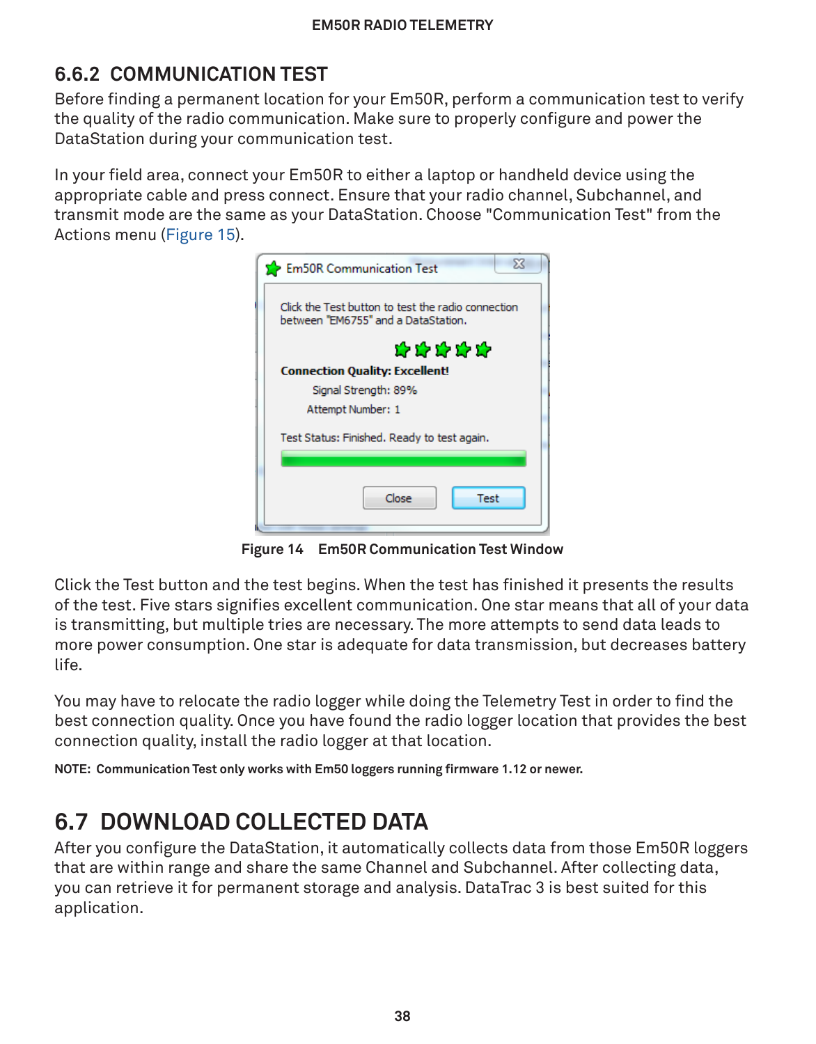### 6.6.2 COMMUNICATION TEST

Before finding a permanent location for your Em50R, perform a communication test to verify the quality of the radio communication. Make sure to properly configure and power the DataStation during your communication test.

In your field area, connect your Em50R to either a laptop or handheld device using the appropriate cable and press connect. Ensure that your radio channel, Subchannel, and transmit mode are the same as your DataStation. Choose "Communication Test" from the Actions menu (Figure 15).

**Figure 14 Em50R Communication Test Window**

Click the Test button and the test begins. When the test has finished it presents the results of the test. Five stars signifies excellent communication. One star means that all of your data is transmitting, but multiple tries are necessary. The more attempts to send data leads to more power consumption. One star is adequate for data transmission, but decreases battery life.

You may have to relocate the radio logger while doing the Telemetry Test in order to find the best connection quality. Once you have found the radio logger location that provides the best connection quality, install the radio logger at that location.

**NOTE: Communication Test only works with Em50 loggers running firmware 1.12 or newer.**

## 6.7 DOWNLOAD COLLECTED DATA

After you configure the DataStation, it automatically collects data from those Em50R loggers that are within range and share the same Channel and Subchannel. After collecting data, you can retrieve it for permanent storage and analysis. DataTrac 3 is best suited for this application.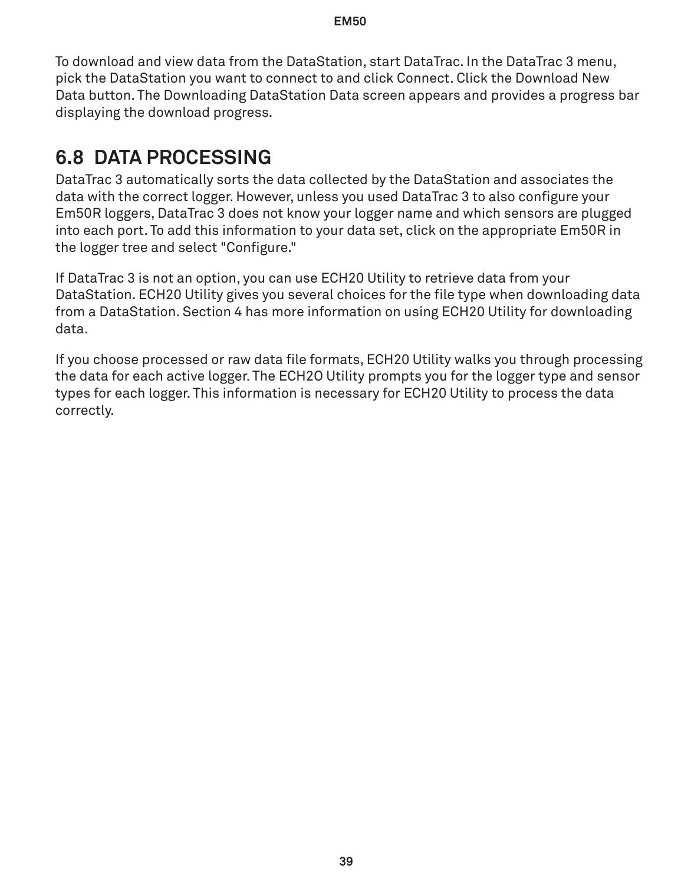To download and view data from the DataStation, start DataTrac. In the DataTrac 3 menu, pick the DataStation you want to connect to and click Connect. Click the Download New Data button. The Downloading DataStation Data screen appears and provides a progress bar displaying the download progress.

## 6.8 DATA PROCESSING

DataTrac 3 automatically sorts the data collected by the DataStation and associates the data with the correct logger. However, unless you used DataTrac 3 to also configure your Em50R loggers, DataTrac 3 does not know your logger name and which sensors are plugged into each port. To add this information to your data set, click on the appropriate Em50R in the logger tree and select "Configure."

If DataTrac 3 is not an option, you can use ECH20 Utility to retrieve data from your DataStation. ECH20 Utility gives you several choices for the file type when downloading data from a DataStation. Section 4 has more information on using ECH20 Utility for downloading data.

If you choose processed or raw data file formats, ECH20 Utility walks you through processing the data for each active logger. The ECH2O Utility prompts you for the logger type and sensor types for each logger. This information is necessary for ECH20 Utility to process the data correctly.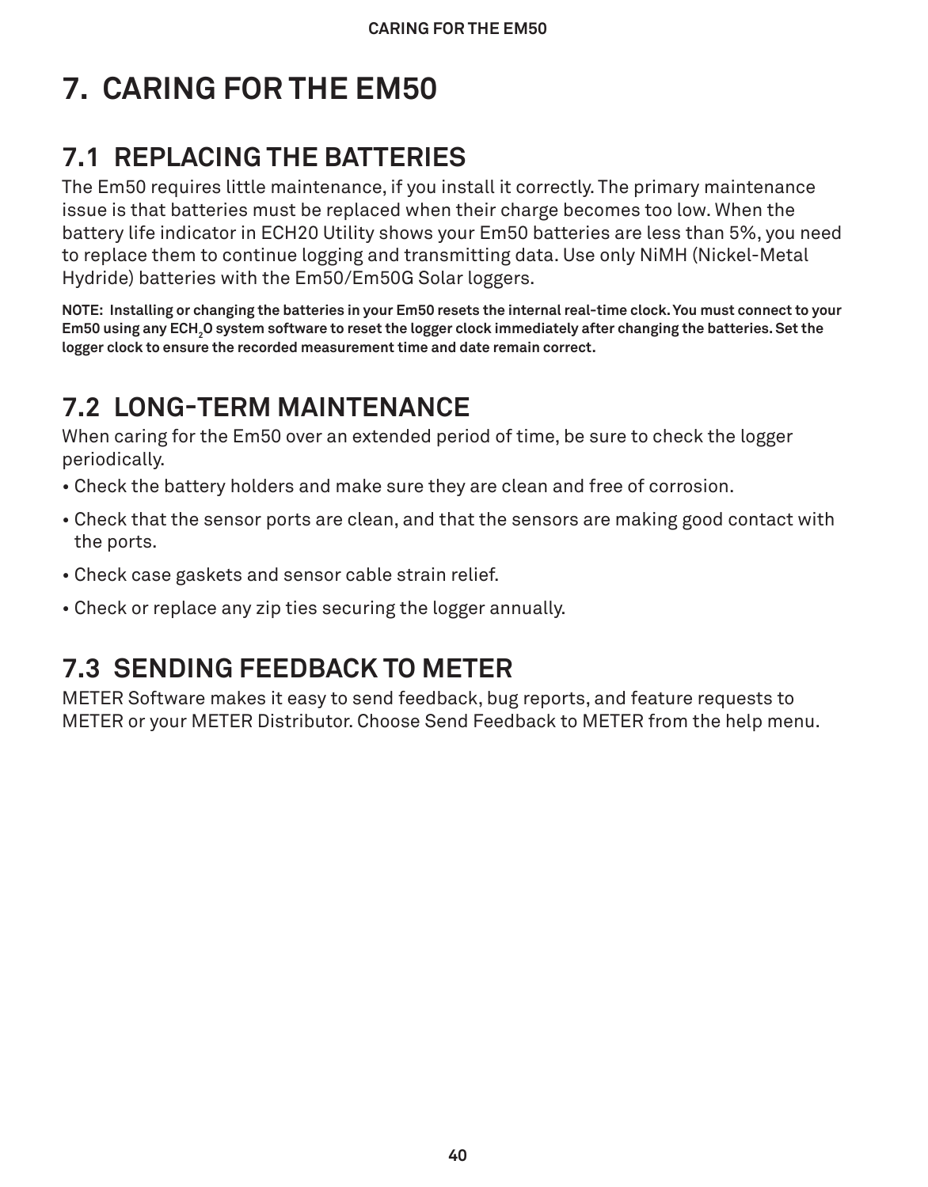# 7. CARING FOR THE EM50

## 7.1 REPLACING THE BATTERIES

The Em50 requires little maintenance, if you install it correctly. The primary maintenance issue is that batteries must be replaced when their charge becomes too low. When the battery life indicator in ECH20 Utility shows your Em50 batteries are less than 5%, you need to replace them to continue logging and transmitting data. Use only NiMH (Nickel-Metal Hydride) batteries with the Em50/Em50G Solar loggers.

**NOTE: Installing or changing the batteries in your Em50 resets the internal real-time clock. You must connect to your Em50 using any ECH$_2$O system software to reset the logger clock immediately after changing the batteries. Set the logger clock to ensure the recorded measurement time and date remain correct.**

## 7.2 LONG-TERM MAINTENANCE

When caring for the Em50 over an extended period of time, be sure to check the logger periodically.

- Check the battery holders and make sure they are clean and free of corrosion.
- Check that the sensor ports are clean, and that the sensors are making good contact with the ports.
- Check case gaskets and sensor cable strain relief.
- Check or replace any zip ties securing the logger annually.

## 7.3 SENDING FEEDBACK TO METER

METER Software makes it easy to send feedback, bug reports, and feature requests to METER or your METER Distributor. Choose Send Feedback to METER from the help menu.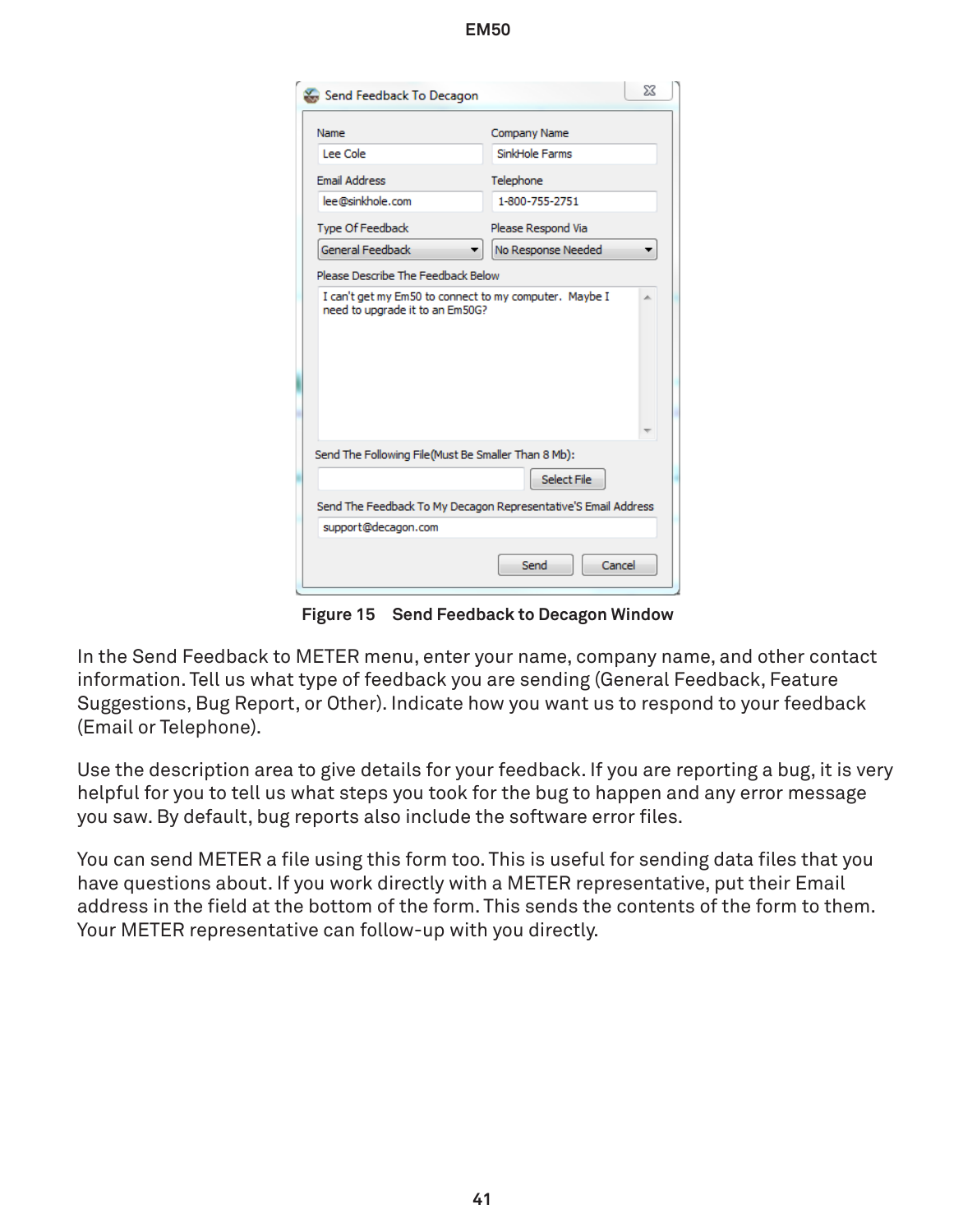Figure 15 Send Feedback to Decagon Window

In the Send Feedback to METER menu, enter your name, company name, and other contact information. Tell us what type of feedback you are sending (General Feedback, Feature Suggestions, Bug Report, or Other). Indicate how you want us to respond to your feedback (Email or Telephone).

Use the description area to give details for your feedback. If you are reporting a bug, it is very helpful for you to tell us what steps you took for the bug to happen and any error message you saw. By default, bug reports also include the software error files.

You can send METER a file using this form too. This is useful for sending data files that you have questions about. If you work directly with a METER representative, put their Email address in the field at the bottom of the form. This sends the contents of the form to them. Your METER representative can follow-up with you directly.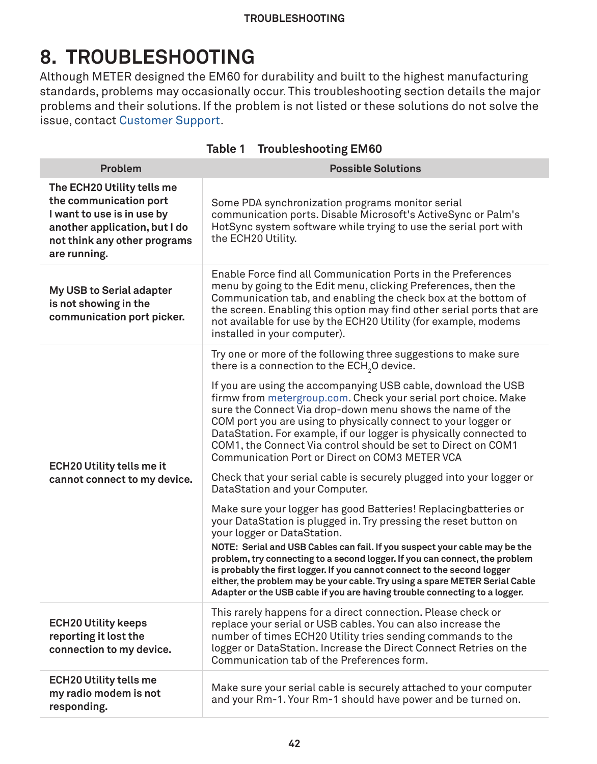# 8. TROUBLESHOOTING

Although METER designed the EM60 for durability and built to the highest manufacturing standards, problems may occasionally occur. This troubleshooting section details the major problems and their solutions. If the problem is not listed or these solutions do not solve the issue, contact Customer Support.

**Table 1 Troubleshooting EM60**

| Problem | Possible Solutions |
|---|---|
| **The ECH20 Utility tells me the communication port I want to use is in use by another application, but I do not think any other programs are running.** | Some PDA synchronization programs monitor serial communication ports. Disable Microsoft's ActiveSync or Palm's HotSync system software while trying to use the serial port with the ECH20 Utility. |
| **My USB to Serial adapter is not showing in the communication port picker.** | Enable Force find all Communication Ports in the Preferences menu by going to the Edit menu, clicking Preferences, then the Communication tab, and enabling the check box at the bottom of the screen. Enabling this option may find other serial ports that are not available for use by the ECH20 Utility (for example, modems installed in your computer). |
| **ECH20 Utility tells me it cannot connect to my device.** | Try one or more of the following three suggestions to make sure there is a connection to the $ECH_2O$ device.<br><br>If you are using the accompanying USB cable, download the USB firmw from metergroup.com. Check your serial port choice. Make sure the Connect Via drop-down menu shows the name of the COM port you are using to physically connect to your logger or DataStation. For example, if our logger is physically connected to COM1, the Connect Via control should be set to Direct on COM1 Communication Port or Direct on COM3 METER VCA<br><br>Check that your serial cable is securely plugged into your logger or DataStation and your Computer.<br><br>Make sure your logger has good Batteries! Replacingbatteries or your DataStation is plugged in. Try pressing the reset button on your logger or DataStation.<br>**NOTE: Serial and USB Cables can fail. If you suspect your cable may be the problem, try connecting to a second logger. If you can connect, the problem is probably the first logger. If you cannot connect to the second logger either, the problem may be your cable. Try using a spare METER Serial Cable Adapter or the USB cable if you are having trouble connecting to a logger.** |
| **ECH20 Utility keeps reporting it lost the connection to my device.** | This rarely happens for a direct connection. Please check or replace your serial or USB cables. You can also increase the number of times ECH20 Utility tries sending commands to the logger or DataStation. Increase the Direct Connect Retries on the Communication tab of the Preferences form. |
| **ECH20 Utility tells me my radio modem is not responding.** | Make sure your serial cable is securely attached to your computer and your Rm-1. Your Rm-1 should have power and be turned on. |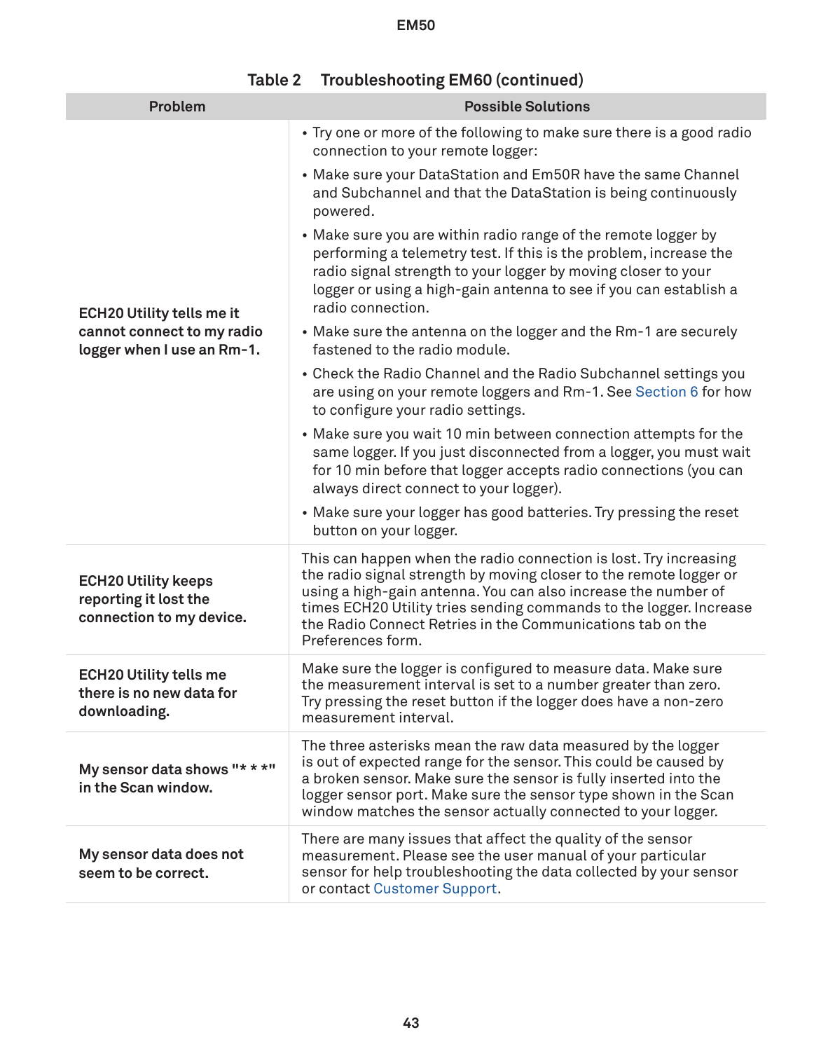Table 2 Troubleshooting EM60 (continued)

| Problem | Possible Solutions |
|---|---|
| **ECH20 Utility tells me it cannot connect to my radio logger when I use an Rm-1.** | • Try one or more of the following to make sure there is a good radio connection to your remote logger:<br>• Make sure your DataStation and Em50R have the same Channel and Subchannel and that the DataStation is being continuously powered.<br>• Make sure you are within radio range of the remote logger by performing a telemetry test. If this is the problem, increase the radio signal strength to your logger by moving closer to your logger or using a high-gain antenna to see if you can establish a radio connection.<br>• Make sure the antenna on the logger and the Rm-1 are securely fastened to the radio module.<br>• Check the Radio Channel and the Radio Subchannel settings you are using on your remote loggers and Rm-1. See Section 6 for how to configure your radio settings.<br>• Make sure you wait 10 min between connection attempts for the same logger. If you just disconnected from a logger, you must wait for 10 min before that logger accepts radio connections (you can always direct connect to your logger).<br>• Make sure your logger has good batteries. Try pressing the reset button on your logger. |
| **ECH20 Utility keeps reporting it lost the connection to my device.** | This can happen when the radio connection is lost. Try increasing the radio signal strength by moving closer to the remote logger or using a high-gain antenna. You can also increase the number of times ECH20 Utility tries sending commands to the logger. Increase the Radio Connect Retries in the Communications tab on the Preferences form. |
| **ECH20 Utility tells me there is no new data for downloading.** | Make sure the logger is configured to measure data. Make sure the measurement interval is set to a number greater than zero. Try pressing the reset button if the logger does have a non-zero measurement interval. |
| **My sensor data shows "* * *" in the Scan window.** | The three asterisks mean the raw data measured by the logger is out of expected range for the sensor. This could be caused by a broken sensor. Make sure the sensor is fully inserted into the logger sensor port. Make sure the sensor type shown in the Scan window matches the sensor actually connected to your logger. |
| **My sensor data does not seem to be correct.** | There are many issues that affect the quality of the sensor measurement. Please see the user manual of your particular sensor for help troubleshooting the data collected by your sensor or contact Customer Support. |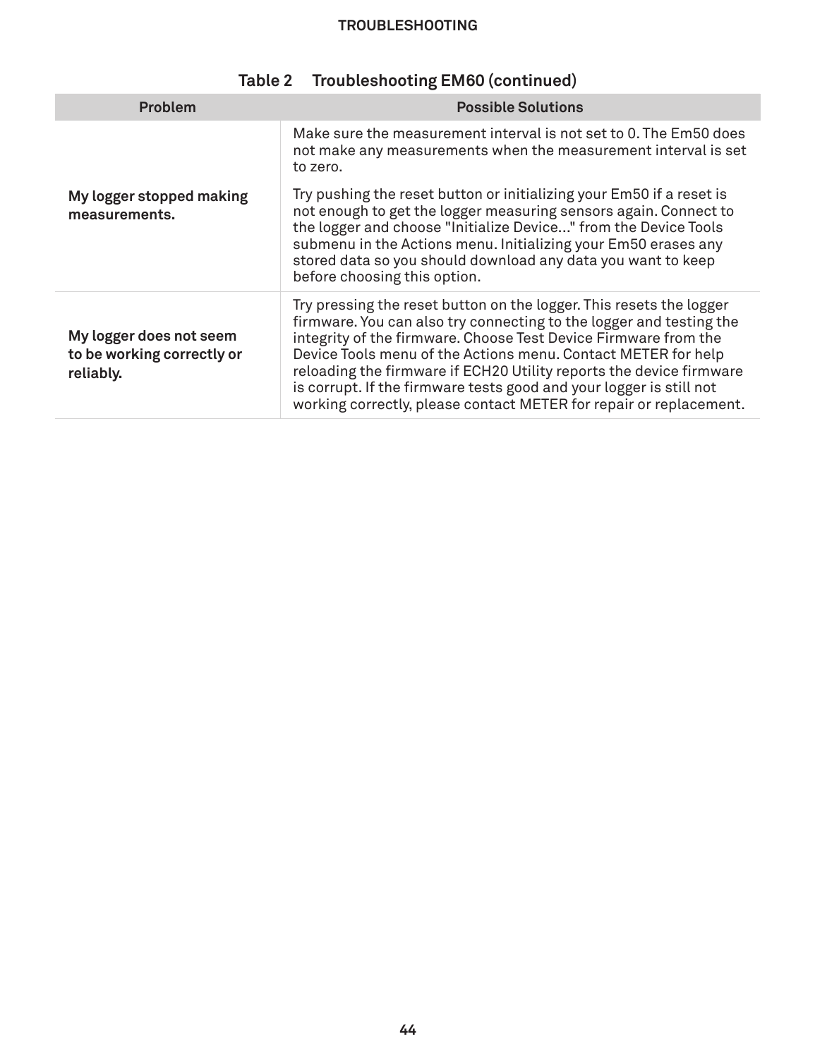**Table 2 Troubleshooting EM60 (continued)**

| Problem | Possible Solutions |
| --- | --- |
| **My logger stopped making measurements.** | Make sure the measurement interval is not set to 0. The Em50 does not make any measurements when the measurement interval is set to zero.<br><br>Try pushing the reset button or initializing your Em50 if a reset is not enough to get the logger measuring sensors again. Connect to the logger and choose "Initialize Device..." from the Device Tools submenu in the Actions menu. Initializing your Em50 erases any stored data so you should download any data you want to keep before choosing this option. |
| **My logger does not seem to be working correctly or reliably.** | Try pressing the reset button on the logger. This resets the logger firmware. You can also try connecting to the logger and testing the integrity of the firmware. Choose Test Device Firmware from the Device Tools menu of the Actions menu. Contact METER for help reloading the firmware if ECH20 Utility reports the device firmware is corrupt. If the firmware tests good and your logger is still not working correctly, please contact METER for repair or replacement. |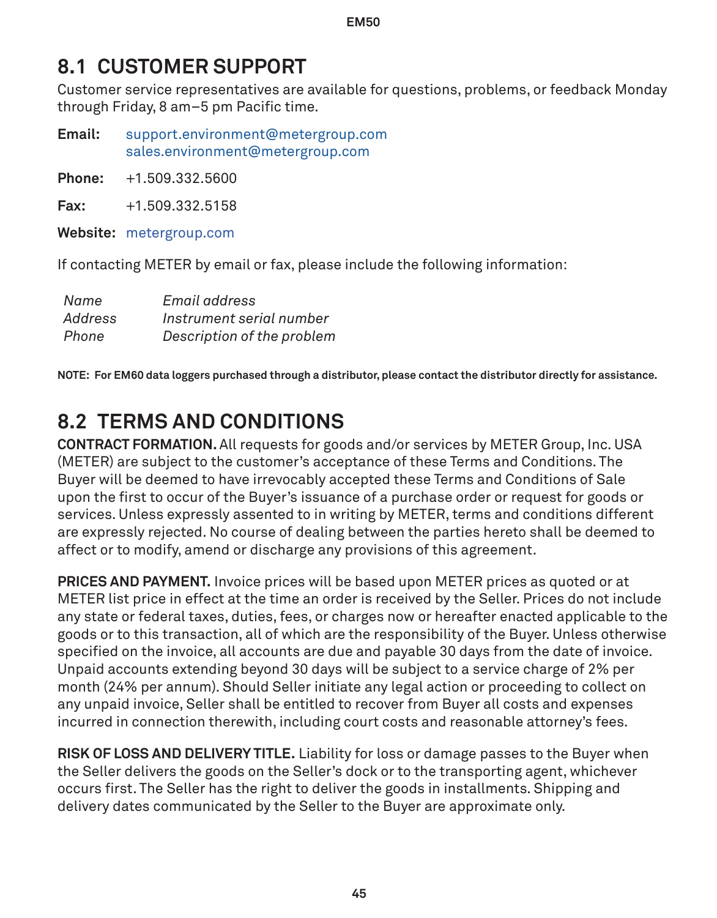## 8.1 CUSTOMER SUPPORT

Customer service representatives are available for questions, problems, or feedback Monday through Friday, 8 am–5 pm Pacific time.

**Email:** support.environment@metergroup.com
sales.environment@metergroup.com

**Phone:** +1.509.332.5600

**Fax:** +1.509.332.5158

**Website:** metergroup.com

If contacting METER by email or fax, please include the following information:

| | |
|---|---|
| *Name* | *Email address* |
| *Address* | *Instrument serial number* |
| *Phone* | *Description of the problem* |

**NOTE: For EM60 data loggers purchased through a distributor, please contact the distributor directly for assistance.**

## 8.2 TERMS AND CONDITIONS

**CONTRACT FORMATION.** All requests for goods and/or services by METER Group, Inc. USA (METER) are subject to the customer's acceptance of these Terms and Conditions. The Buyer will be deemed to have irrevocably accepted these Terms and Conditions of Sale upon the first to occur of the Buyer's issuance of a purchase order or request for goods or services. Unless expressly assented to in writing by METER, terms and conditions different are expressly rejected. No course of dealing between the parties hereto shall be deemed to affect or to modify, amend or discharge any provisions of this agreement.

**PRICES AND PAYMENT.** Invoice prices will be based upon METER prices as quoted or at METER list price in effect at the time an order is received by the Seller. Prices do not include any state or federal taxes, duties, fees, or charges now or hereafter enacted applicable to the goods or to this transaction, all of which are the responsibility of the Buyer. Unless otherwise specified on the invoice, all accounts are due and payable 30 days from the date of invoice. Unpaid accounts extending beyond 30 days will be subject to a service charge of 2% per month (24% per annum). Should Seller initiate any legal action or proceeding to collect on any unpaid invoice, Seller shall be entitled to recover from Buyer all costs and expenses incurred in connection therewith, including court costs and reasonable attorney's fees.

**RISK OF LOSS AND DELIVERY TITLE.** Liability for loss or damage passes to the Buyer when the Seller delivers the goods on the Seller's dock or to the transporting agent, whichever occurs first. The Seller has the right to deliver the goods in installments. Shipping and delivery dates communicated by the Seller to the Buyer are approximate only.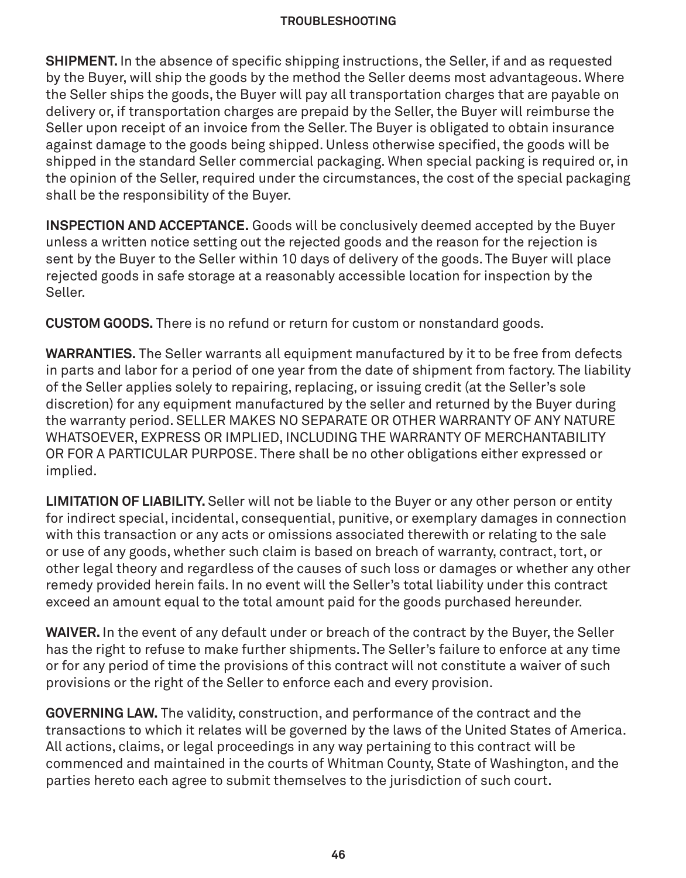**SHIPMENT.** In the absence of specific shipping instructions, the Seller, if and as requested by the Buyer, will ship the goods by the method the Seller deems most advantageous. Where the Seller ships the goods, the Buyer will pay all transportation charges that are payable on delivery or, if transportation charges are prepaid by the Seller, the Buyer will reimburse the Seller upon receipt of an invoice from the Seller. The Buyer is obligated to obtain insurance against damage to the goods being shipped. Unless otherwise specified, the goods will be shipped in the standard Seller commercial packaging. When special packing is required or, in the opinion of the Seller, required under the circumstances, the cost of the special packaging shall be the responsibility of the Buyer.

**INSPECTION AND ACCEPTANCE.** Goods will be conclusively deemed accepted by the Buyer unless a written notice setting out the rejected goods and the reason for the rejection is sent by the Buyer to the Seller within 10 days of delivery of the goods. The Buyer will place rejected goods in safe storage at a reasonably accessible location for inspection by the Seller.

**CUSTOM GOODS.** There is no refund or return for custom or nonstandard goods.

**WARRANTIES.** The Seller warrants all equipment manufactured by it to be free from defects in parts and labor for a period of one year from the date of shipment from factory. The liability of the Seller applies solely to repairing, replacing, or issuing credit (at the Seller's sole discretion) for any equipment manufactured by the seller and returned by the Buyer during the warranty period. SELLER MAKES NO SEPARATE OR OTHER WARRANTY OF ANY NATURE WHATSOEVER, EXPRESS OR IMPLIED, INCLUDING THE WARRANTY OF MERCHANTABILITY OR FOR A PARTICULAR PURPOSE. There shall be no other obligations either expressed or implied.

**LIMITATION OF LIABILITY.** Seller will not be liable to the Buyer or any other person or entity for indirect special, incidental, consequential, punitive, or exemplary damages in connection with this transaction or any acts or omissions associated therewith or relating to the sale or use of any goods, whether such claim is based on breach of warranty, contract, tort, or other legal theory and regardless of the causes of such loss or damages or whether any other remedy provided herein fails. In no event will the Seller's total liability under this contract exceed an amount equal to the total amount paid for the goods purchased hereunder.

**WAIVER.** In the event of any default under or breach of the contract by the Buyer, the Seller has the right to refuse to make further shipments. The Seller's failure to enforce at any time or for any period of time the provisions of this contract will not constitute a waiver of such provisions or the right of the Seller to enforce each and every provision.

**GOVERNING LAW.** The validity, construction, and performance of the contract and the transactions to which it relates will be governed by the laws of the United States of America. All actions, claims, or legal proceedings in any way pertaining to this contract will be commenced and maintained in the courts of Whitman County, State of Washington, and the parties hereto each agree to submit themselves to the jurisdiction of such court.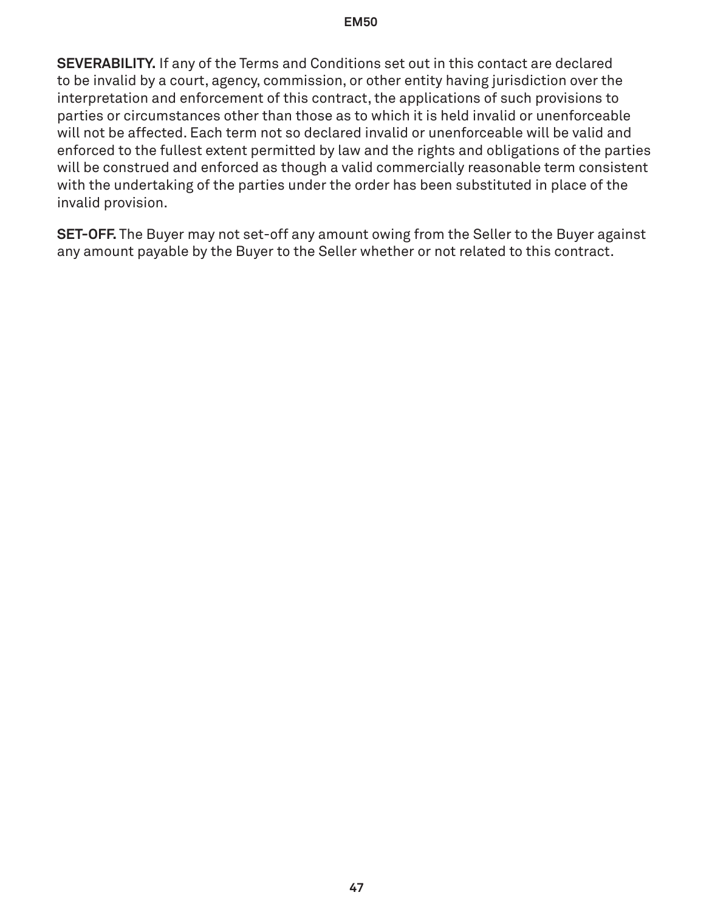**SEVERABILITY.** If any of the Terms and Conditions set out in this contact are declared to be invalid by a court, agency, commission, or other entity having jurisdiction over the interpretation and enforcement of this contract, the applications of such provisions to parties or circumstances other than those as to which it is held invalid or unenforceable will not be affected. Each term not so declared invalid or unenforceable will be valid and enforced to the fullest extent permitted by law and the rights and obligations of the parties will be construed and enforced as though a valid commercially reasonable term consistent with the undertaking of the parties under the order has been substituted in place of the invalid provision.

**SET-OFF.** The Buyer may not set-off any amount owing from the Seller to the Buyer against any amount payable by the Buyer to the Seller whether or not related to this contract.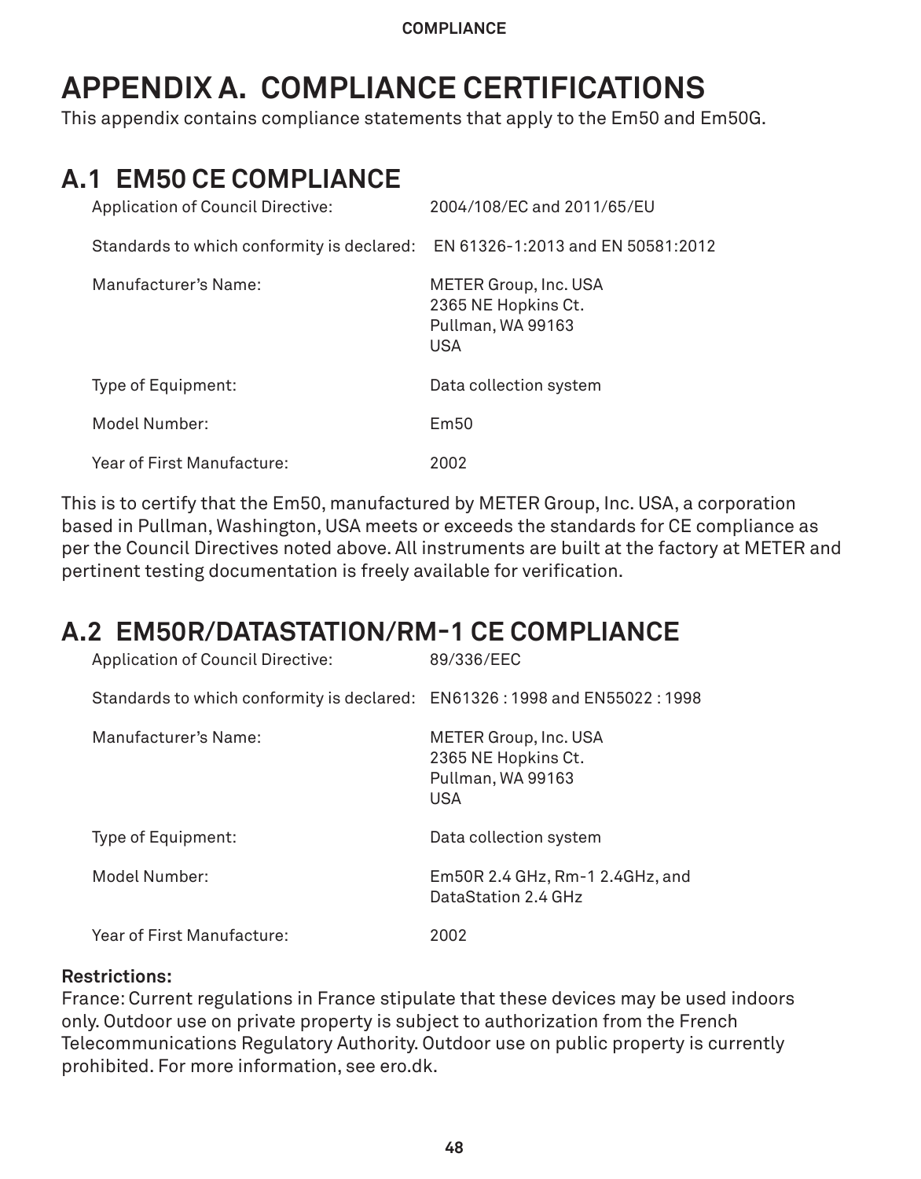# APPENDIX A. COMPLIANCE CERTIFICATIONS

This appendix contains compliance statements that apply to the Em50 and Em50G.

## A.1 EM50 CE COMPLIANCE

| | |
|---|---|
| Application of Council Directive: | 2004/108/EC and 2011/65/EU |
| Standards to which conformity is declared: | EN 61326-1:2013 and EN 50581:2012 |
| Manufacturer's Name: | METER Group, Inc. USA<br>2365 NE Hopkins Ct.<br>Pullman, WA 99163<br>USA |
| Type of Equipment: | Data collection system |
| Model Number: | Em50 |
| Year of First Manufacture: | 2002 |

This is to certify that the Em50, manufactured by METER Group, Inc. USA, a corporation based in Pullman, Washington, USA meets or exceeds the standards for CE compliance as per the Council Directives noted above. All instruments are built at the factory at METER and pertinent testing documentation is freely available for verification.

## A.2 EM50R/DATASTATION/RM-1 CE COMPLIANCE

| | |
|---|---|
| Application of Council Directive: | 89/336/EEC |
| Standards to which conformity is declared: | EN61326 : 1998 and EN55022 : 1998 |
| Manufacturer's Name: | METER Group, Inc. USA<br>2365 NE Hopkins Ct.<br>Pullman, WA 99163<br>USA |
| Type of Equipment: | Data collection system |
| Model Number: | Em50R 2.4 GHz, Rm-1 2.4GHz, and DataStation 2.4 GHz |
| Year of First Manufacture: | 2002 |

**Restrictions:**

France: Current regulations in France stipulate that these devices may be used indoors only. Outdoor use on private property is subject to authorization from the French Telecommunications Regulatory Authority. Outdoor use on public property is currently prohibited. For more information, see ero.dk.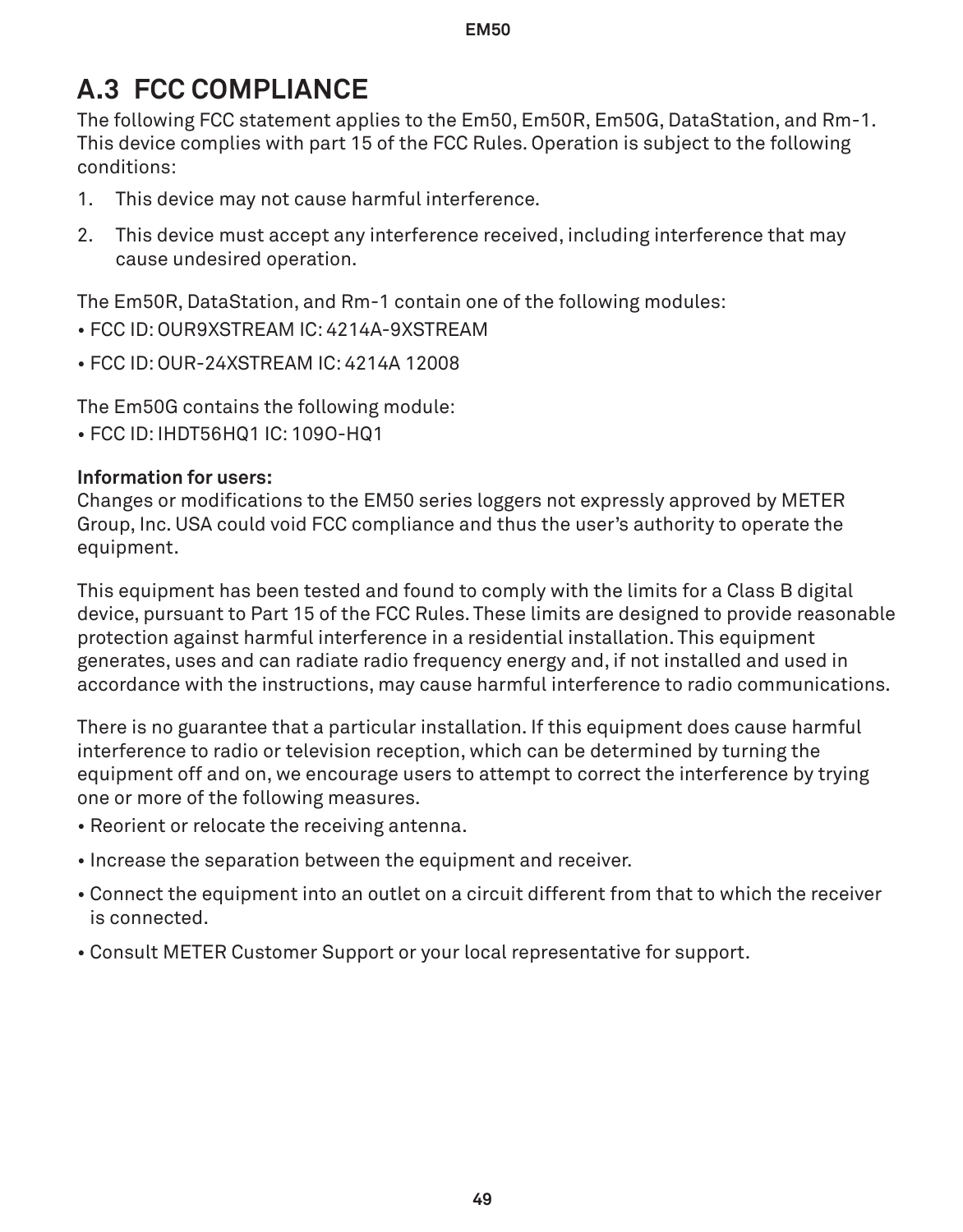## A.3 FCC COMPLIANCE

The following FCC statement applies to the Em50, Em50R, Em50G, DataStation, and Rm-1. This device complies with part 15 of the FCC Rules. Operation is subject to the following conditions:

1. This device may not cause harmful interference.
2. This device must accept any interference received, including interference that may cause undesired operation.

The Em50R, DataStation, and Rm-1 contain one of the following modules:

- FCC ID: OUR9XSTREAM IC: 4214A-9XSTREAM
- FCC ID: OUR-24XSTREAM IC: 4214A 12008

The Em50G contains the following module:

- FCC ID: IHDT56HQ1 IC: 109O-HQ1

**Information for users:**
Changes or modifications to the EM50 series loggers not expressly approved by METER Group, Inc. USA could void FCC compliance and thus the user's authority to operate the equipment.

This equipment has been tested and found to comply with the limits for a Class B digital device, pursuant to Part 15 of the FCC Rules. These limits are designed to provide reasonable protection against harmful interference in a residential installation. This equipment generates, uses and can radiate radio frequency energy and, if not installed and used in accordance with the instructions, may cause harmful interference to radio communications.

There is no guarantee that a particular installation. If this equipment does cause harmful interference to radio or television reception, which can be determined by turning the equipment off and on, we encourage users to attempt to correct the interference by trying one or more of the following measures.

- Reorient or relocate the receiving antenna.
- Increase the separation between the equipment and receiver.
- Connect the equipment into an outlet on a circuit different from that to which the receiver is connected.
- Consult METER Customer Support or your local representative for support.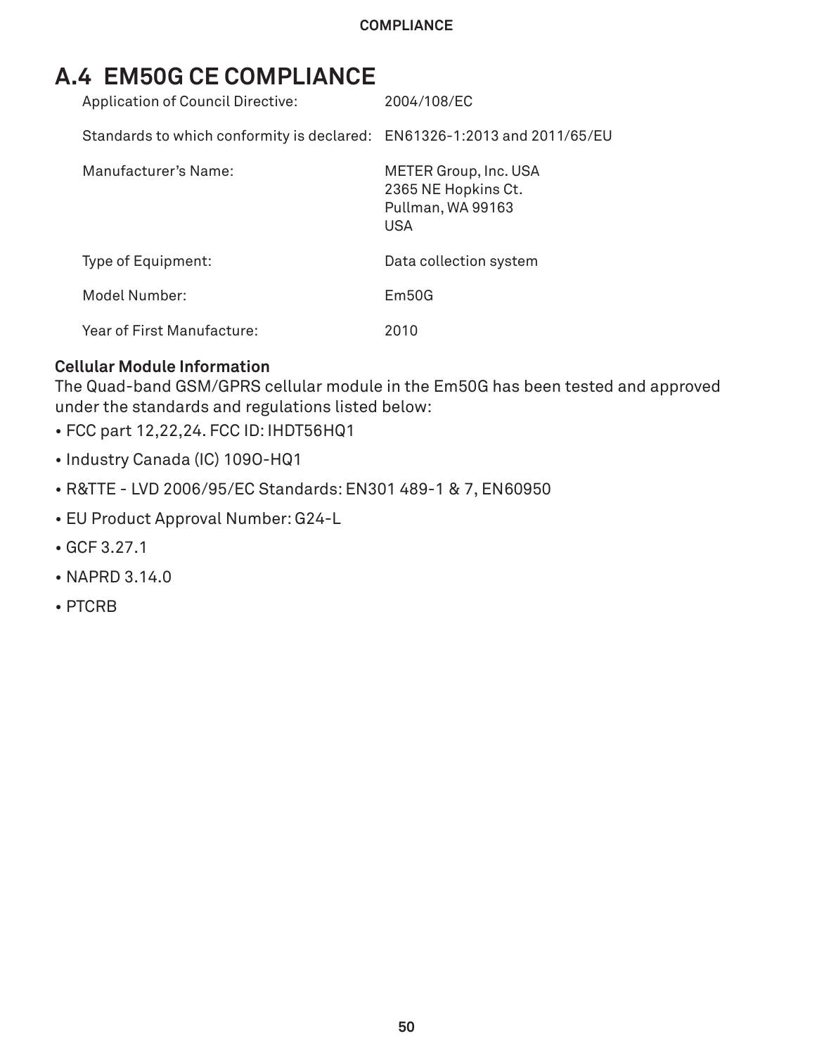## A.4 EM50G CE COMPLIANCE

| | |
|---|---|
| Application of Council Directive: | 2004/108/EC |
| Standards to which conformity is declared: | EN61326-1:2013 and 2011/65/EU |
| Manufacturer's Name: | METER Group, Inc. USA<br>2365 NE Hopkins Ct.<br>Pullman, WA 99163<br>USA |
| Type of Equipment: | Data collection system |
| Model Number: | Em50G |
| Year of First Manufacture: | 2010 |

**Cellular Module Information**

The Quad-band GSM/GPRS cellular module in the Em50G has been tested and approved under the standards and regulations listed below:

- FCC part 12,22,24. FCC ID: IHDT56HQ1
- Industry Canada (IC) 109O-HQ1
- R&TTE - LVD 2006/95/EC Standards: EN301 489-1 & 7, EN60950
- EU Product Approval Number: G24-L
- GCF 3.27.1
- NAPRD 3.14.0
- PTCRB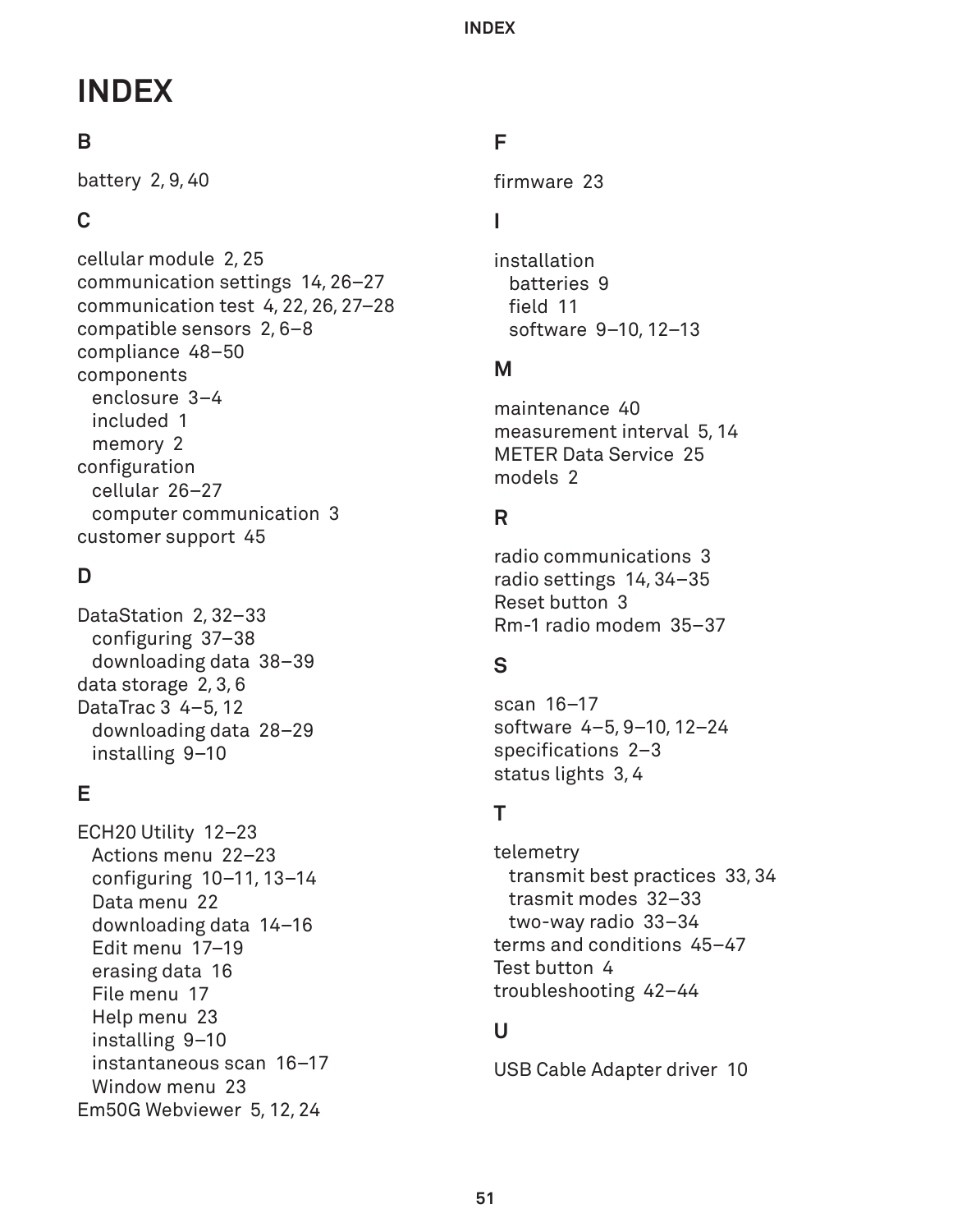# INDEX

## B

battery 2, 9, 40

## C

cellular module 2, 25
communication settings 14, 26–27
communication test 4, 22, 26, 27–28
compatible sensors 2, 6–8
compliance 48–50
components
- enclosure 3–4
- included 1
- memory 2

configuration
- cellular 26–27
- computer communication 3

customer support 45

## D

DataStation 2, 32–33
- configuring 37–38
- downloading data 38–39

data storage 2, 3, 6
DataTrac 3 4–5, 12
- downloading data 28–29
- installing 9–10

## E

ECH20 Utility 12–23
- Actions menu 22–23
- configuring 10–11, 13–14
- Data menu 22
- downloading data 14–16
- Edit menu 17–19
- erasing data 16
- File menu 17
- Help menu 23
- installing 9–10
- instantaneous scan 16–17
- Window menu 23

Em50G Webviewer 5, 12, 24

## F

firmware 23

## I

installation
- batteries 9
- field 11
- software 9–10, 12–13

## M

maintenance 40
measurement interval 5, 14
METER Data Service 25
models 2

## R

radio communications 3
radio settings 14, 34–35
Reset button 3
Rm-1 radio modem 35–37

## S

scan 16–17
software 4–5, 9–10, 12–24
specifications 2–3
status lights 3, 4

## T

telemetry
- transmit best practices 33, 34
- trasmit modes 32–33
- two-way radio 33–34

terms and conditions 45–47
Test button 4
troubleshooting 42–44

## U

USB Cable Adapter driver 10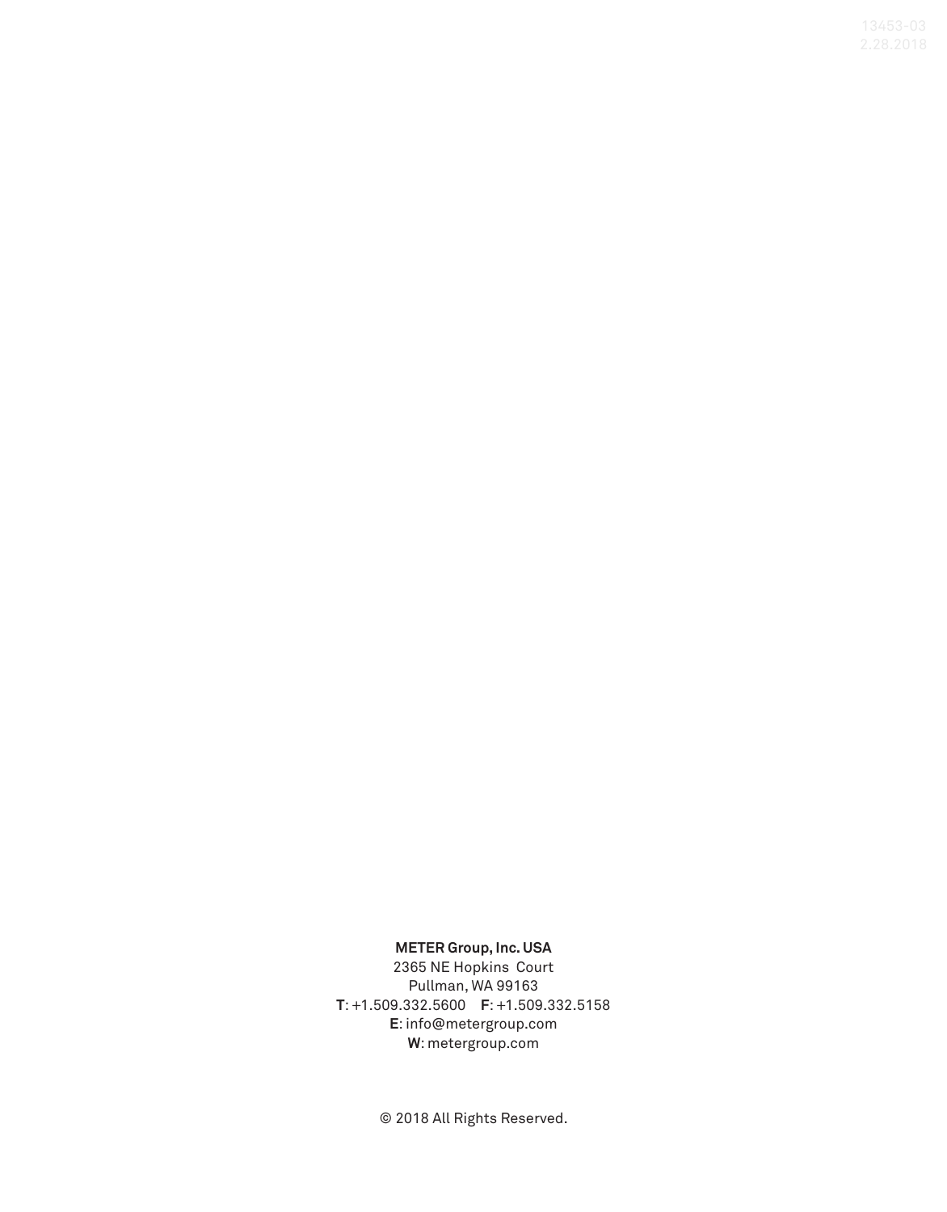13453-03
2.28.2018

**METER Group, Inc. USA**
2365 NE Hopkins Court
Pullman, WA 99163
**T**: +1.509.332.5600 **F**: +1.509.332.5158
**E**: info@metergroup.com
**W**: metergroup.com

© 2018 All Rights Reserved.